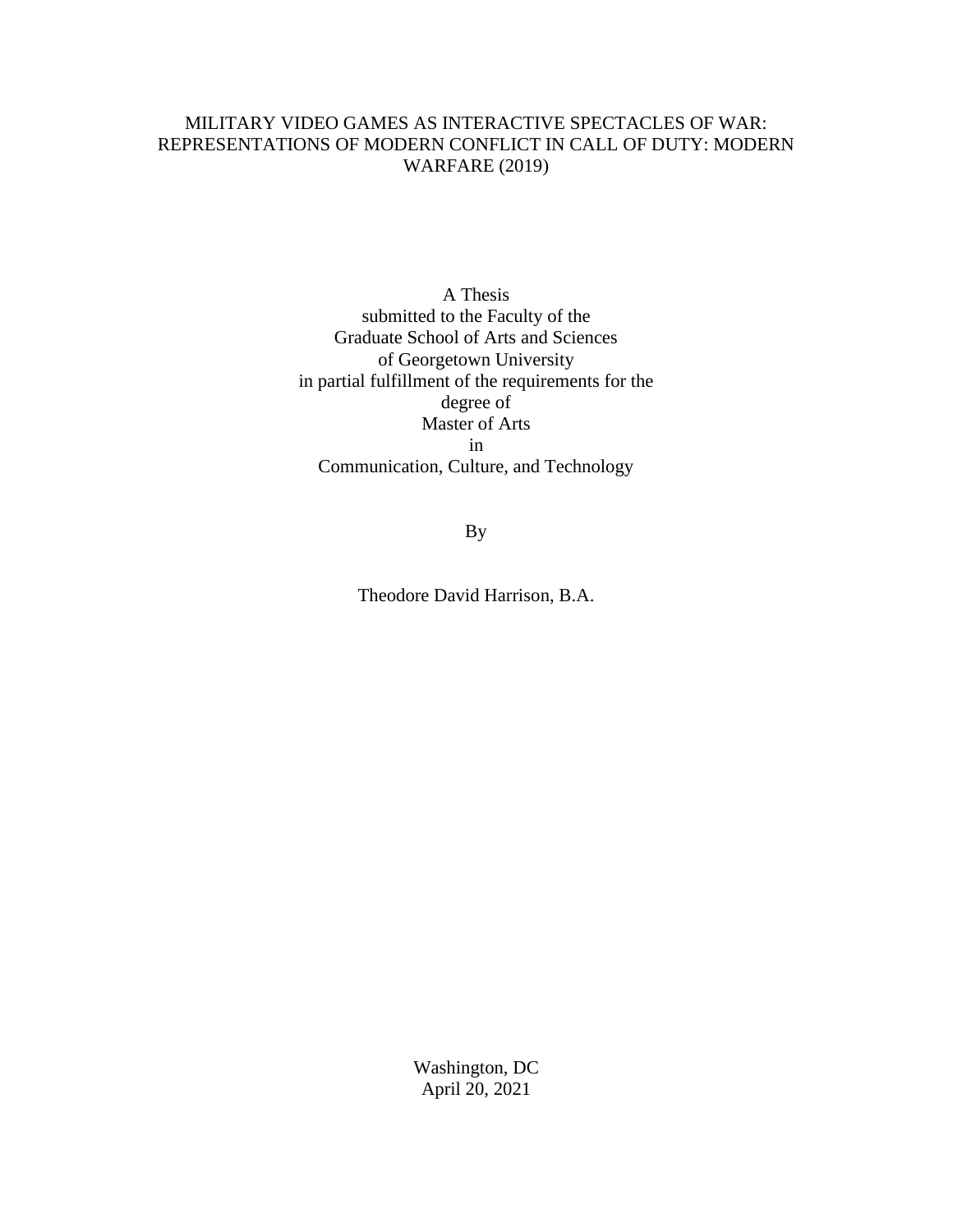# MILITARY VIDEO GAMES AS INTERACTIVE SPECTACLES OF WAR: REPRESENTATIONS OF MODERN CONFLICT IN CALL OF DUTY: MODERN WARFARE (2019)

A Thesis
submitted to the Faculty of the
Graduate School of Arts and Sciences
of Georgetown University
in partial fulfillment of the requirements for the
degree of
Master of Arts
in
Communication, Culture, and Technology

By

Theodore David Harrison, B.A.

Washington, DC
April 20, 2021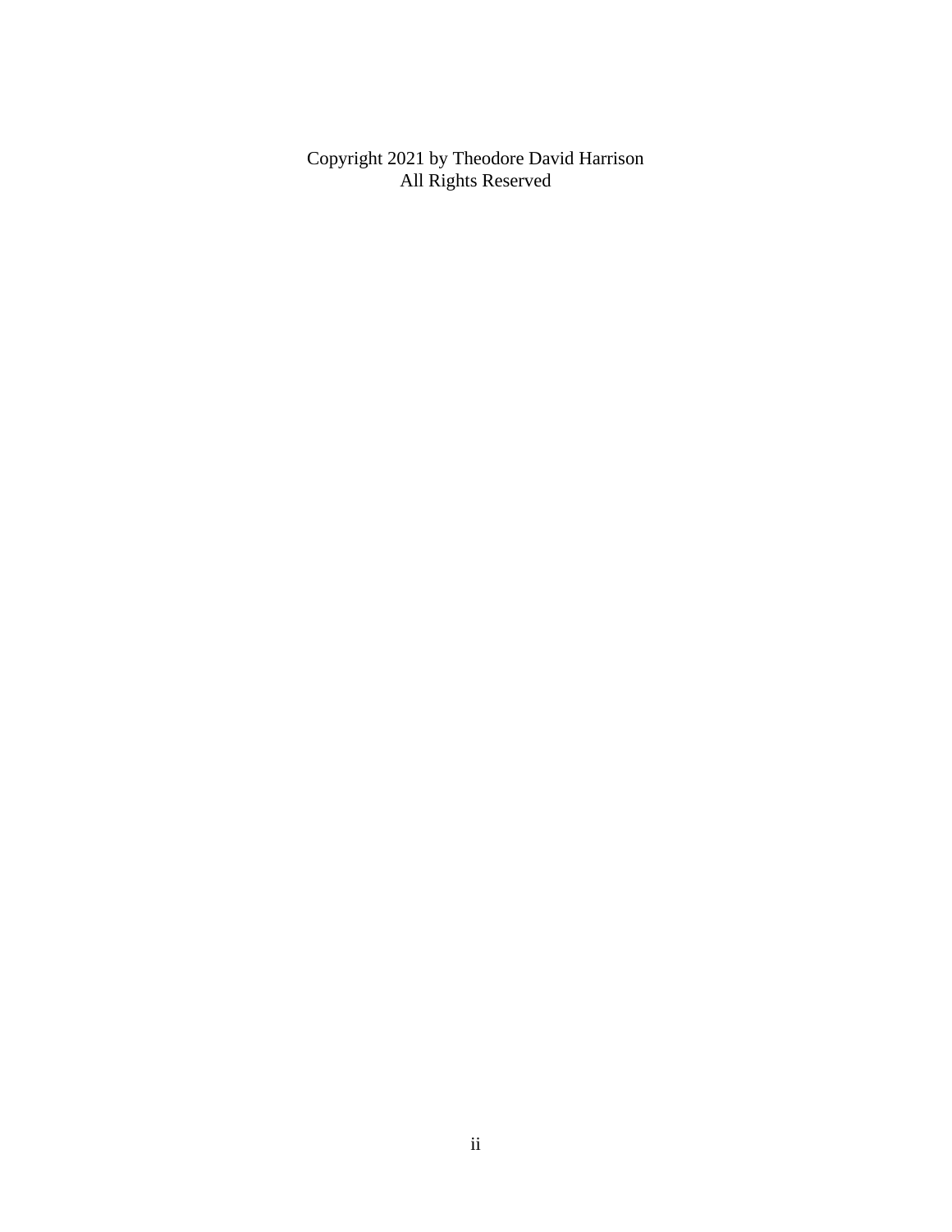Copyright 2021 by Theodore David Harrison
All Rights Reserved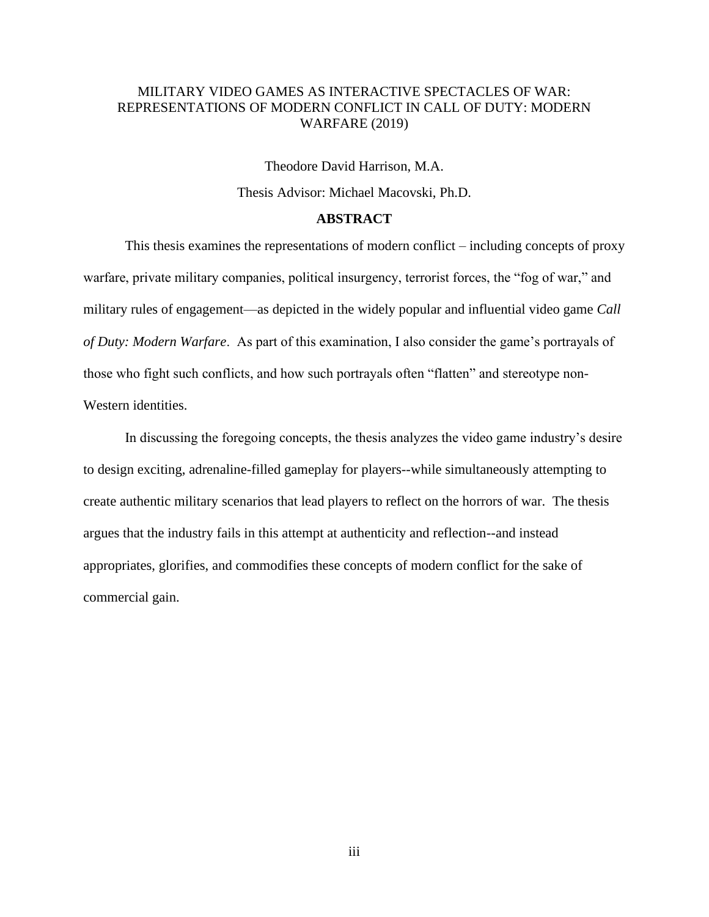MILITARY VIDEO GAMES AS INTERACTIVE SPECTACLES OF WAR: REPRESENTATIONS OF MODERN CONFLICT IN CALL OF DUTY: MODERN WARFARE (2019)

Theodore David Harrison, M.A.

Thesis Advisor: Michael Macovski, Ph.D.

## ABSTRACT

This thesis examines the representations of modern conflict – including concepts of proxy warfare, private military companies, political insurgency, terrorist forces, the "fog of war," and military rules of engagement—as depicted in the widely popular and influential video game *Call of Duty: Modern Warfare*. As part of this examination, I also consider the game's portrayals of those who fight such conflicts, and how such portrayals often "flatten" and stereotype non-Western identities.

In discussing the foregoing concepts, the thesis analyzes the video game industry's desire to design exciting, adrenaline-filled gameplay for players--while simultaneously attempting to create authentic military scenarios that lead players to reflect on the horrors of war. The thesis argues that the industry fails in this attempt at authenticity and reflection--and instead appropriates, glorifies, and commodifies these concepts of modern conflict for the sake of commercial gain.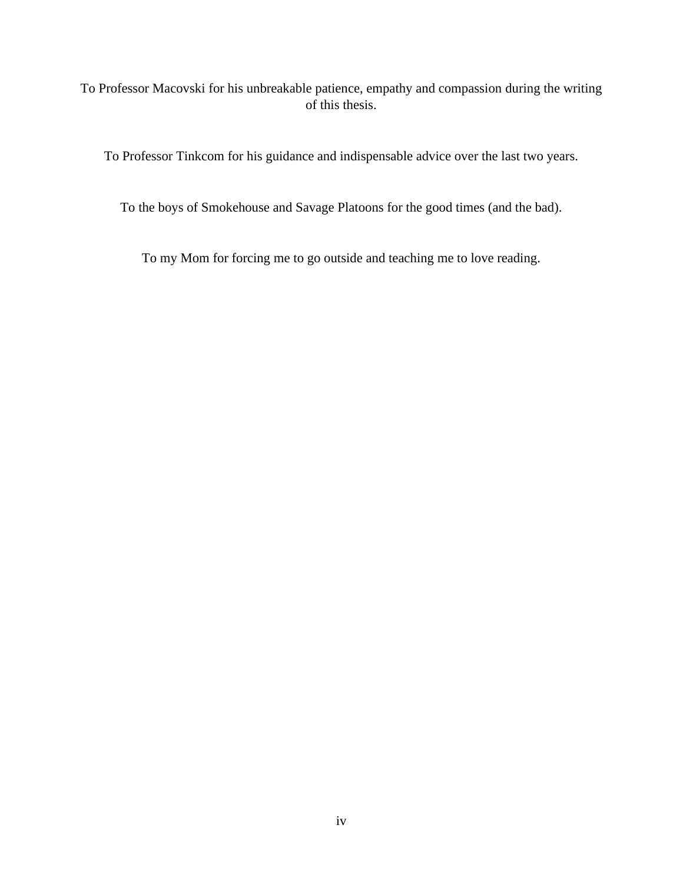To Professor Macovski for his unbreakable patience, empathy and compassion during the writing of this thesis.

To Professor Tinkcom for his guidance and indispensable advice over the last two years.

To the boys of Smokehouse and Savage Platoons for the good times (and the bad).

To my Mom for forcing me to go outside and teaching me to love reading.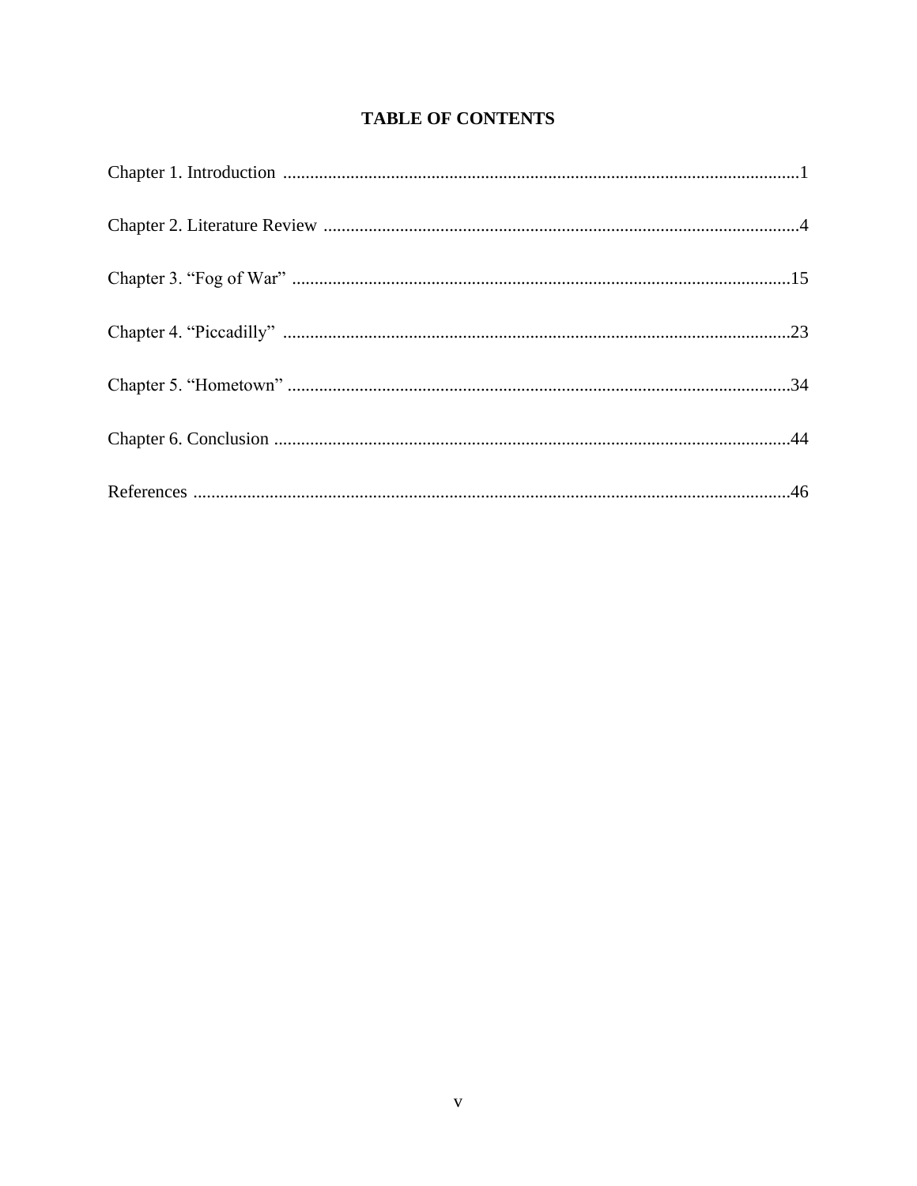# TABLE OF CONTENTS

Chapter 1. Introduction ....................................................................................................................1

Chapter 2. Literature Review ............................................................................................................4

Chapter 3. "Fog of War" ...............................................................................................................15

Chapter 4. "Piccadilly" .................................................................................................................23

Chapter 5. "Hometown" ................................................................................................................34

Chapter 6. Conclusion ...................................................................................................................44

References .....................................................................................................................................46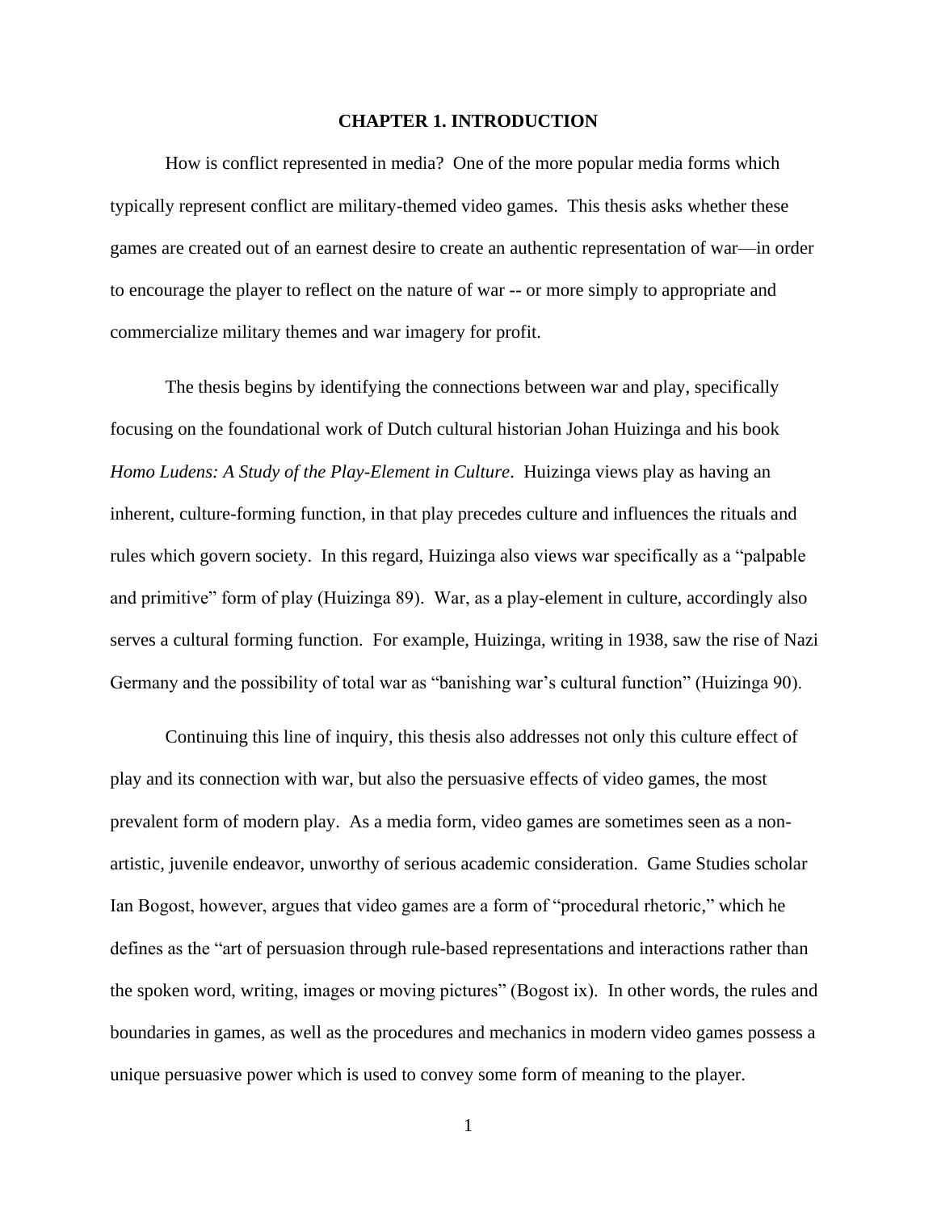# CHAPTER 1. INTRODUCTION

How is conflict represented in media? One of the more popular media forms which typically represent conflict are military-themed video games. This thesis asks whether these games are created out of an earnest desire to create an authentic representation of war—in order to encourage the player to reflect on the nature of war -- or more simply to appropriate and commercialize military themes and war imagery for profit.

The thesis begins by identifying the connections between war and play, specifically focusing on the foundational work of Dutch cultural historian Johan Huizinga and his book *Homo Ludens: A Study of the Play-Element in Culture*. Huizinga views play as having an inherent, culture-forming function, in that play precedes culture and influences the rituals and rules which govern society. In this regard, Huizinga also views war specifically as a "palpable and primitive" form of play (Huizinga 89). War, as a play-element in culture, accordingly also serves a cultural forming function. For example, Huizinga, writing in 1938, saw the rise of Nazi Germany and the possibility of total war as "banishing war's cultural function" (Huizinga 90).

Continuing this line of inquiry, this thesis also addresses not only this culture effect of play and its connection with war, but also the persuasive effects of video games, the most prevalent form of modern play. As a media form, video games are sometimes seen as a non-artistic, juvenile endeavor, unworthy of serious academic consideration. Game Studies scholar Ian Bogost, however, argues that video games are a form of "procedural rhetoric," which he defines as the "art of persuasion through rule-based representations and interactions rather than the spoken word, writing, images or moving pictures" (Bogost ix). In other words, the rules and boundaries in games, as well as the procedures and mechanics in modern video games possess a unique persuasive power which is used to convey some form of meaning to the player.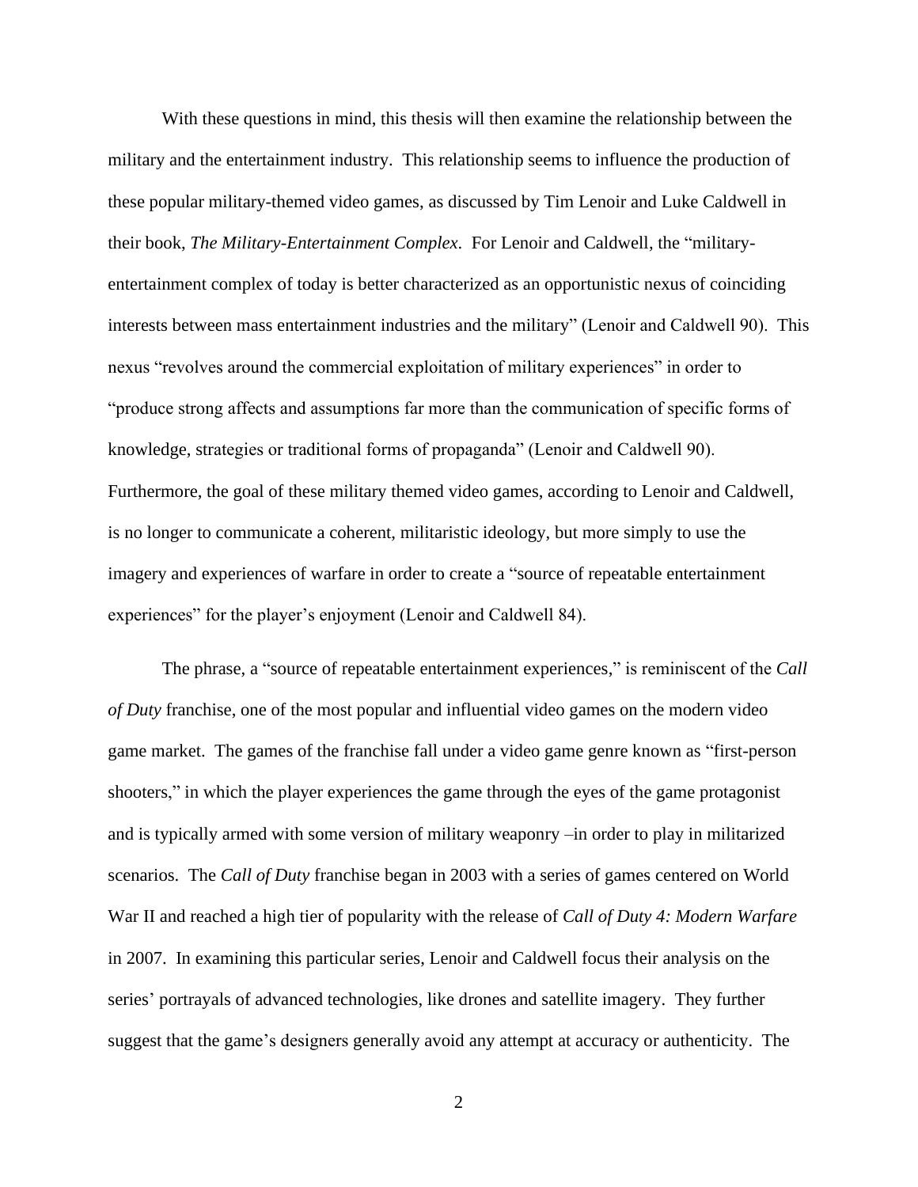With these questions in mind, this thesis will then examine the relationship between the military and the entertainment industry. This relationship seems to influence the production of these popular military-themed video games, as discussed by Tim Lenoir and Luke Caldwell in their book, *The Military-Entertainment Complex*. For Lenoir and Caldwell, the "military-entertainment complex of today is better characterized as an opportunistic nexus of coinciding interests between mass entertainment industries and the military" (Lenoir and Caldwell 90). This nexus "revolves around the commercial exploitation of military experiences" in order to "produce strong affects and assumptions far more than the communication of specific forms of knowledge, strategies or traditional forms of propaganda" (Lenoir and Caldwell 90). Furthermore, the goal of these military themed video games, according to Lenoir and Caldwell, is no longer to communicate a coherent, militaristic ideology, but more simply to use the imagery and experiences of warfare in order to create a "source of repeatable entertainment experiences" for the player's enjoyment (Lenoir and Caldwell 84).

The phrase, a "source of repeatable entertainment experiences," is reminiscent of the *Call of Duty* franchise, one of the most popular and influential video games on the modern video game market. The games of the franchise fall under a video game genre known as "first-person shooters," in which the player experiences the game through the eyes of the game protagonist and is typically armed with some version of military weaponry –in order to play in militarized scenarios. The *Call of Duty* franchise began in 2003 with a series of games centered on World War II and reached a high tier of popularity with the release of *Call of Duty 4: Modern Warfare* in 2007. In examining this particular series, Lenoir and Caldwell focus their analysis on the series' portrayals of advanced technologies, like drones and satellite imagery. They further suggest that the game's designers generally avoid any attempt at accuracy or authenticity. The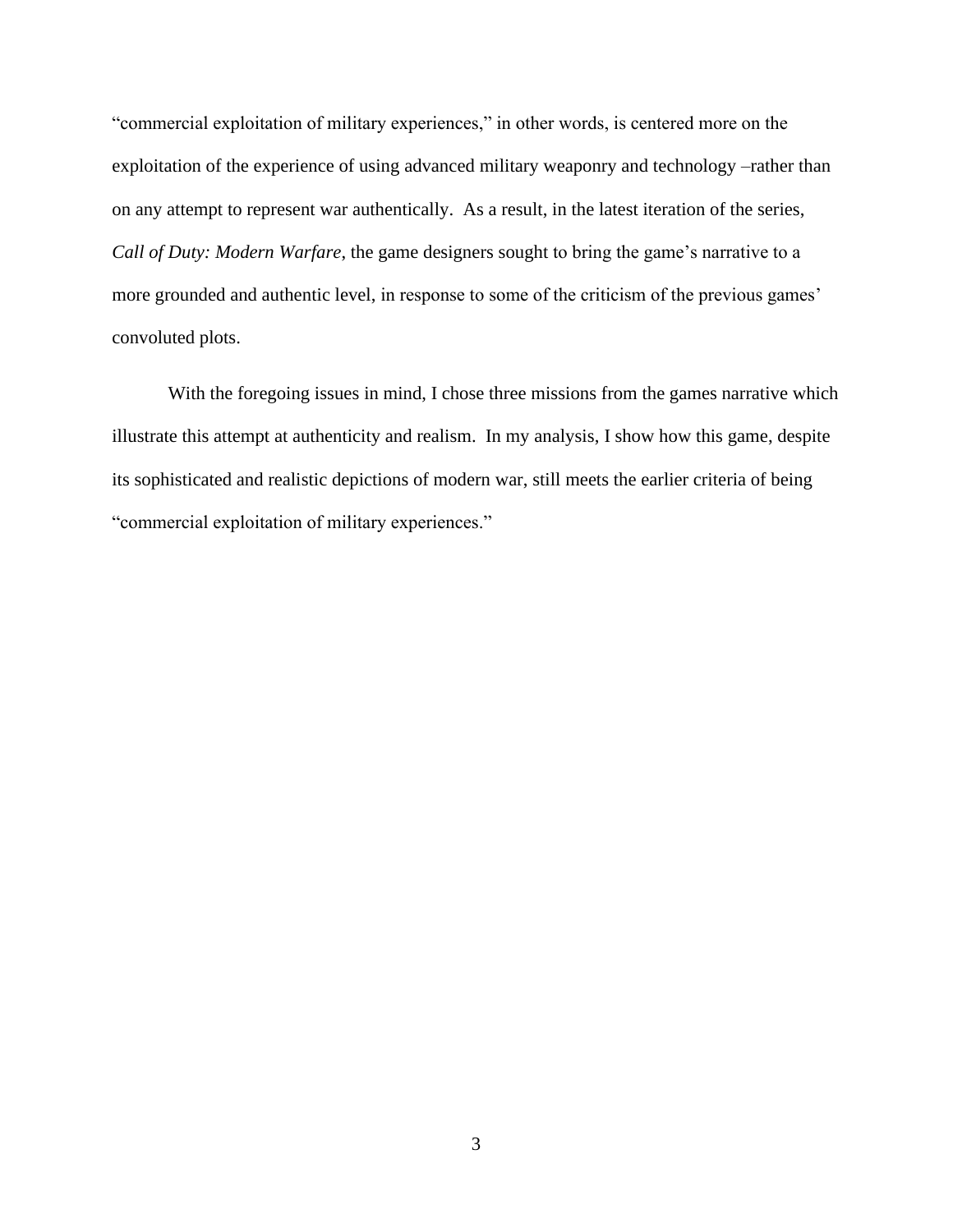"commercial exploitation of military experiences," in other words, is centered more on the exploitation of the experience of using advanced military weaponry and technology –rather than on any attempt to represent war authentically.  As a result, in the latest iteration of the series, *Call of Duty: Modern Warfare*, the game designers sought to bring the game's narrative to a more grounded and authentic level, in response to some of the criticism of the previous games' convoluted plots.

With the foregoing issues in mind, I chose three missions from the games narrative which illustrate this attempt at authenticity and realism.  In my analysis, I show how this game, despite its sophisticated and realistic depictions of modern war, still meets the earlier criteria of being "commercial exploitation of military experiences."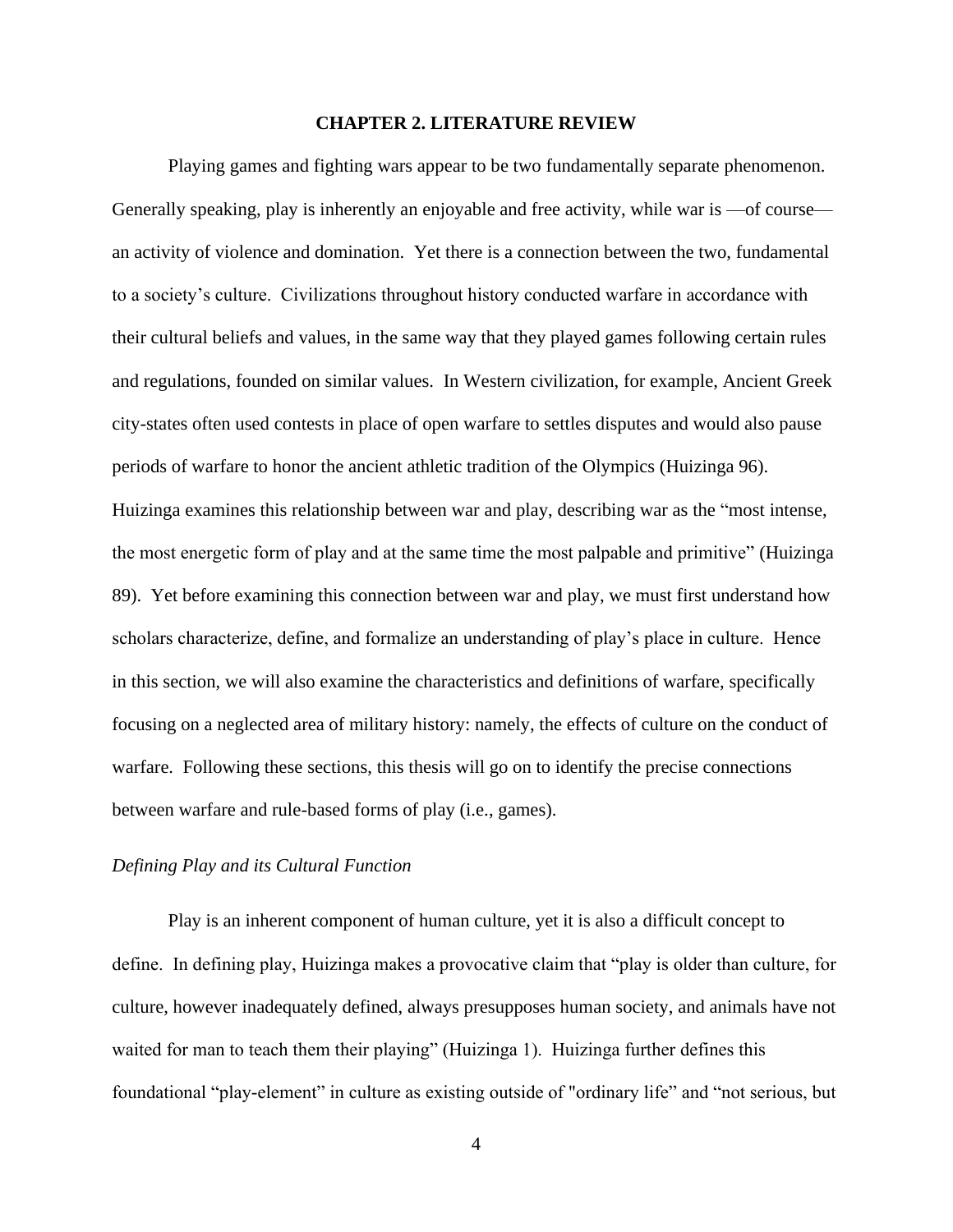# CHAPTER 2. LITERATURE REVIEW

Playing games and fighting wars appear to be two fundamentally separate phenomenon. Generally speaking, play is inherently an enjoyable and free activity, while war is —of course— an activity of violence and domination. Yet there is a connection between the two, fundamental to a society's culture. Civilizations throughout history conducted warfare in accordance with their cultural beliefs and values, in the same way that they played games following certain rules and regulations, founded on similar values. In Western civilization, for example, Ancient Greek city-states often used contests in place of open warfare to settles disputes and would also pause periods of warfare to honor the ancient athletic tradition of the Olympics (Huizinga 96). Huizinga examines this relationship between war and play, describing war as the "most intense, the most energetic form of play and at the same time the most palpable and primitive" (Huizinga 89). Yet before examining this connection between war and play, we must first understand how scholars characterize, define, and formalize an understanding of play's place in culture. Hence in this section, we will also examine the characteristics and definitions of warfare, specifically focusing on a neglected area of military history: namely, the effects of culture on the conduct of warfare. Following these sections, this thesis will go on to identify the precise connections between warfare and rule-based forms of play (i.e., games).

*Defining Play and its Cultural Function*

Play is an inherent component of human culture, yet it is also a difficult concept to define. In defining play, Huizinga makes a provocative claim that "play is older than culture, for culture, however inadequately defined, always presupposes human society, and animals have not waited for man to teach them their playing" (Huizinga 1). Huizinga further defines this foundational "play-element" in culture as existing outside of "ordinary life" and "not serious, but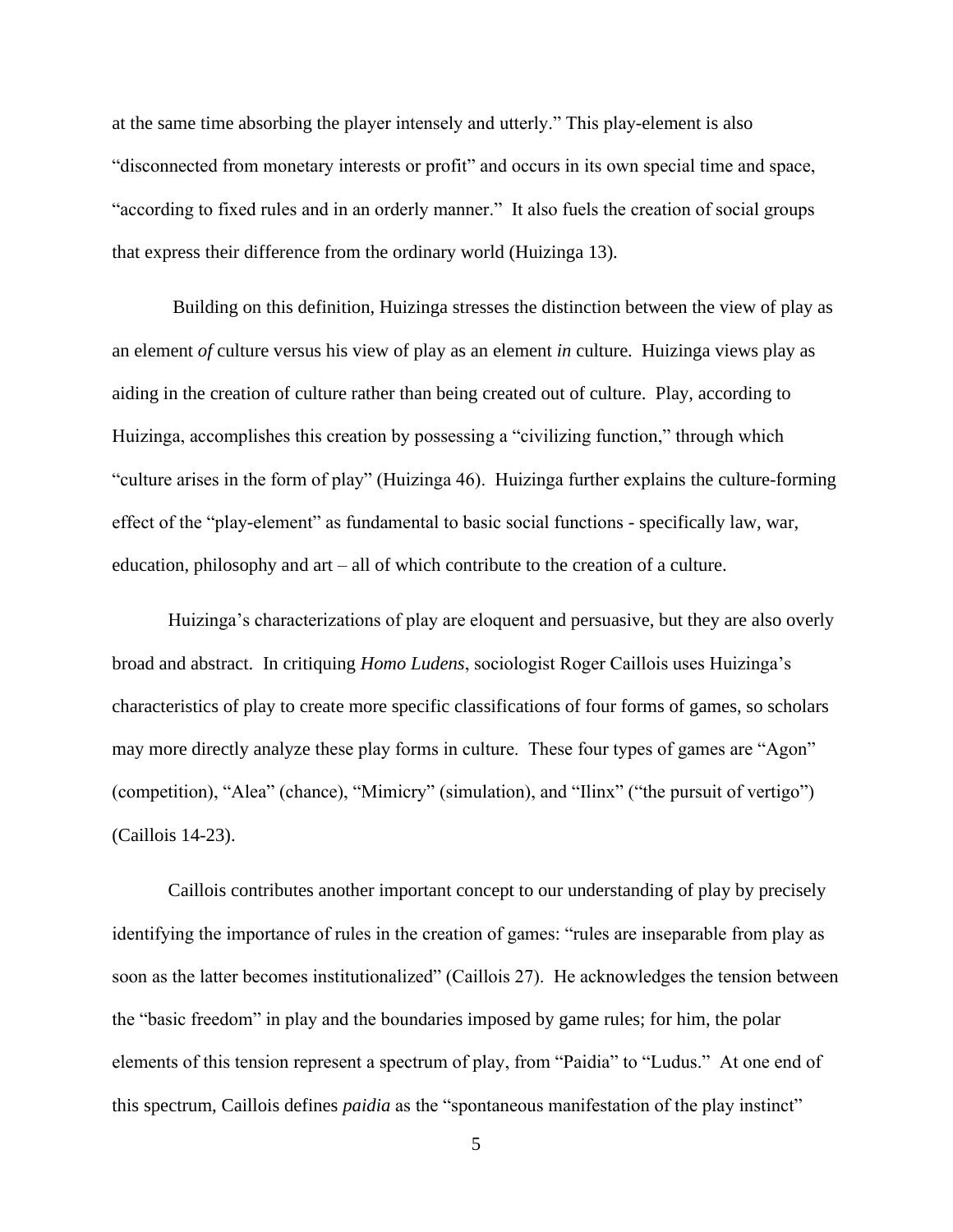at the same time absorbing the player intensely and utterly." This play-element is also "disconnected from monetary interests or profit" and occurs in its own special time and space, "according to fixed rules and in an orderly manner." It also fuels the creation of social groups that express their difference from the ordinary world (Huizinga 13).

Building on this definition, Huizinga stresses the distinction between the view of play as an element *of* culture versus his view of play as an element *in* culture. Huizinga views play as aiding in the creation of culture rather than being created out of culture. Play, according to Huizinga, accomplishes this creation by possessing a "civilizing function," through which "culture arises in the form of play" (Huizinga 46). Huizinga further explains the culture-forming effect of the "play-element" as fundamental to basic social functions - specifically law, war, education, philosophy and art – all of which contribute to the creation of a culture.

Huizinga's characterizations of play are eloquent and persuasive, but they are also overly broad and abstract. In critiquing *Homo Ludens*, sociologist Roger Caillois uses Huizinga's characteristics of play to create more specific classifications of four forms of games, so scholars may more directly analyze these play forms in culture. These four types of games are "Agon" (competition), "Alea" (chance), "Mimicry" (simulation), and "Ilinx" ("the pursuit of vertigo") (Caillois 14-23).

Caillois contributes another important concept to our understanding of play by precisely identifying the importance of rules in the creation of games: "rules are inseparable from play as soon as the latter becomes institutionalized" (Caillois 27). He acknowledges the tension between the "basic freedom" in play and the boundaries imposed by game rules; for him, the polar elements of this tension represent a spectrum of play, from "Paidia" to "Ludus." At one end of this spectrum, Caillois defines *paidia* as the "spontaneous manifestation of the play instinct"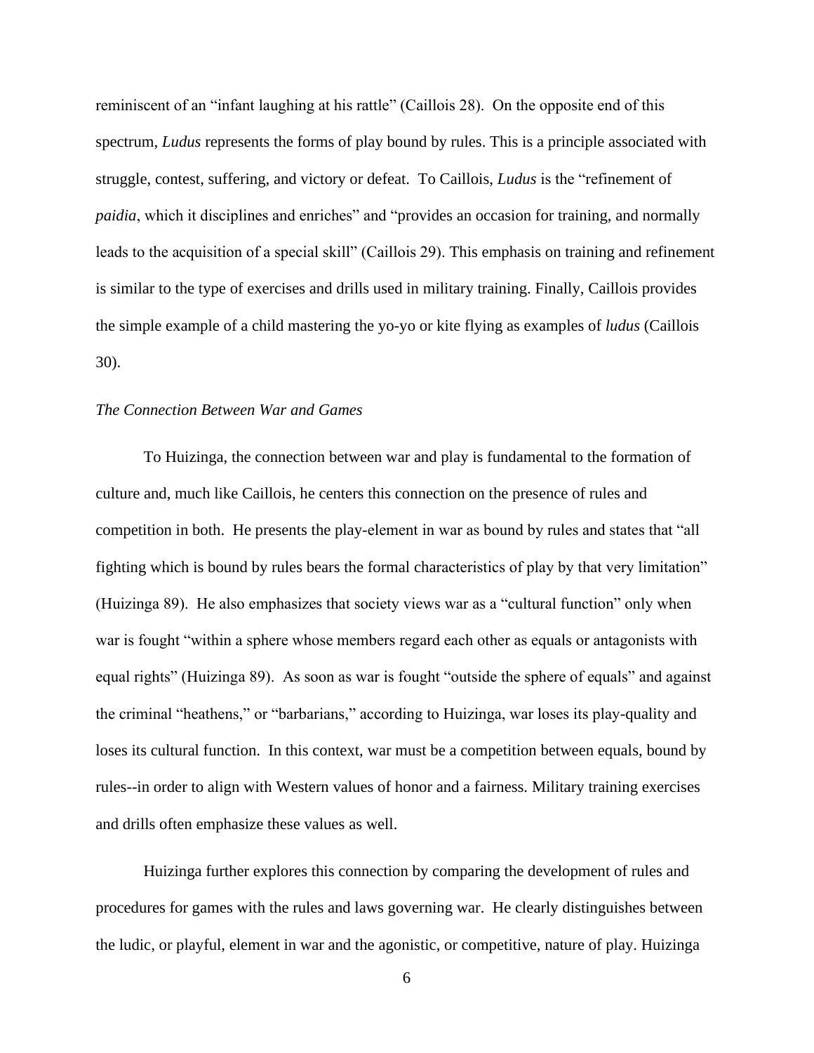reminiscent of an "infant laughing at his rattle" (Caillois 28). On the opposite end of this spectrum, *Ludus* represents the forms of play bound by rules. This is a principle associated with struggle, contest, suffering, and victory or defeat. To Caillois, *Ludus* is the "refinement of *paidia*, which it disciplines and enriches" and "provides an occasion for training, and normally leads to the acquisition of a special skill" (Caillois 29). This emphasis on training and refinement is similar to the type of exercises and drills used in military training. Finally, Caillois provides the simple example of a child mastering the yo-yo or kite flying as examples of *ludus* (Caillois 30).

### *The Connection Between War and Games*

To Huizinga, the connection between war and play is fundamental to the formation of culture and, much like Caillois, he centers this connection on the presence of rules and competition in both. He presents the play-element in war as bound by rules and states that "all fighting which is bound by rules bears the formal characteristics of play by that very limitation" (Huizinga 89). He also emphasizes that society views war as a "cultural function" only when war is fought "within a sphere whose members regard each other as equals or antagonists with equal rights" (Huizinga 89). As soon as war is fought "outside the sphere of equals" and against the criminal "heathens," or "barbarians," according to Huizinga, war loses its play-quality and loses its cultural function. In this context, war must be a competition between equals, bound by rules--in order to align with Western values of honor and a fairness. Military training exercises and drills often emphasize these values as well.

Huizinga further explores this connection by comparing the development of rules and procedures for games with the rules and laws governing war. He clearly distinguishes between the ludic, or playful, element in war and the agonistic, or competitive, nature of play. Huizinga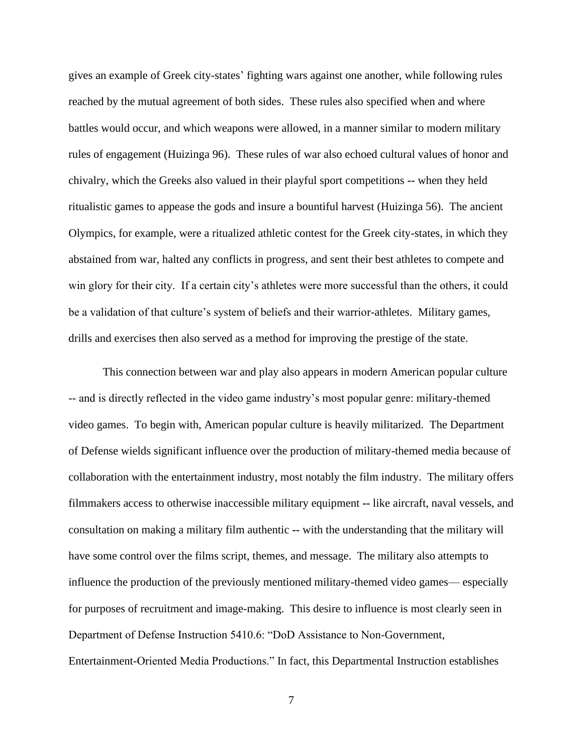gives an example of Greek city-states' fighting wars against one another, while following rules reached by the mutual agreement of both sides. These rules also specified when and where battles would occur, and which weapons were allowed, in a manner similar to modern military rules of engagement (Huizinga 96). These rules of war also echoed cultural values of honor and chivalry, which the Greeks also valued in their playful sport competitions -- when they held ritualistic games to appease the gods and insure a bountiful harvest (Huizinga 56). The ancient Olympics, for example, were a ritualized athletic contest for the Greek city-states, in which they abstained from war, halted any conflicts in progress, and sent their best athletes to compete and win glory for their city. If a certain city's athletes were more successful than the others, it could be a validation of that culture's system of beliefs and their warrior-athletes. Military games, drills and exercises then also served as a method for improving the prestige of the state.

This connection between war and play also appears in modern American popular culture -- and is directly reflected in the video game industry's most popular genre: military-themed video games. To begin with, American popular culture is heavily militarized. The Department of Defense wields significant influence over the production of military-themed media because of collaboration with the entertainment industry, most notably the film industry. The military offers filmmakers access to otherwise inaccessible military equipment -- like aircraft, naval vessels, and consultation on making a military film authentic -- with the understanding that the military will have some control over the films script, themes, and message. The military also attempts to influence the production of the previously mentioned military-themed video games— especially for purposes of recruitment and image-making. This desire to influence is most clearly seen in Department of Defense Instruction 5410.6: "DoD Assistance to Non-Government, Entertainment-Oriented Media Productions." In fact, this Departmental Instruction establishes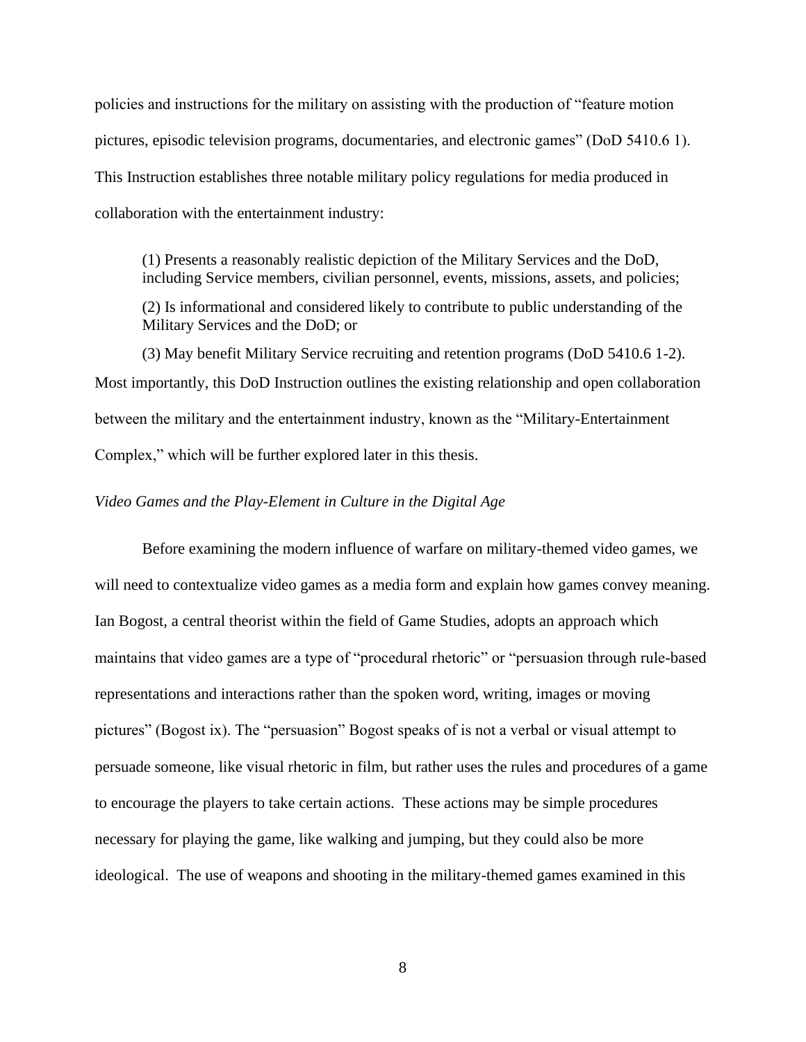policies and instructions for the military on assisting with the production of "feature motion pictures, episodic television programs, documentaries, and electronic games" (DoD 5410.6 1). This Instruction establishes three notable military policy regulations for media produced in collaboration with the entertainment industry:

> (1) Presents a reasonably realistic depiction of the Military Services and the DoD, including Service members, civilian personnel, events, missions, assets, and policies;
>
> (2) Is informational and considered likely to contribute to public understanding of the Military Services and the DoD; or
>
> (3) May benefit Military Service recruiting and retention programs (DoD 5410.6 1-2).

Most importantly, this DoD Instruction outlines the existing relationship and open collaboration between the military and the entertainment industry, known as the "Military-Entertainment Complex," which will be further explored later in this thesis.

*Video Games and the Play-Element in Culture in the Digital Age*

Before examining the modern influence of warfare on military-themed video games, we will need to contextualize video games as a media form and explain how games convey meaning. Ian Bogost, a central theorist within the field of Game Studies, adopts an approach which maintains that video games are a type of "procedural rhetoric" or "persuasion through rule-based representations and interactions rather than the spoken word, writing, images or moving pictures" (Bogost ix). The "persuasion" Bogost speaks of is not a verbal or visual attempt to persuade someone, like visual rhetoric in film, but rather uses the rules and procedures of a game to encourage the players to take certain actions. These actions may be simple procedures necessary for playing the game, like walking and jumping, but they could also be more ideological. The use of weapons and shooting in the military-themed games examined in this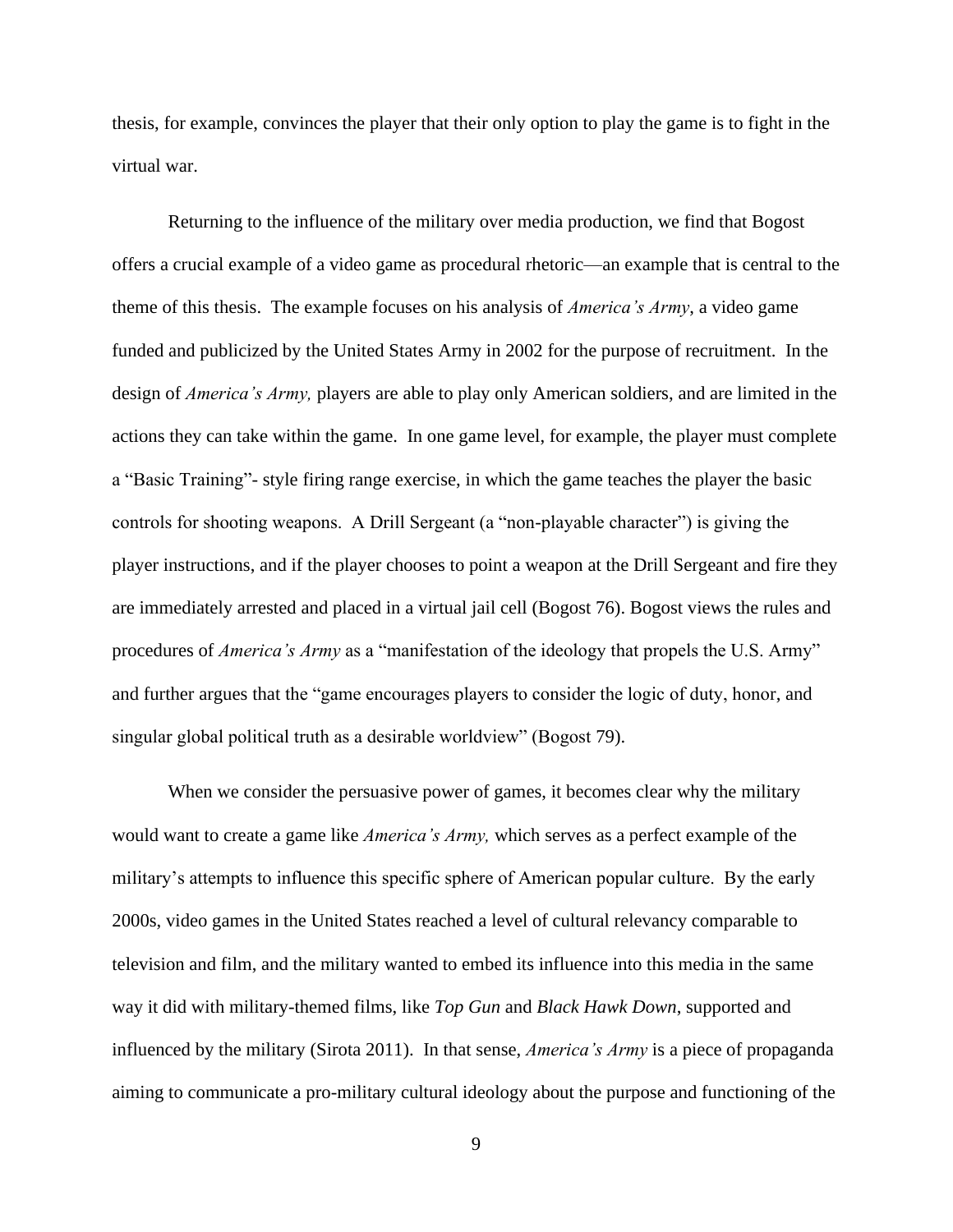thesis, for example, convinces the player that their only option to play the game is to fight in the virtual war.

Returning to the influence of the military over media production, we find that Bogost offers a crucial example of a video game as procedural rhetoric—an example that is central to the theme of this thesis. The example focuses on his analysis of *America's Army*, a video game funded and publicized by the United States Army in 2002 for the purpose of recruitment. In the design of *America's Army,* players are able to play only American soldiers, and are limited in the actions they can take within the game. In one game level, for example, the player must complete a "Basic Training"- style firing range exercise, in which the game teaches the player the basic controls for shooting weapons. A Drill Sergeant (a "non-playable character") is giving the player instructions, and if the player chooses to point a weapon at the Drill Sergeant and fire they are immediately arrested and placed in a virtual jail cell (Bogost 76). Bogost views the rules and procedures of *America's Army* as a "manifestation of the ideology that propels the U.S. Army" and further argues that the "game encourages players to consider the logic of duty, honor, and singular global political truth as a desirable worldview" (Bogost 79).

When we consider the persuasive power of games, it becomes clear why the military would want to create a game like *America's Army,* which serves as a perfect example of the military's attempts to influence this specific sphere of American popular culture. By the early 2000s, video games in the United States reached a level of cultural relevancy comparable to television and film, and the military wanted to embed its influence into this media in the same way it did with military-themed films, like *Top Gun* and *Black Hawk Down*, supported and influenced by the military (Sirota 2011). In that sense, *America's Army* is a piece of propaganda aiming to communicate a pro-military cultural ideology about the purpose and functioning of the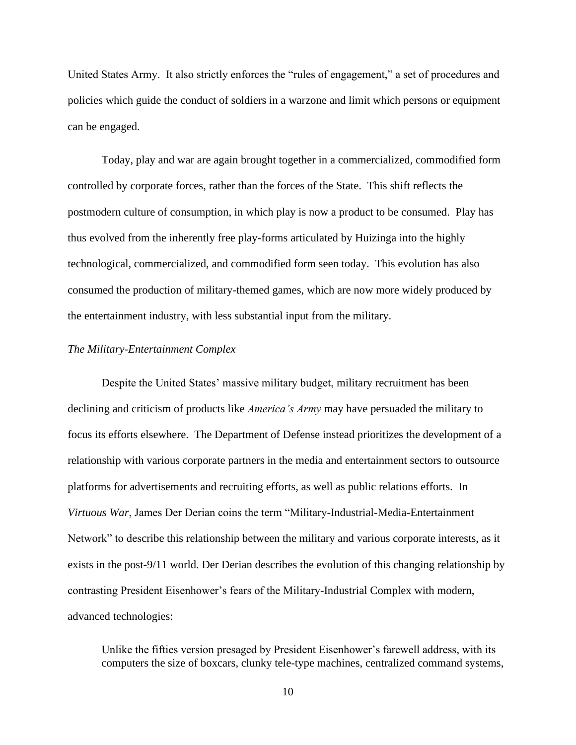United States Army. It also strictly enforces the "rules of engagement," a set of procedures and policies which guide the conduct of soldiers in a warzone and limit which persons or equipment can be engaged.

Today, play and war are again brought together in a commercialized, commodified form controlled by corporate forces, rather than the forces of the State. This shift reflects the postmodern culture of consumption, in which play is now a product to be consumed. Play has thus evolved from the inherently free play-forms articulated by Huizinga into the highly technological, commercialized, and commodified form seen today. This evolution has also consumed the production of military-themed games, which are now more widely produced by the entertainment industry, with less substantial input from the military.

*The Military-Entertainment Complex*

Despite the United States' massive military budget, military recruitment has been declining and criticism of products like *America's Army* may have persuaded the military to focus its efforts elsewhere. The Department of Defense instead prioritizes the development of a relationship with various corporate partners in the media and entertainment sectors to outsource platforms for advertisements and recruiting efforts, as well as public relations efforts. In *Virtuous War*, James Der Derian coins the term "Military-Industrial-Media-Entertainment Network" to describe this relationship between the military and various corporate interests, as it exists in the post-9/11 world. Der Derian describes the evolution of this changing relationship by contrasting President Eisenhower's fears of the Military-Industrial Complex with modern, advanced technologies:

> Unlike the fifties version presaged by President Eisenhower's farewell address, with its computers the size of boxcars, clunky tele-type machines, centralized command systems,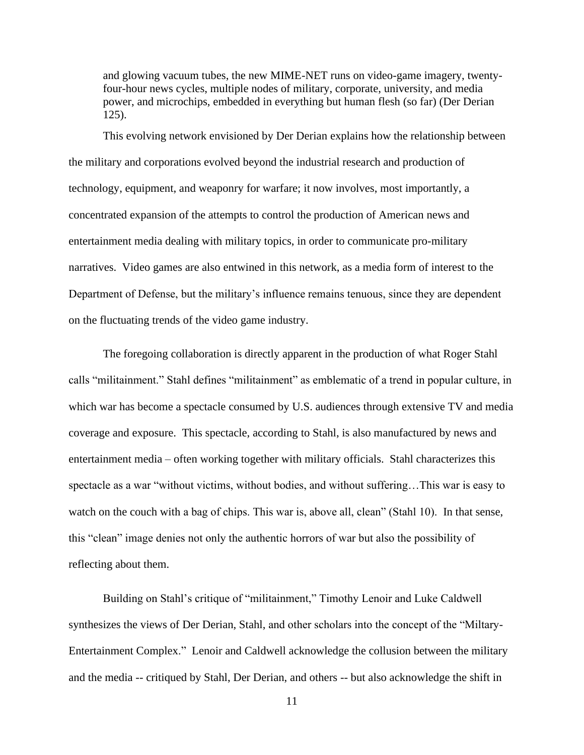> and glowing vacuum tubes, the new MIME-NET runs on video-game imagery, twenty-four-hour news cycles, multiple nodes of military, corporate, university, and media power, and microchips, embedded in everything but human flesh (so far) (Der Derian 125).

This evolving network envisioned by Der Derian explains how the relationship between the military and corporations evolved beyond the industrial research and production of technology, equipment, and weaponry for warfare; it now involves, most importantly, a concentrated expansion of the attempts to control the production of American news and entertainment media dealing with military topics, in order to communicate pro-military narratives. Video games are also entwined in this network, as a media form of interest to the Department of Defense, but the military's influence remains tenuous, since they are dependent on the fluctuating trends of the video game industry.

The foregoing collaboration is directly apparent in the production of what Roger Stahl calls "militainment." Stahl defines "militainment" as emblematic of a trend in popular culture, in which war has become a spectacle consumed by U.S. audiences through extensive TV and media coverage and exposure. This spectacle, according to Stahl, is also manufactured by news and entertainment media – often working together with military officials. Stahl characterizes this spectacle as a war "without victims, without bodies, and without suffering…This war is easy to watch on the couch with a bag of chips. This war is, above all, clean" (Stahl 10). In that sense, this "clean" image denies not only the authentic horrors of war but also the possibility of reflecting about them.

Building on Stahl's critique of "militainment," Timothy Lenoir and Luke Caldwell synthesizes the views of Der Derian, Stahl, and other scholars into the concept of the "Miltary-Entertainment Complex." Lenoir and Caldwell acknowledge the collusion between the military and the media -- critiqued by Stahl, Der Derian, and others -- but also acknowledge the shift in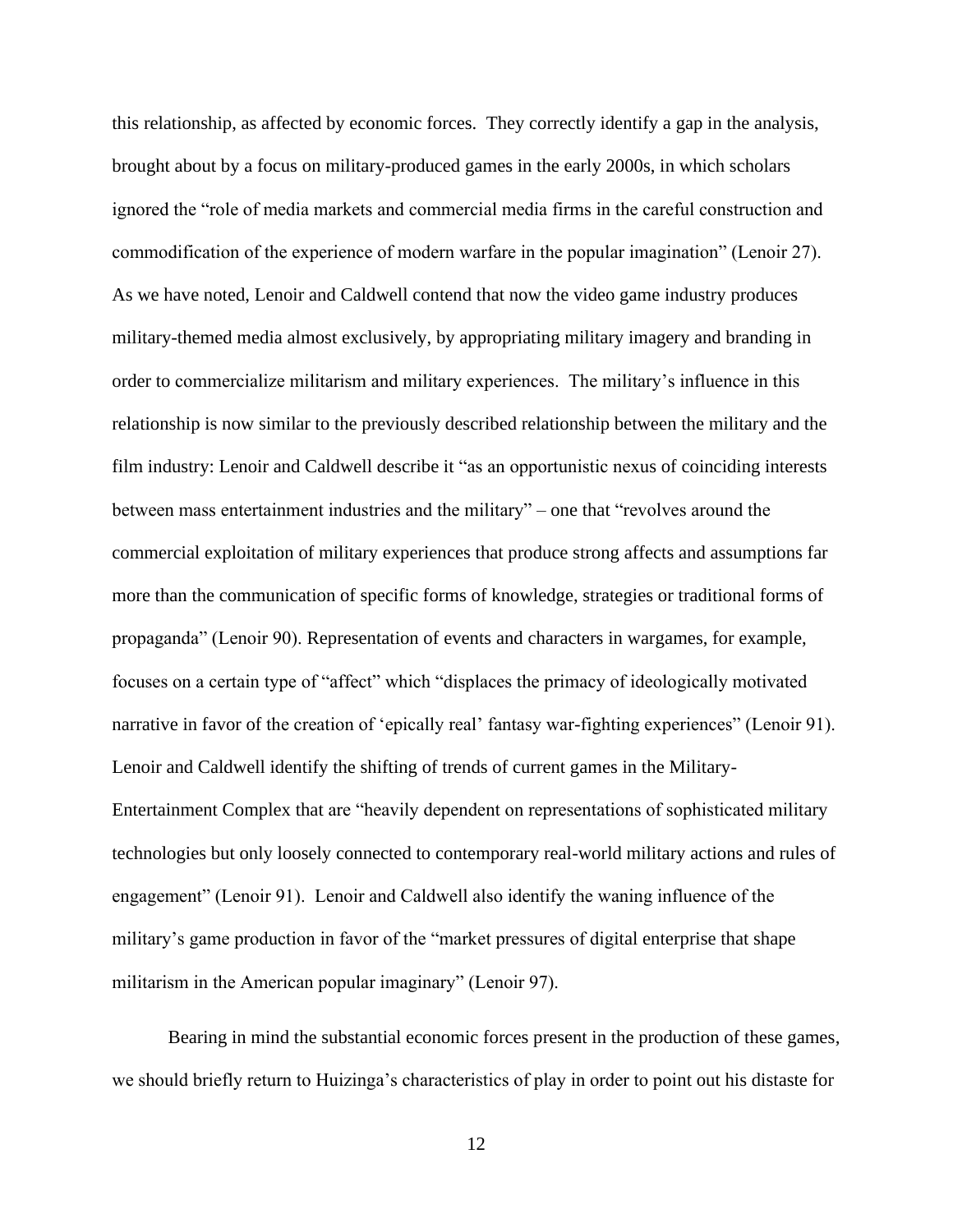this relationship, as affected by economic forces. They correctly identify a gap in the analysis, brought about by a focus on military-produced games in the early 2000s, in which scholars ignored the "role of media markets and commercial media firms in the careful construction and commodification of the experience of modern warfare in the popular imagination" (Lenoir 27). As we have noted, Lenoir and Caldwell contend that now the video game industry produces military-themed media almost exclusively, by appropriating military imagery and branding in order to commercialize militarism and military experiences. The military's influence in this relationship is now similar to the previously described relationship between the military and the film industry: Lenoir and Caldwell describe it "as an opportunistic nexus of coinciding interests between mass entertainment industries and the military" – one that "revolves around the commercial exploitation of military experiences that produce strong affects and assumptions far more than the communication of specific forms of knowledge, strategies or traditional forms of propaganda" (Lenoir 90). Representation of events and characters in wargames, for example, focuses on a certain type of "affect" which "displaces the primacy of ideologically motivated narrative in favor of the creation of 'epically real' fantasy war-fighting experiences" (Lenoir 91). Lenoir and Caldwell identify the shifting of trends of current games in the Military-Entertainment Complex that are "heavily dependent on representations of sophisticated military technologies but only loosely connected to contemporary real-world military actions and rules of engagement" (Lenoir 91). Lenoir and Caldwell also identify the waning influence of the military's game production in favor of the "market pressures of digital enterprise that shape militarism in the American popular imaginary" (Lenoir 97).

Bearing in mind the substantial economic forces present in the production of these games, we should briefly return to Huizinga's characteristics of play in order to point out his distaste for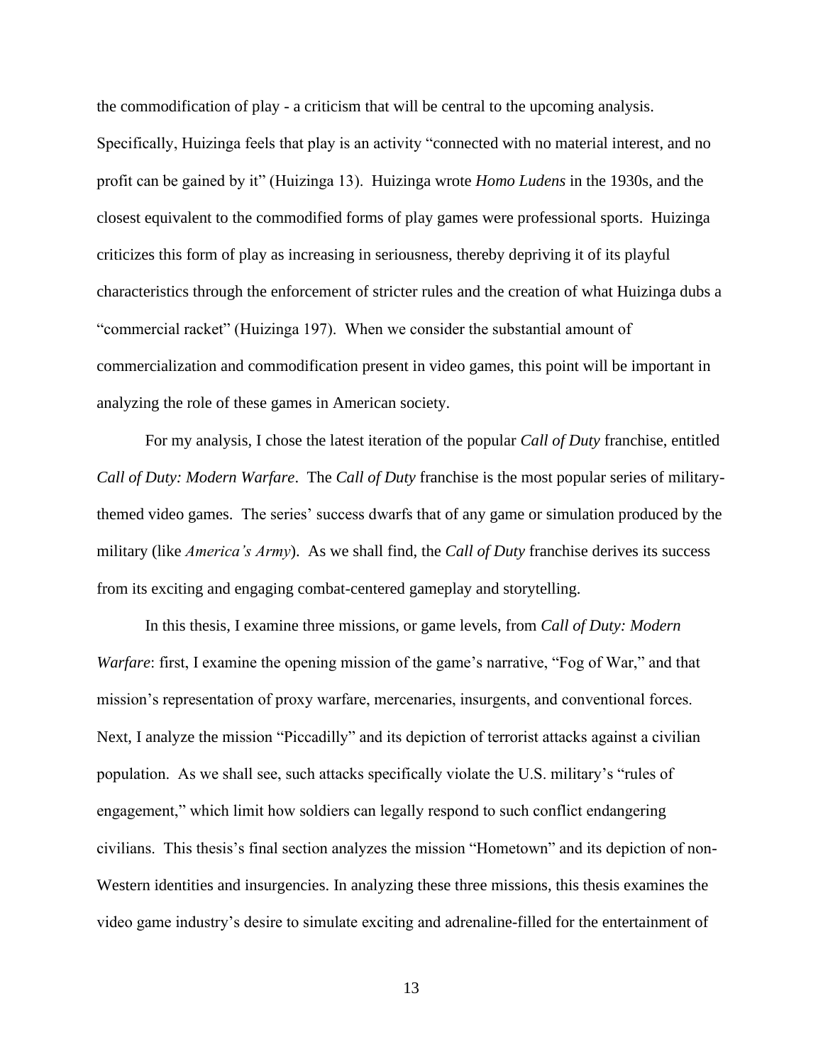the commodification of play - a criticism that will be central to the upcoming analysis. Specifically, Huizinga feels that play is an activity "connected with no material interest, and no profit can be gained by it" (Huizinga 13). Huizinga wrote *Homo Ludens* in the 1930s, and the closest equivalent to the commodified forms of play games were professional sports. Huizinga criticizes this form of play as increasing in seriousness, thereby depriving it of its playful characteristics through the enforcement of stricter rules and the creation of what Huizinga dubs a "commercial racket" (Huizinga 197). When we consider the substantial amount of commercialization and commodification present in video games, this point will be important in analyzing the role of these games in American society.

For my analysis, I chose the latest iteration of the popular *Call of Duty* franchise, entitled *Call of Duty: Modern Warfare*. The *Call of Duty* franchise is the most popular series of military-themed video games. The series' success dwarfs that of any game or simulation produced by the military (like *America's Army*). As we shall find, the *Call of Duty* franchise derives its success from its exciting and engaging combat-centered gameplay and storytelling.

In this thesis, I examine three missions, or game levels, from *Call of Duty: Modern Warfare*: first, I examine the opening mission of the game's narrative, "Fog of War," and that mission's representation of proxy warfare, mercenaries, insurgents, and conventional forces. Next, I analyze the mission "Piccadilly" and its depiction of terrorist attacks against a civilian population. As we shall see, such attacks specifically violate the U.S. military's "rules of engagement," which limit how soldiers can legally respond to such conflict endangering civilians. This thesis's final section analyzes the mission "Hometown" and its depiction of non-Western identities and insurgencies. In analyzing these three missions, this thesis examines the video game industry's desire to simulate exciting and adrenaline-filled for the entertainment of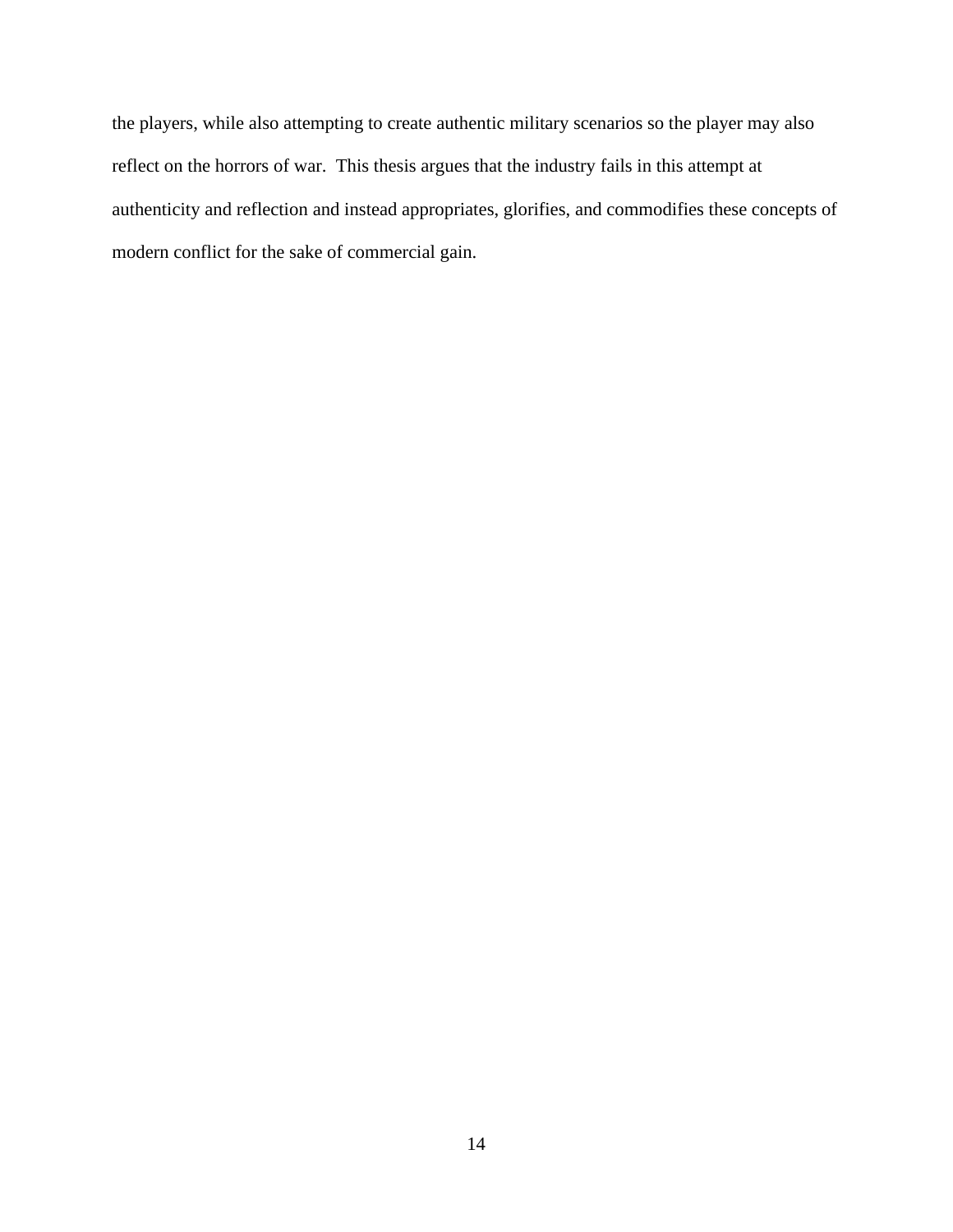the players, while also attempting to create authentic military scenarios so the player may also reflect on the horrors of war. This thesis argues that the industry fails in this attempt at authenticity and reflection and instead appropriates, glorifies, and commodifies these concepts of modern conflict for the sake of commercial gain.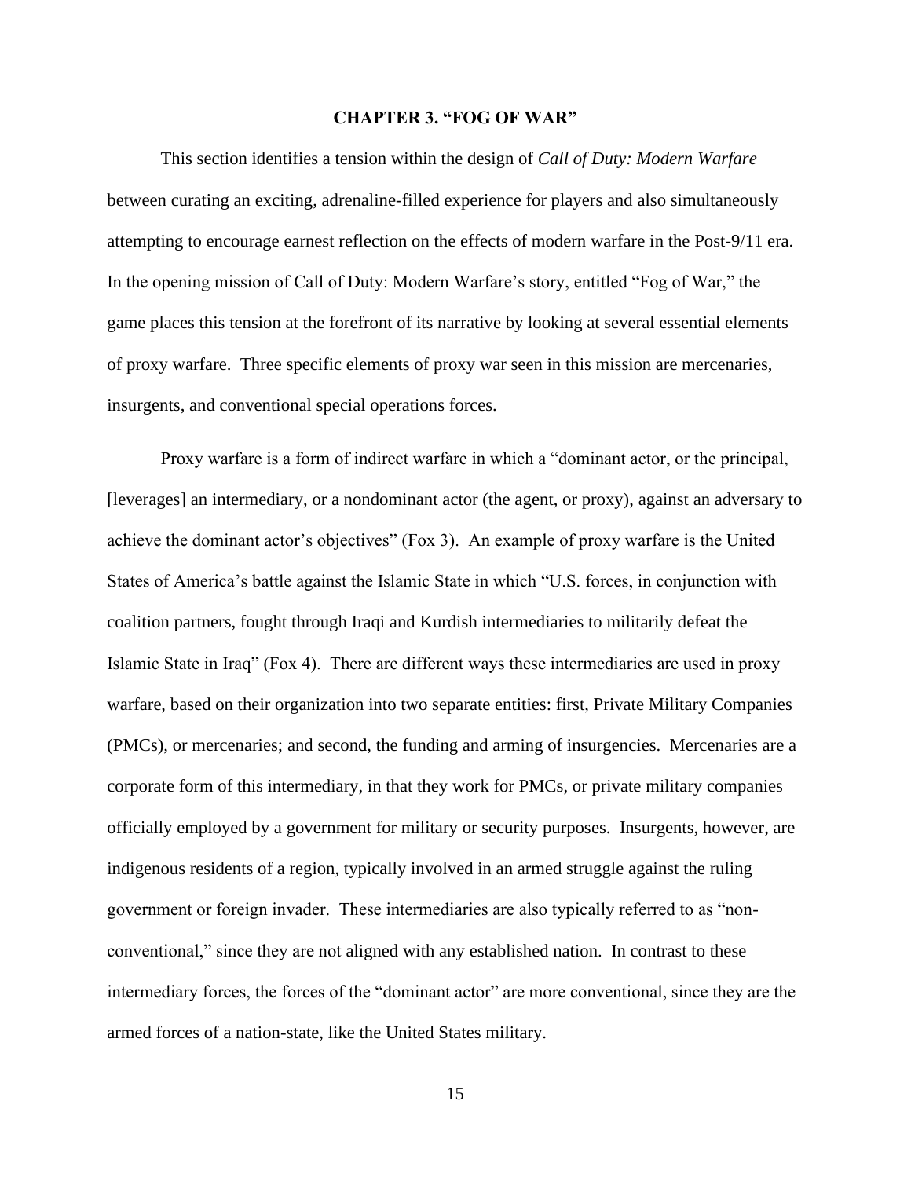## CHAPTER 3. "FOG OF WAR"

This section identifies a tension within the design of *Call of Duty: Modern Warfare* between curating an exciting, adrenaline-filled experience for players and also simultaneously attempting to encourage earnest reflection on the effects of modern warfare in the Post-9/11 era. In the opening mission of Call of Duty: Modern Warfare's story, entitled "Fog of War," the game places this tension at the forefront of its narrative by looking at several essential elements of proxy warfare. Three specific elements of proxy war seen in this mission are mercenaries, insurgents, and conventional special operations forces.

Proxy warfare is a form of indirect warfare in which a "dominant actor, or the principal, [leverages] an intermediary, or a nondominant actor (the agent, or proxy), against an adversary to achieve the dominant actor's objectives" (Fox 3). An example of proxy warfare is the United States of America's battle against the Islamic State in which "U.S. forces, in conjunction with coalition partners, fought through Iraqi and Kurdish intermediaries to militarily defeat the Islamic State in Iraq" (Fox 4). There are different ways these intermediaries are used in proxy warfare, based on their organization into two separate entities: first, Private Military Companies (PMCs), or mercenaries; and second, the funding and arming of insurgencies. Mercenaries are a corporate form of this intermediary, in that they work for PMCs, or private military companies officially employed by a government for military or security purposes. Insurgents, however, are indigenous residents of a region, typically involved in an armed struggle against the ruling government or foreign invader. These intermediaries are also typically referred to as "non-conventional," since they are not aligned with any established nation. In contrast to these intermediary forces, the forces of the "dominant actor" are more conventional, since they are the armed forces of a nation-state, like the United States military.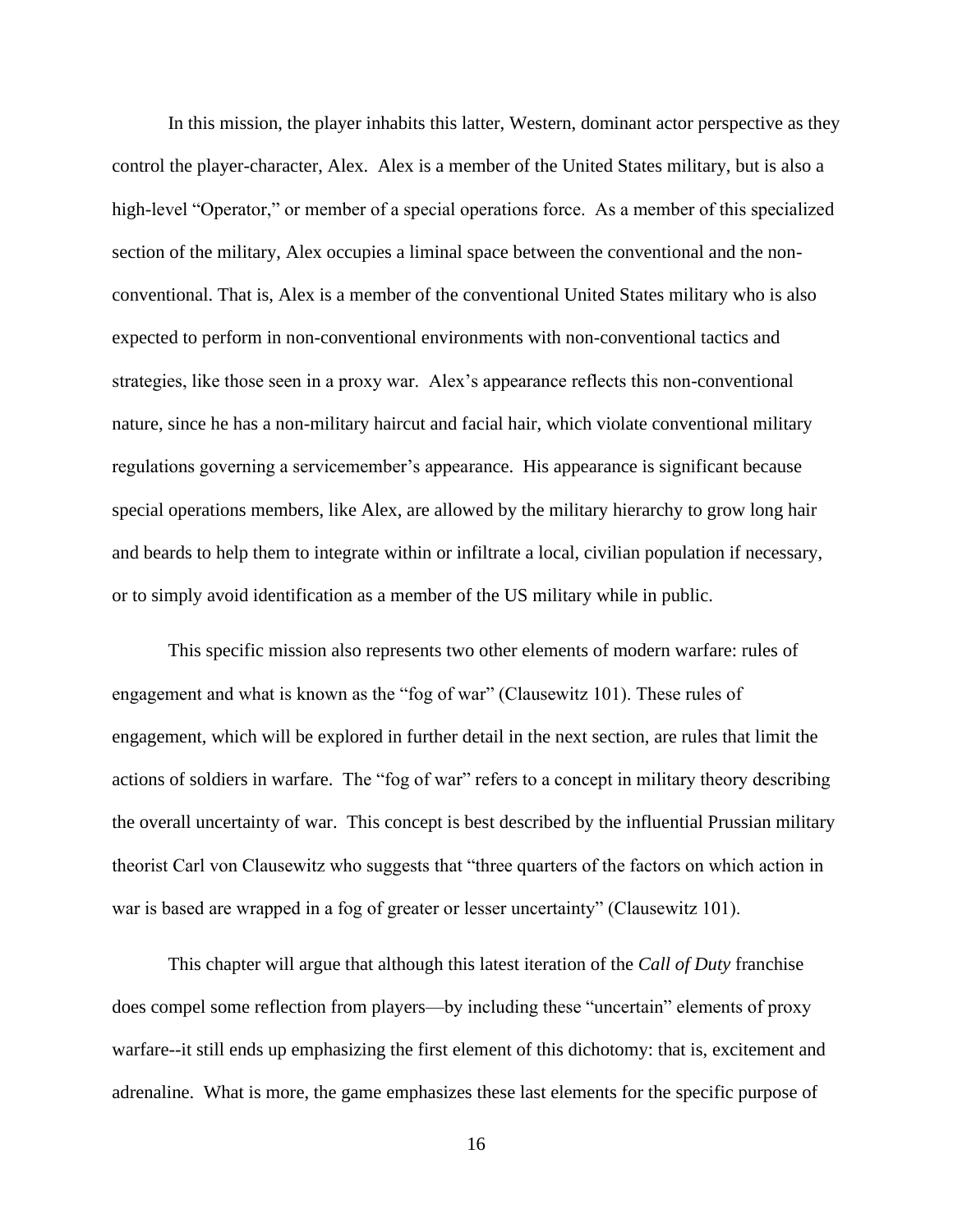In this mission, the player inhabits this latter, Western, dominant actor perspective as they control the player-character, Alex. Alex is a member of the United States military, but is also a high-level "Operator," or member of a special operations force. As a member of this specialized section of the military, Alex occupies a liminal space between the conventional and the non-conventional. That is, Alex is a member of the conventional United States military who is also expected to perform in non-conventional environments with non-conventional tactics and strategies, like those seen in a proxy war. Alex's appearance reflects this non-conventional nature, since he has a non-military haircut and facial hair, which violate conventional military regulations governing a servicemember's appearance. His appearance is significant because special operations members, like Alex, are allowed by the military hierarchy to grow long hair and beards to help them to integrate within or infiltrate a local, civilian population if necessary, or to simply avoid identification as a member of the US military while in public.

This specific mission also represents two other elements of modern warfare: rules of engagement and what is known as the "fog of war" (Clausewitz 101). These rules of engagement, which will be explored in further detail in the next section, are rules that limit the actions of soldiers in warfare. The "fog of war" refers to a concept in military theory describing the overall uncertainty of war. This concept is best described by the influential Prussian military theorist Carl von Clausewitz who suggests that "three quarters of the factors on which action in war is based are wrapped in a fog of greater or lesser uncertainty" (Clausewitz 101).

This chapter will argue that although this latest iteration of the *Call of Duty* franchise does compel some reflection from players—by including these "uncertain" elements of proxy warfare--it still ends up emphasizing the first element of this dichotomy: that is, excitement and adrenaline. What is more, the game emphasizes these last elements for the specific purpose of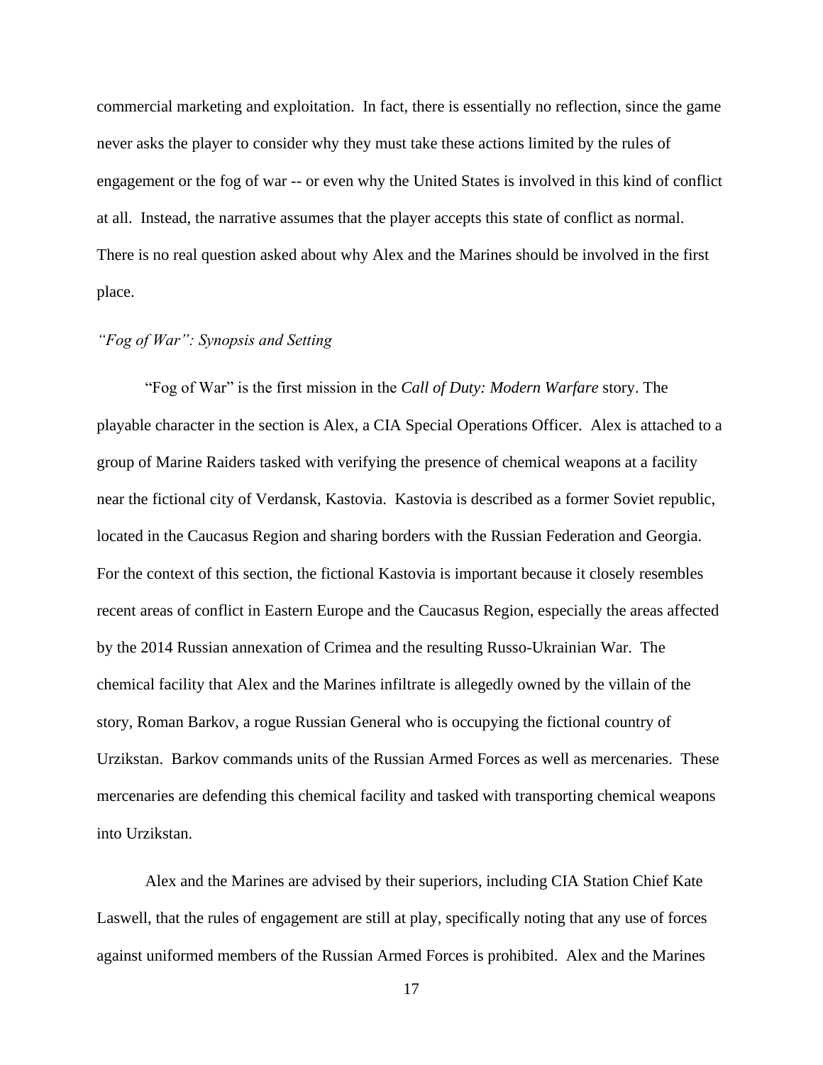commercial marketing and exploitation. In fact, there is essentially no reflection, since the game never asks the player to consider why they must take these actions limited by the rules of engagement or the fog of war -- or even why the United States is involved in this kind of conflict at all. Instead, the narrative assumes that the player accepts this state of conflict as normal. There is no real question asked about why Alex and the Marines should be involved in the first place.

### *"Fog of War": Synopsis and Setting*

"Fog of War" is the first mission in the *Call of Duty: Modern Warfare* story. The playable character in the section is Alex, a CIA Special Operations Officer. Alex is attached to a group of Marine Raiders tasked with verifying the presence of chemical weapons at a facility near the fictional city of Verdansk, Kastovia. Kastovia is described as a former Soviet republic, located in the Caucasus Region and sharing borders with the Russian Federation and Georgia. For the context of this section, the fictional Kastovia is important because it closely resembles recent areas of conflict in Eastern Europe and the Caucasus Region, especially the areas affected by the 2014 Russian annexation of Crimea and the resulting Russo-Ukrainian War. The chemical facility that Alex and the Marines infiltrate is allegedly owned by the villain of the story, Roman Barkov, a rogue Russian General who is occupying the fictional country of Urzikstan. Barkov commands units of the Russian Armed Forces as well as mercenaries. These mercenaries are defending this chemical facility and tasked with transporting chemical weapons into Urzikstan.

Alex and the Marines are advised by their superiors, including CIA Station Chief Kate Laswell, that the rules of engagement are still at play, specifically noting that any use of forces against uniformed members of the Russian Armed Forces is prohibited. Alex and the Marines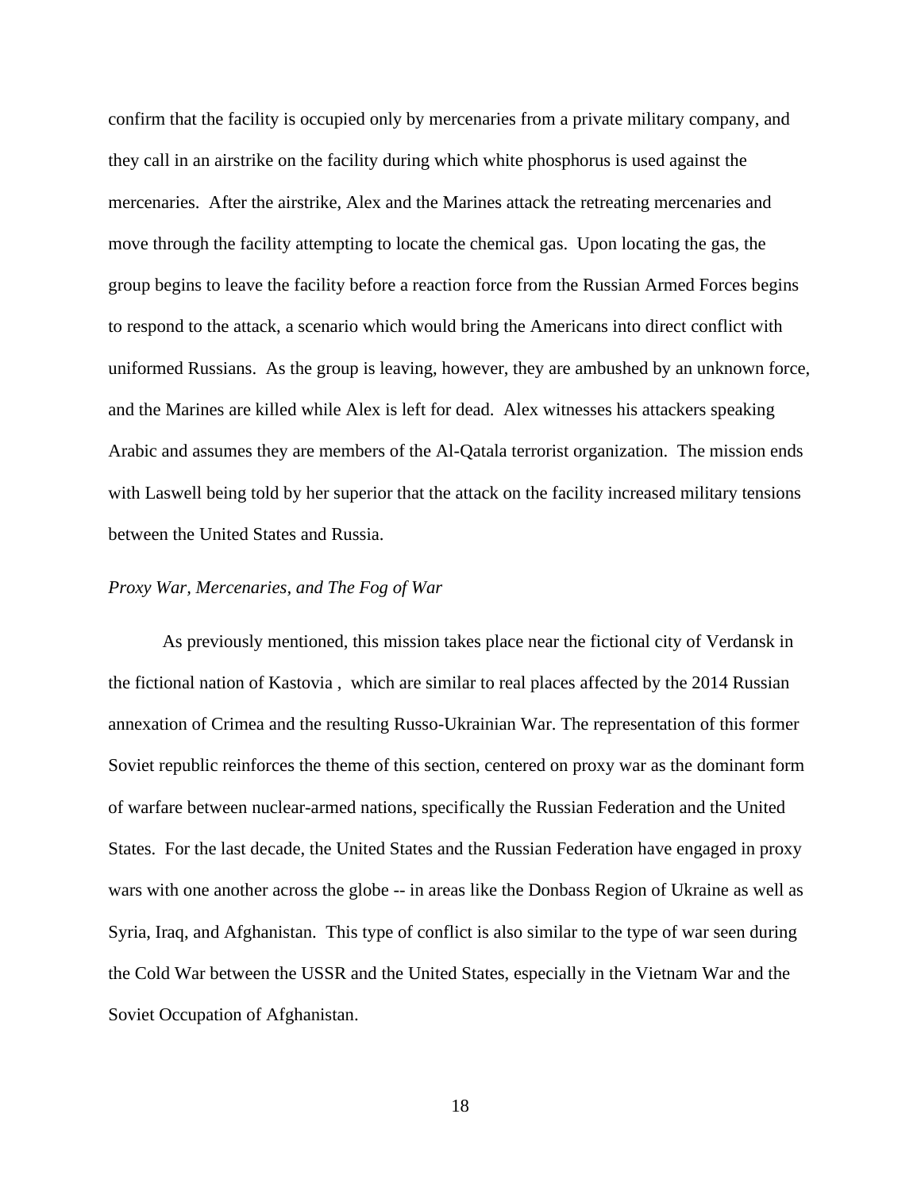confirm that the facility is occupied only by mercenaries from a private military company, and they call in an airstrike on the facility during which white phosphorus is used against the mercenaries. After the airstrike, Alex and the Marines attack the retreating mercenaries and move through the facility attempting to locate the chemical gas. Upon locating the gas, the group begins to leave the facility before a reaction force from the Russian Armed Forces begins to respond to the attack, a scenario which would bring the Americans into direct conflict with uniformed Russians. As the group is leaving, however, they are ambushed by an unknown force, and the Marines are killed while Alex is left for dead. Alex witnesses his attackers speaking Arabic and assumes they are members of the Al-Qatala terrorist organization. The mission ends with Laswell being told by her superior that the attack on the facility increased military tensions between the United States and Russia.

*Proxy War, Mercenaries, and The Fog of War*

As previously mentioned, this mission takes place near the fictional city of Verdansk in the fictional nation of Kastovia , which are similar to real places affected by the 2014 Russian annexation of Crimea and the resulting Russo-Ukrainian War. The representation of this former Soviet republic reinforces the theme of this section, centered on proxy war as the dominant form of warfare between nuclear-armed nations, specifically the Russian Federation and the United States. For the last decade, the United States and the Russian Federation have engaged in proxy wars with one another across the globe -- in areas like the Donbass Region of Ukraine as well as Syria, Iraq, and Afghanistan. This type of conflict is also similar to the type of war seen during the Cold War between the USSR and the United States, especially in the Vietnam War and the Soviet Occupation of Afghanistan.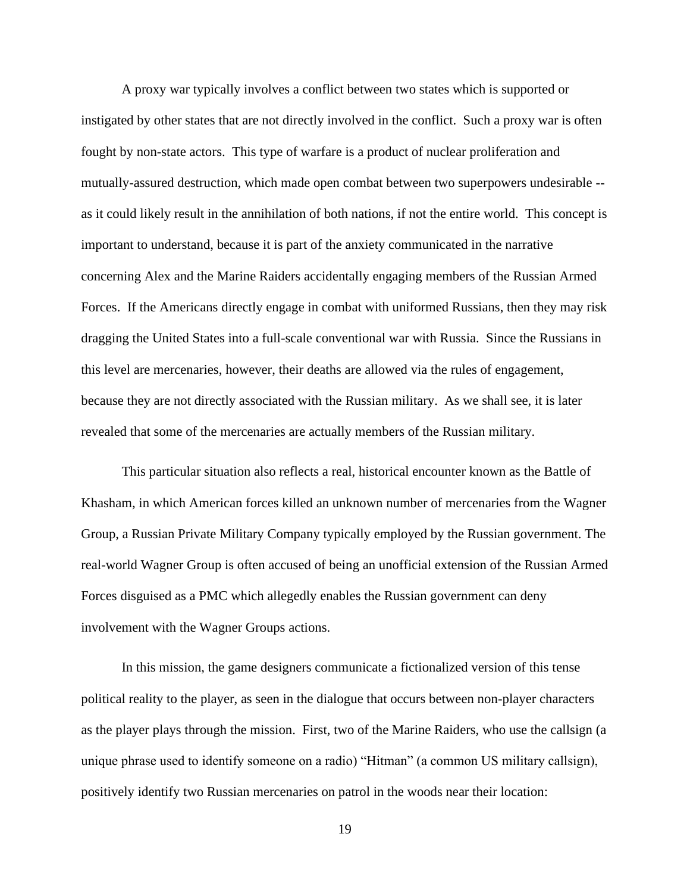A proxy war typically involves a conflict between two states which is supported or instigated by other states that are not directly involved in the conflict. Such a proxy war is often fought by non-state actors. This type of warfare is a product of nuclear proliferation and mutually-assured destruction, which made open combat between two superpowers undesirable -- as it could likely result in the annihilation of both nations, if not the entire world. This concept is important to understand, because it is part of the anxiety communicated in the narrative concerning Alex and the Marine Raiders accidentally engaging members of the Russian Armed Forces. If the Americans directly engage in combat with uniformed Russians, then they may risk dragging the United States into a full-scale conventional war with Russia. Since the Russians in this level are mercenaries, however, their deaths are allowed via the rules of engagement, because they are not directly associated with the Russian military. As we shall see, it is later revealed that some of the mercenaries are actually members of the Russian military.

This particular situation also reflects a real, historical encounter known as the Battle of Khasham, in which American forces killed an unknown number of mercenaries from the Wagner Group, a Russian Private Military Company typically employed by the Russian government. The real-world Wagner Group is often accused of being an unofficial extension of the Russian Armed Forces disguised as a PMC which allegedly enables the Russian government can deny involvement with the Wagner Groups actions.

In this mission, the game designers communicate a fictionalized version of this tense political reality to the player, as seen in the dialogue that occurs between non-player characters as the player plays through the mission. First, two of the Marine Raiders, who use the callsign (a unique phrase used to identify someone on a radio) "Hitman" (a common US military callsign), positively identify two Russian mercenaries on patrol in the woods near their location: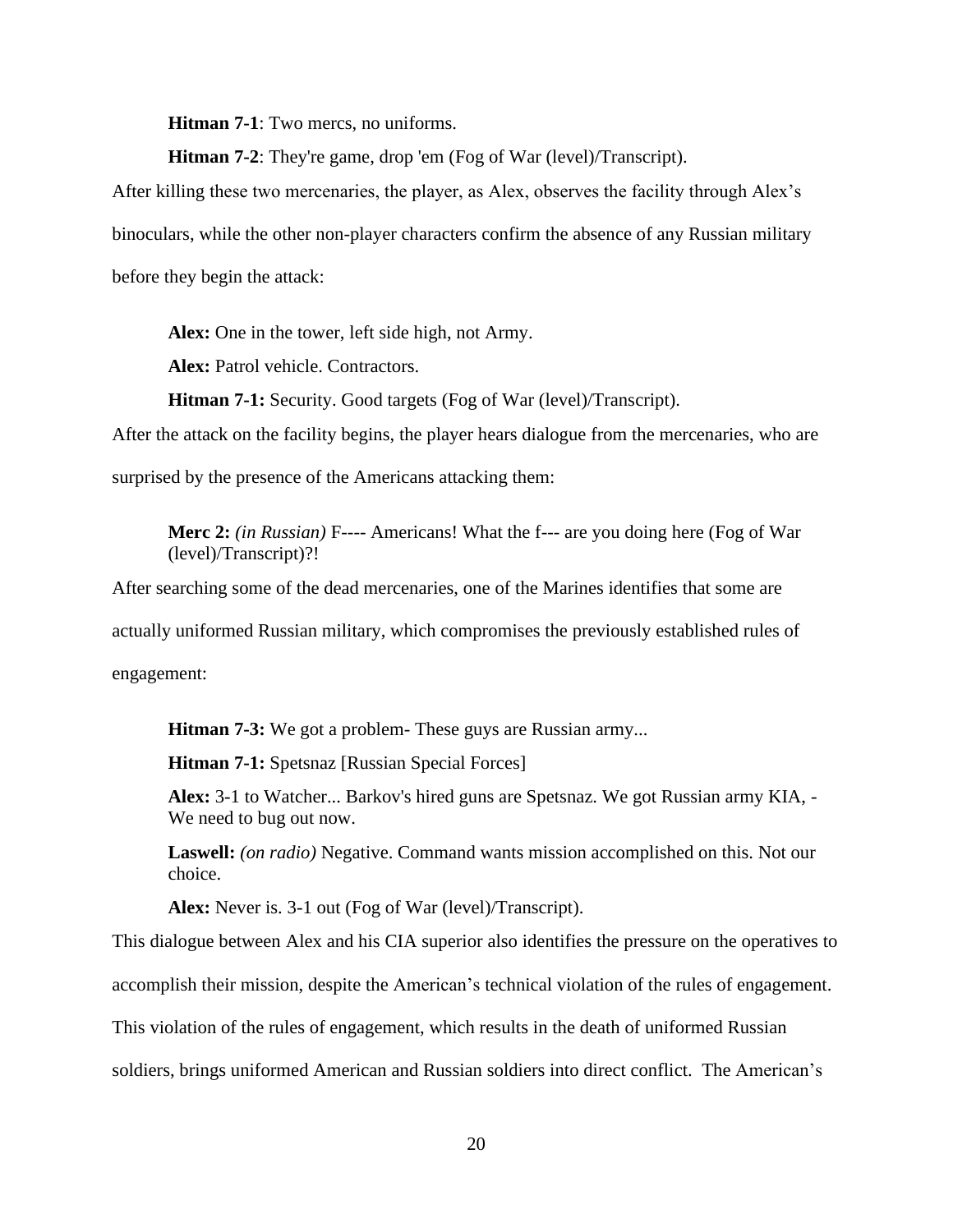**Hitman 7-1**: Two mercs, no uniforms.

**Hitman 7-2**: They're game, drop 'em (Fog of War (level)/Transcript).

After killing these two mercenaries, the player, as Alex, observes the facility through Alex's binoculars, while the other non-player characters confirm the absence of any Russian military before they begin the attack:

> **Alex:** One in the tower, left side high, not Army.
>
> **Alex:** Patrol vehicle. Contractors.
>
> **Hitman 7-1:** Security. Good targets (Fog of War (level)/Transcript).

After the attack on the facility begins, the player hears dialogue from the mercenaries, who are surprised by the presence of the Americans attacking them:

> **Merc 2:** *(in Russian)* F---- Americans! What the f--- are you doing here (Fog of War (level)/Transcript)?!

After searching some of the dead mercenaries, one of the Marines identifies that some are actually uniformed Russian military, which compromises the previously established rules of engagement:

> **Hitman 7-3:** We got a problem- These guys are Russian army...
>
> **Hitman 7-1:** Spetsnaz [Russian Special Forces]
>
> **Alex:** 3-1 to Watcher... Barkov's hired guns are Spetsnaz. We got Russian army KIA, - We need to bug out now.
>
> **Laswell:** *(on radio)* Negative. Command wants mission accomplished on this. Not our choice.
>
> **Alex:** Never is. 3-1 out (Fog of War (level)/Transcript).

This dialogue between Alex and his CIA superior also identifies the pressure on the operatives to accomplish their mission, despite the American's technical violation of the rules of engagement. This violation of the rules of engagement, which results in the death of uniformed Russian soldiers, brings uniformed American and Russian soldiers into direct conflict. The American's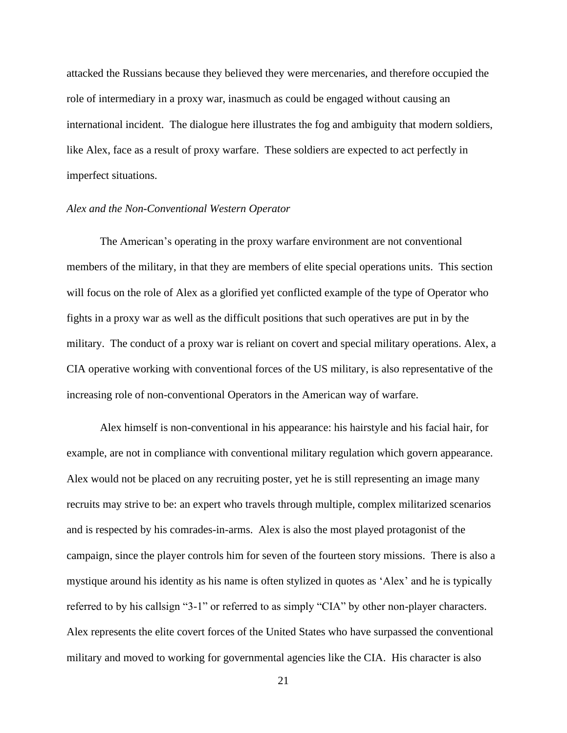attacked the Russians because they believed they were mercenaries, and therefore occupied the role of intermediary in a proxy war, inasmuch as could be engaged without causing an international incident. The dialogue here illustrates the fog and ambiguity that modern soldiers, like Alex, face as a result of proxy warfare. These soldiers are expected to act perfectly in imperfect situations.

*Alex and the Non-Conventional Western Operator*

The American's operating in the proxy warfare environment are not conventional members of the military, in that they are members of elite special operations units. This section will focus on the role of Alex as a glorified yet conflicted example of the type of Operator who fights in a proxy war as well as the difficult positions that such operatives are put in by the military. The conduct of a proxy war is reliant on covert and special military operations. Alex, a CIA operative working with conventional forces of the US military, is also representative of the increasing role of non-conventional Operators in the American way of warfare.

Alex himself is non-conventional in his appearance: his hairstyle and his facial hair, for example, are not in compliance with conventional military regulation which govern appearance. Alex would not be placed on any recruiting poster, yet he is still representing an image many recruits may strive to be: an expert who travels through multiple, complex militarized scenarios and is respected by his comrades-in-arms. Alex is also the most played protagonist of the campaign, since the player controls him for seven of the fourteen story missions. There is also a mystique around his identity as his name is often stylized in quotes as 'Alex' and he is typically referred to by his callsign "3-1" or referred to as simply "CIA" by other non-player characters. Alex represents the elite covert forces of the United States who have surpassed the conventional military and moved to working for governmental agencies like the CIA. His character is also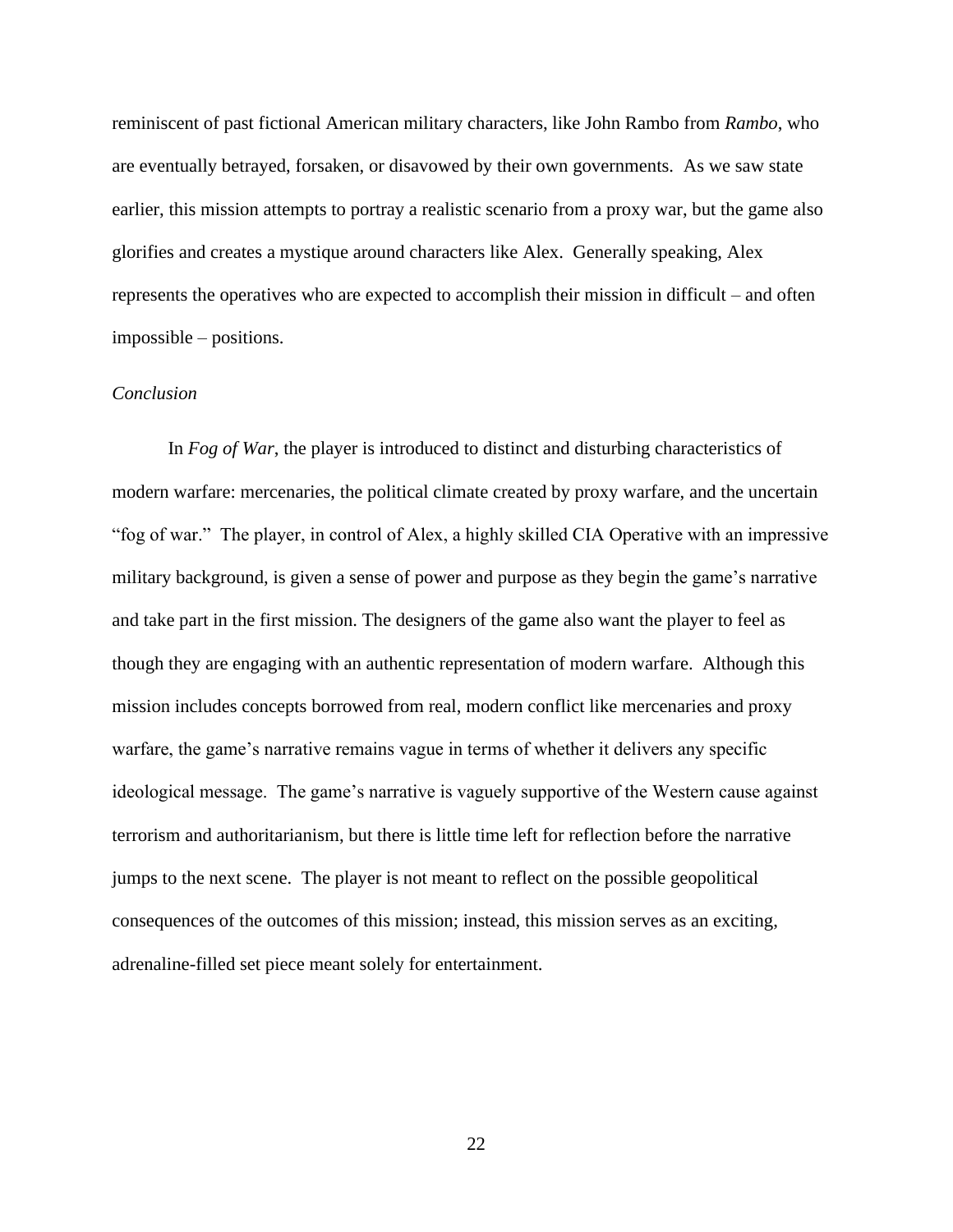reminiscent of past fictional American military characters, like John Rambo from *Rambo*, who are eventually betrayed, forsaken, or disavowed by their own governments. As we saw state earlier, this mission attempts to portray a realistic scenario from a proxy war, but the game also glorifies and creates a mystique around characters like Alex. Generally speaking, Alex represents the operatives who are expected to accomplish their mission in difficult – and often impossible – positions.

*Conclusion*

In *Fog of War*, the player is introduced to distinct and disturbing characteristics of modern warfare: mercenaries, the political climate created by proxy warfare, and the uncertain "fog of war." The player, in control of Alex, a highly skilled CIA Operative with an impressive military background, is given a sense of power and purpose as they begin the game's narrative and take part in the first mission. The designers of the game also want the player to feel as though they are engaging with an authentic representation of modern warfare. Although this mission includes concepts borrowed from real, modern conflict like mercenaries and proxy warfare, the game's narrative remains vague in terms of whether it delivers any specific ideological message. The game's narrative is vaguely supportive of the Western cause against terrorism and authoritarianism, but there is little time left for reflection before the narrative jumps to the next scene. The player is not meant to reflect on the possible geopolitical consequences of the outcomes of this mission; instead, this mission serves as an exciting, adrenaline-filled set piece meant solely for entertainment.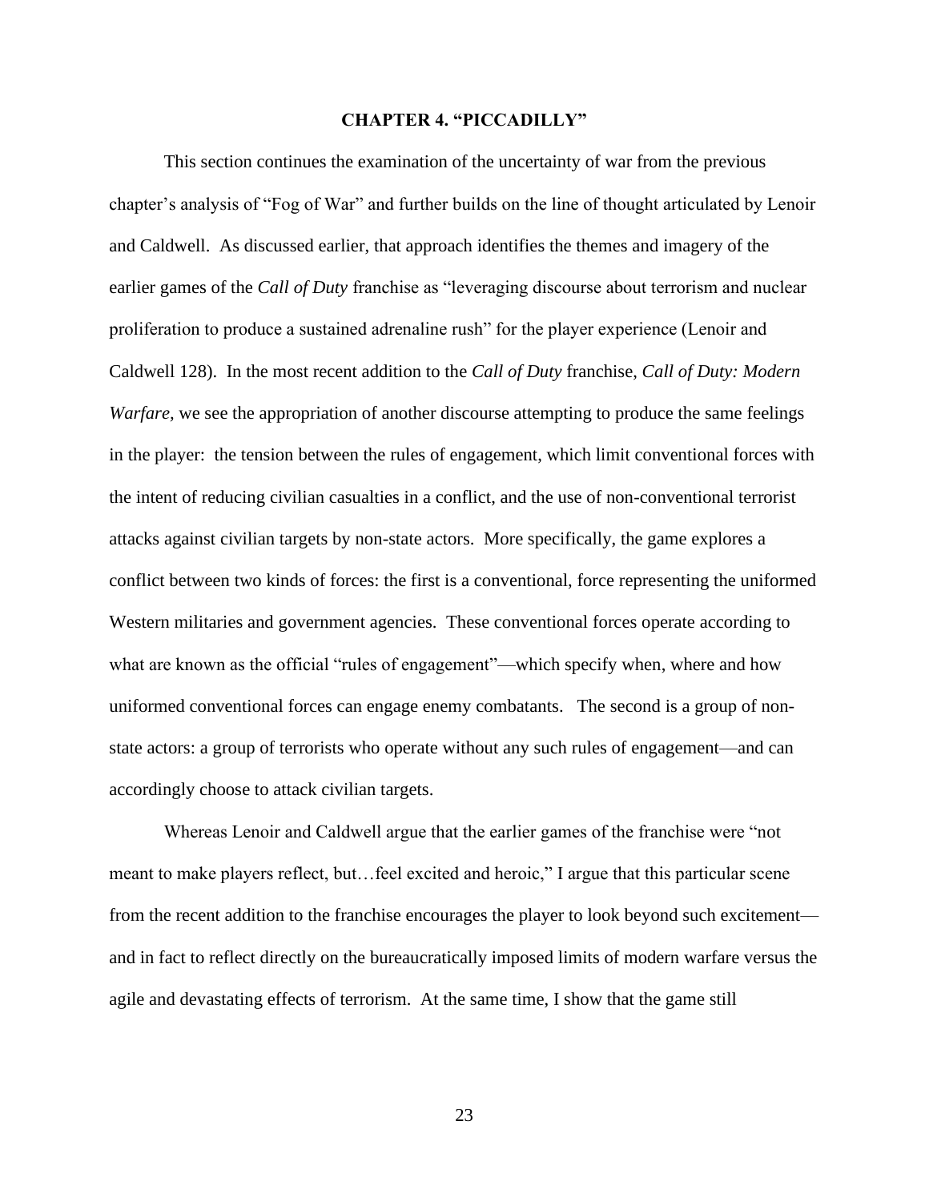# CHAPTER 4. "PICCADILLY"

This section continues the examination of the uncertainty of war from the previous chapter's analysis of "Fog of War" and further builds on the line of thought articulated by Lenoir and Caldwell. As discussed earlier, that approach identifies the themes and imagery of the earlier games of the *Call of Duty* franchise as "leveraging discourse about terrorism and nuclear proliferation to produce a sustained adrenaline rush" for the player experience (Lenoir and Caldwell 128). In the most recent addition to the *Call of Duty* franchise, *Call of Duty: Modern Warfare,* we see the appropriation of another discourse attempting to produce the same feelings in the player: the tension between the rules of engagement, which limit conventional forces with the intent of reducing civilian casualties in a conflict, and the use of non-conventional terrorist attacks against civilian targets by non-state actors. More specifically, the game explores a conflict between two kinds of forces: the first is a conventional, force representing the uniformed Western militaries and government agencies. These conventional forces operate according to what are known as the official "rules of engagement"—which specify when, where and how uniformed conventional forces can engage enemy combatants. The second is a group of non-state actors: a group of terrorists who operate without any such rules of engagement—and can accordingly choose to attack civilian targets.

Whereas Lenoir and Caldwell argue that the earlier games of the franchise were "not meant to make players reflect, but…feel excited and heroic," I argue that this particular scene from the recent addition to the franchise encourages the player to look beyond such excitement—and in fact to reflect directly on the bureaucratically imposed limits of modern warfare versus the agile and devastating effects of terrorism. At the same time, I show that the game still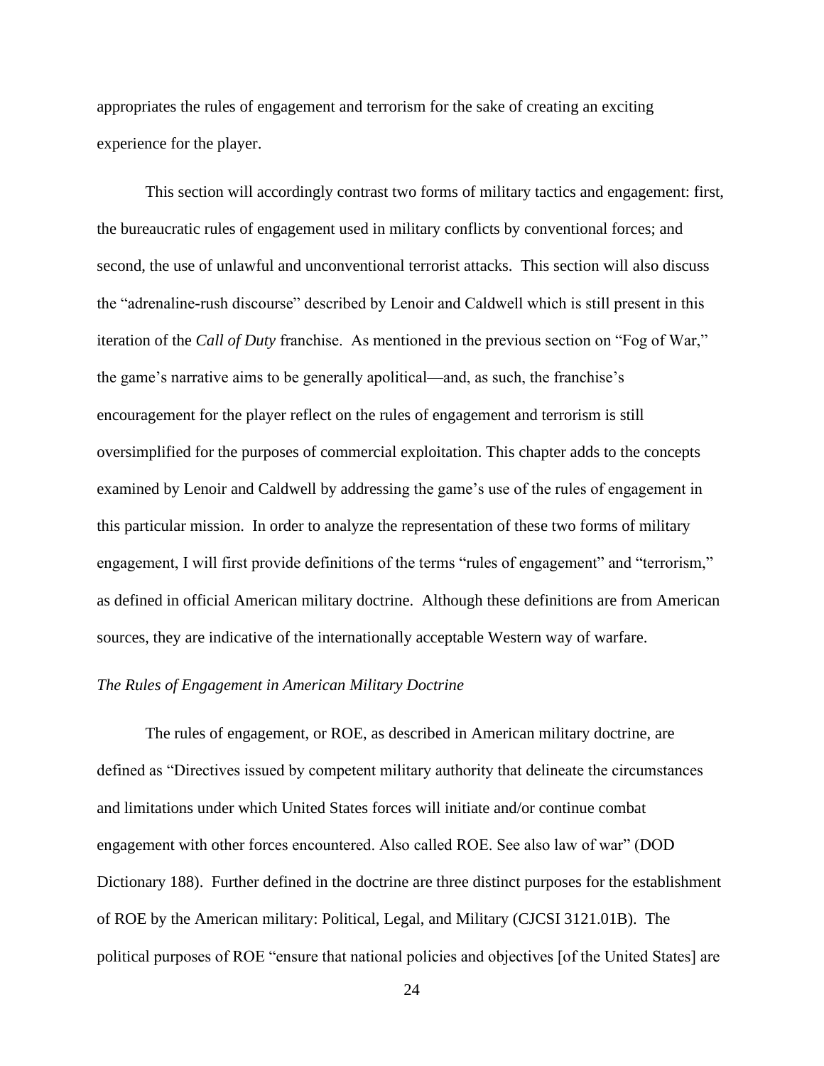appropriates the rules of engagement and terrorism for the sake of creating an exciting experience for the player.

This section will accordingly contrast two forms of military tactics and engagement: first, the bureaucratic rules of engagement used in military conflicts by conventional forces; and second, the use of unlawful and unconventional terrorist attacks. This section will also discuss the "adrenaline-rush discourse" described by Lenoir and Caldwell which is still present in this iteration of the *Call of Duty* franchise. As mentioned in the previous section on "Fog of War," the game's narrative aims to be generally apolitical—and, as such, the franchise's encouragement for the player reflect on the rules of engagement and terrorism is still oversimplified for the purposes of commercial exploitation. This chapter adds to the concepts examined by Lenoir and Caldwell by addressing the game's use of the rules of engagement in this particular mission. In order to analyze the representation of these two forms of military engagement, I will first provide definitions of the terms "rules of engagement" and "terrorism," as defined in official American military doctrine. Although these definitions are from American sources, they are indicative of the internationally acceptable Western way of warfare.

*The Rules of Engagement in American Military Doctrine*

The rules of engagement, or ROE, as described in American military doctrine, are defined as "Directives issued by competent military authority that delineate the circumstances and limitations under which United States forces will initiate and/or continue combat engagement with other forces encountered. Also called ROE. See also law of war" (DOD Dictionary 188). Further defined in the doctrine are three distinct purposes for the establishment of ROE by the American military: Political, Legal, and Military (CJCSI 3121.01B). The political purposes of ROE "ensure that national policies and objectives [of the United States] are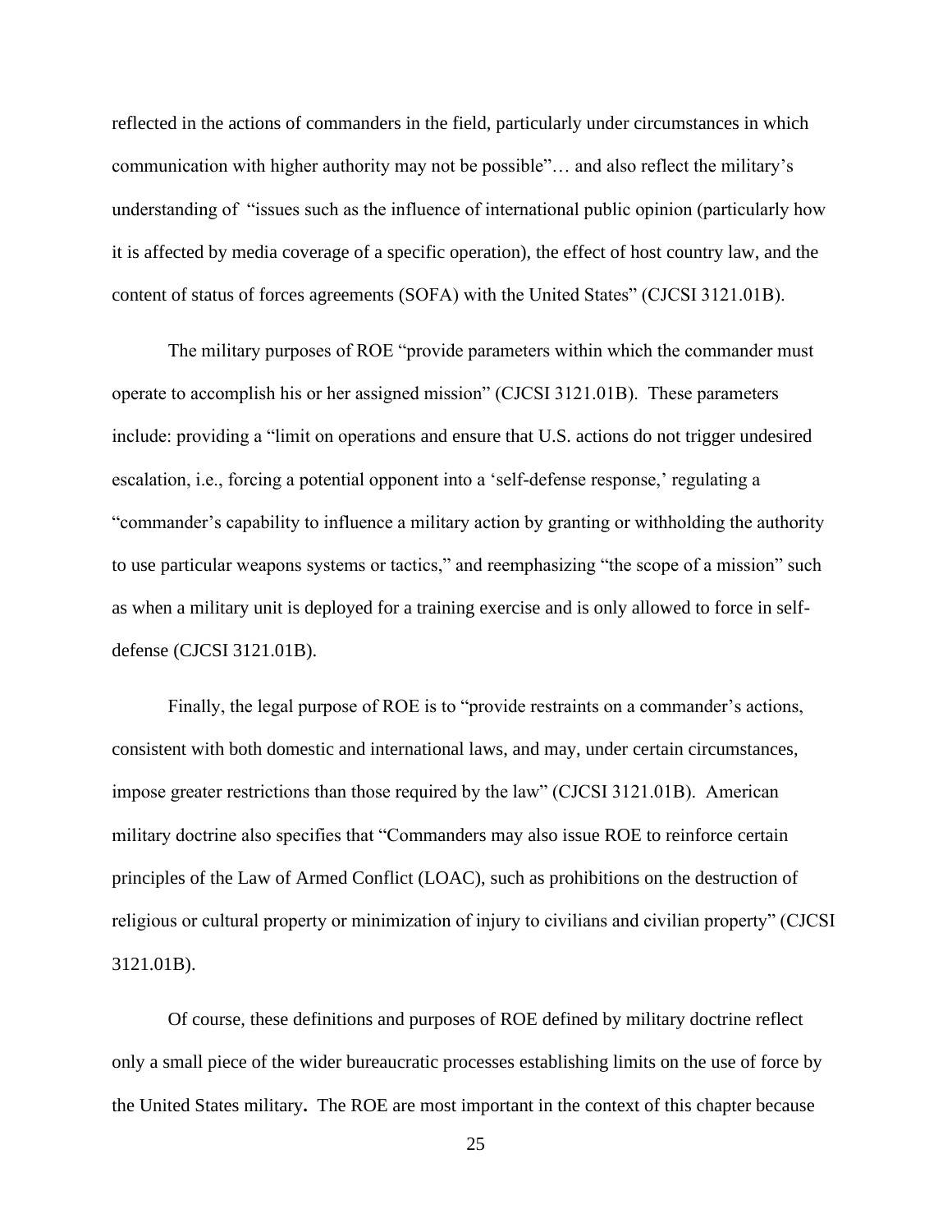reflected in the actions of commanders in the field, particularly under circumstances in which communication with higher authority may not be possible"… and also reflect the military's understanding of "issues such as the influence of international public opinion (particularly how it is affected by media coverage of a specific operation), the effect of host country law, and the content of status of forces agreements (SOFA) with the United States" (CJCSI 3121.01B).

The military purposes of ROE "provide parameters within which the commander must operate to accomplish his or her assigned mission" (CJCSI 3121.01B). These parameters include: providing a "limit on operations and ensure that U.S. actions do not trigger undesired escalation, i.e., forcing a potential opponent into a 'self-defense response,' regulating a "commander's capability to influence a military action by granting or withholding the authority to use particular weapons systems or tactics," and reemphasizing "the scope of a mission" such as when a military unit is deployed for a training exercise and is only allowed to force in self-defense (CJCSI 3121.01B).

Finally, the legal purpose of ROE is to "provide restraints on a commander's actions, consistent with both domestic and international laws, and may, under certain circumstances, impose greater restrictions than those required by the law" (CJCSI 3121.01B). American military doctrine also specifies that "Commanders may also issue ROE to reinforce certain principles of the Law of Armed Conflict (LOAC), such as prohibitions on the destruction of religious or cultural property or minimization of injury to civilians and civilian property" (CJCSI 3121.01B).

Of course, these definitions and purposes of ROE defined by military doctrine reflect only a small piece of the wider bureaucratic processes establishing limits on the use of force by the United States military**.** The ROE are most important in the context of this chapter because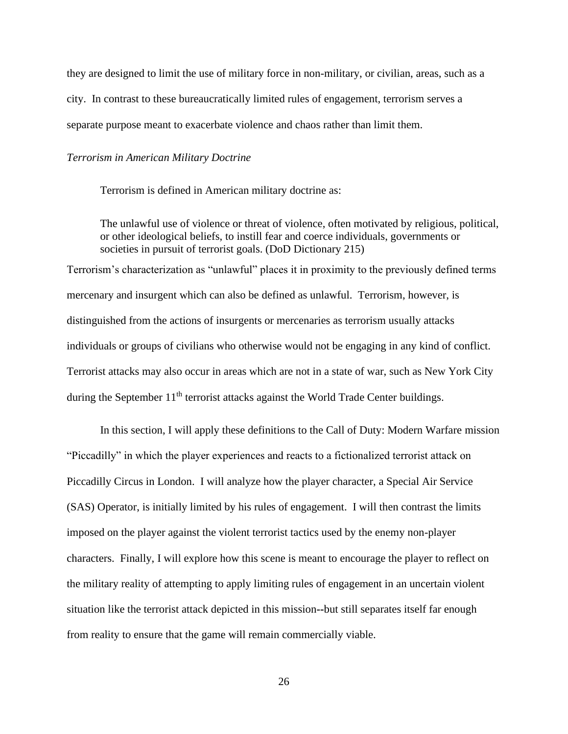they are designed to limit the use of military force in non-military, or civilian, areas, such as a city. In contrast to these bureaucratically limited rules of engagement, terrorism serves a separate purpose meant to exacerbate violence and chaos rather than limit them.

*Terrorism in American Military Doctrine*

Terrorism is defined in American military doctrine as:

> The unlawful use of violence or threat of violence, often motivated by religious, political, or other ideological beliefs, to instill fear and coerce individuals, governments or societies in pursuit of terrorist goals. (DoD Dictionary 215)

Terrorism's characterization as "unlawful" places it in proximity to the previously defined terms mercenary and insurgent which can also be defined as unlawful. Terrorism, however, is distinguished from the actions of insurgents or mercenaries as terrorism usually attacks individuals or groups of civilians who otherwise would not be engaging in any kind of conflict. Terrorist attacks may also occur in areas which are not in a state of war, such as New York City during the September 11th terrorist attacks against the World Trade Center buildings.

In this section, I will apply these definitions to the Call of Duty: Modern Warfare mission "Piccadilly" in which the player experiences and reacts to a fictionalized terrorist attack on Piccadilly Circus in London. I will analyze how the player character, a Special Air Service (SAS) Operator, is initially limited by his rules of engagement. I will then contrast the limits imposed on the player against the violent terrorist tactics used by the enemy non-player characters. Finally, I will explore how this scene is meant to encourage the player to reflect on the military reality of attempting to apply limiting rules of engagement in an uncertain violent situation like the terrorist attack depicted in this mission--but still separates itself far enough from reality to ensure that the game will remain commercially viable.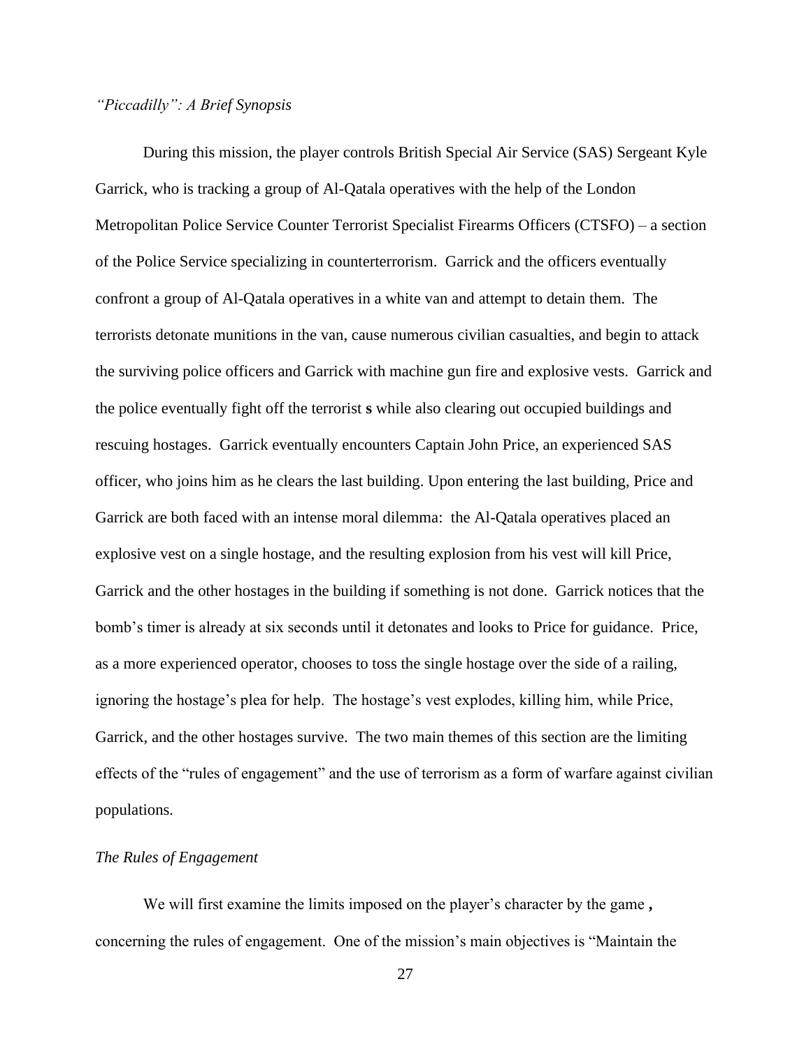*"Piccadilly": A Brief Synopsis*

During this mission, the player controls British Special Air Service (SAS) Sergeant Kyle Garrick, who is tracking a group of Al-Qatala operatives with the help of the London Metropolitan Police Service Counter Terrorist Specialist Firearms Officers (CTSFO) – a section of the Police Service specializing in counterterrorism. Garrick and the officers eventually confront a group of Al-Qatala operatives in a white van and attempt to detain them. The terrorists detonate munitions in the van, cause numerous civilian casualties, and begin to attack the surviving police officers and Garrick with machine gun fire and explosive vests. Garrick and the police eventually fight off the terrorist **s** while also clearing out occupied buildings and rescuing hostages. Garrick eventually encounters Captain John Price, an experienced SAS officer, who joins him as he clears the last building. Upon entering the last building, Price and Garrick are both faced with an intense moral dilemma: the Al-Qatala operatives placed an explosive vest on a single hostage, and the resulting explosion from his vest will kill Price, Garrick and the other hostages in the building if something is not done. Garrick notices that the bomb's timer is already at six seconds until it detonates and looks to Price for guidance. Price, as a more experienced operator, chooses to toss the single hostage over the side of a railing, ignoring the hostage's plea for help. The hostage's vest explodes, killing him, while Price, Garrick, and the other hostages survive. The two main themes of this section are the limiting effects of the "rules of engagement" and the use of terrorism as a form of warfare against civilian populations.

*The Rules of Engagement*

We will first examine the limits imposed on the player's character by the game **,** concerning the rules of engagement. One of the mission's main objectives is "Maintain the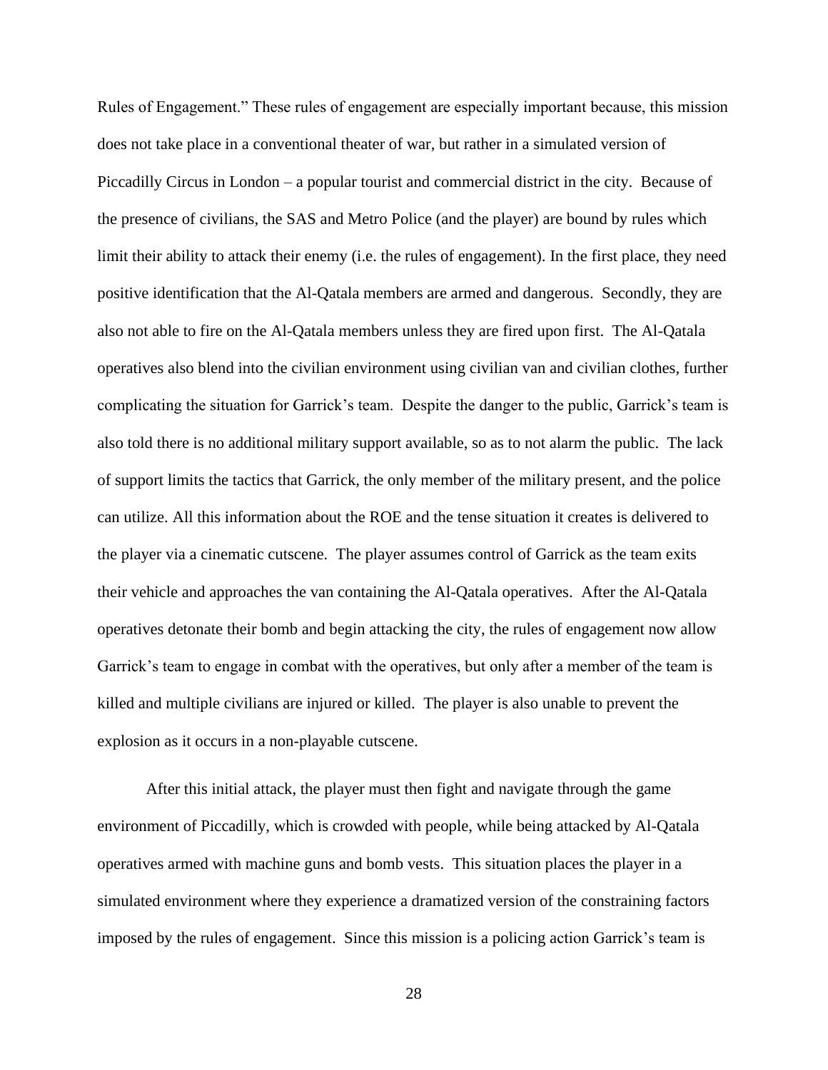Rules of Engagement." These rules of engagement are especially important because, this mission does not take place in a conventional theater of war, but rather in a simulated version of Piccadilly Circus in London – a popular tourist and commercial district in the city. Because of the presence of civilians, the SAS and Metro Police (and the player) are bound by rules which limit their ability to attack their enemy (i.e. the rules of engagement). In the first place, they need positive identification that the Al-Qatala members are armed and dangerous. Secondly, they are also not able to fire on the Al-Qatala members unless they are fired upon first. The Al-Qatala operatives also blend into the civilian environment using civilian van and civilian clothes, further complicating the situation for Garrick's team. Despite the danger to the public, Garrick's team is also told there is no additional military support available, so as to not alarm the public. The lack of support limits the tactics that Garrick, the only member of the military present, and the police can utilize. All this information about the ROE and the tense situation it creates is delivered to the player via a cinematic cutscene. The player assumes control of Garrick as the team exits their vehicle and approaches the van containing the Al-Qatala operatives. After the Al-Qatala operatives detonate their bomb and begin attacking the city, the rules of engagement now allow Garrick's team to engage in combat with the operatives, but only after a member of the team is killed and multiple civilians are injured or killed. The player is also unable to prevent the explosion as it occurs in a non-playable cutscene.

After this initial attack, the player must then fight and navigate through the game environment of Piccadilly, which is crowded with people, while being attacked by Al-Qatala operatives armed with machine guns and bomb vests. This situation places the player in a simulated environment where they experience a dramatized version of the constraining factors imposed by the rules of engagement. Since this mission is a policing action Garrick's team is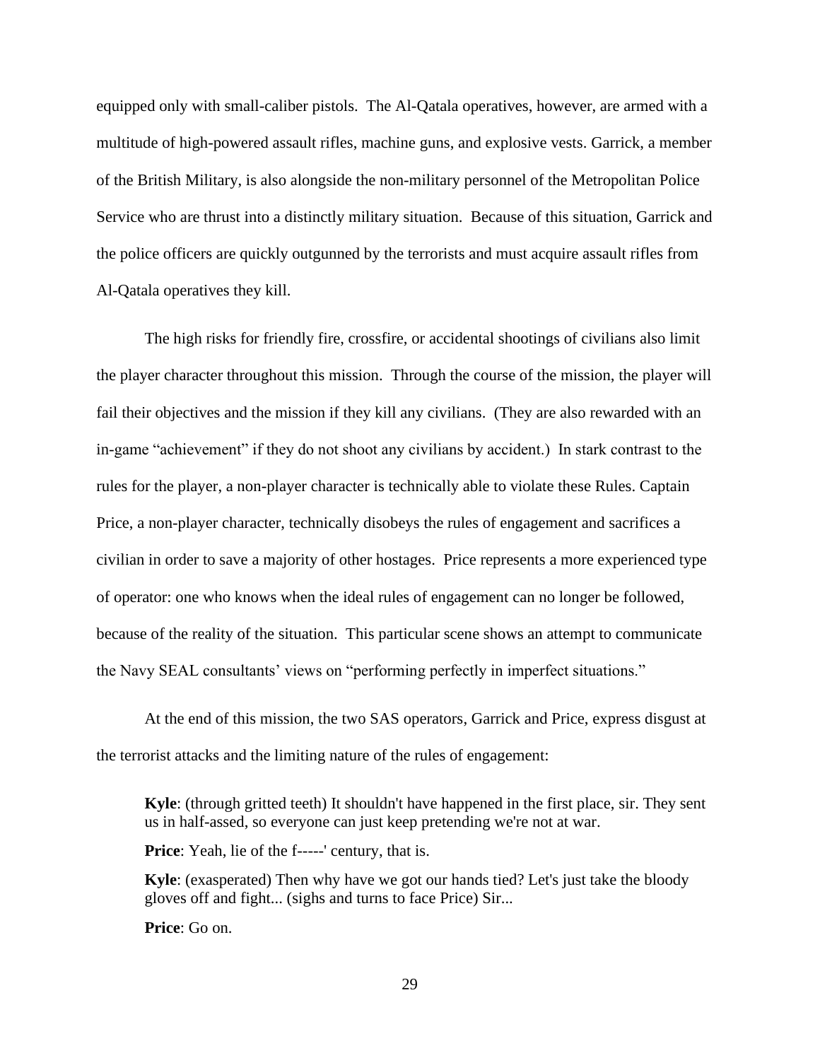equipped only with small-caliber pistols. The Al-Qatala operatives, however, are armed with a multitude of high-powered assault rifles, machine guns, and explosive vests. Garrick, a member of the British Military, is also alongside the non-military personnel of the Metropolitan Police Service who are thrust into a distinctly military situation. Because of this situation, Garrick and the police officers are quickly outgunned by the terrorists and must acquire assault rifles from Al-Qatala operatives they kill.

The high risks for friendly fire, crossfire, or accidental shootings of civilians also limit the player character throughout this mission. Through the course of the mission, the player will fail their objectives and the mission if they kill any civilians. (They are also rewarded with an in-game "achievement" if they do not shoot any civilians by accident.) In stark contrast to the rules for the player, a non-player character is technically able to violate these Rules. Captain Price, a non-player character, technically disobeys the rules of engagement and sacrifices a civilian in order to save a majority of other hostages. Price represents a more experienced type of operator: one who knows when the ideal rules of engagement can no longer be followed, because of the reality of the situation. This particular scene shows an attempt to communicate the Navy SEAL consultants' views on "performing perfectly in imperfect situations."

At the end of this mission, the two SAS operators, Garrick and Price, express disgust at the terrorist attacks and the limiting nature of the rules of engagement:

> **Kyle**: (through gritted teeth) It shouldn't have happened in the first place, sir. They sent us in half-assed, so everyone can just keep pretending we're not at war.
>
> **Price**: Yeah, lie of the f-----' century, that is.
>
> **Kyle**: (exasperated) Then why have we got our hands tied? Let's just take the bloody gloves off and fight... (sighs and turns to face Price) Sir...
>
> **Price**: Go on.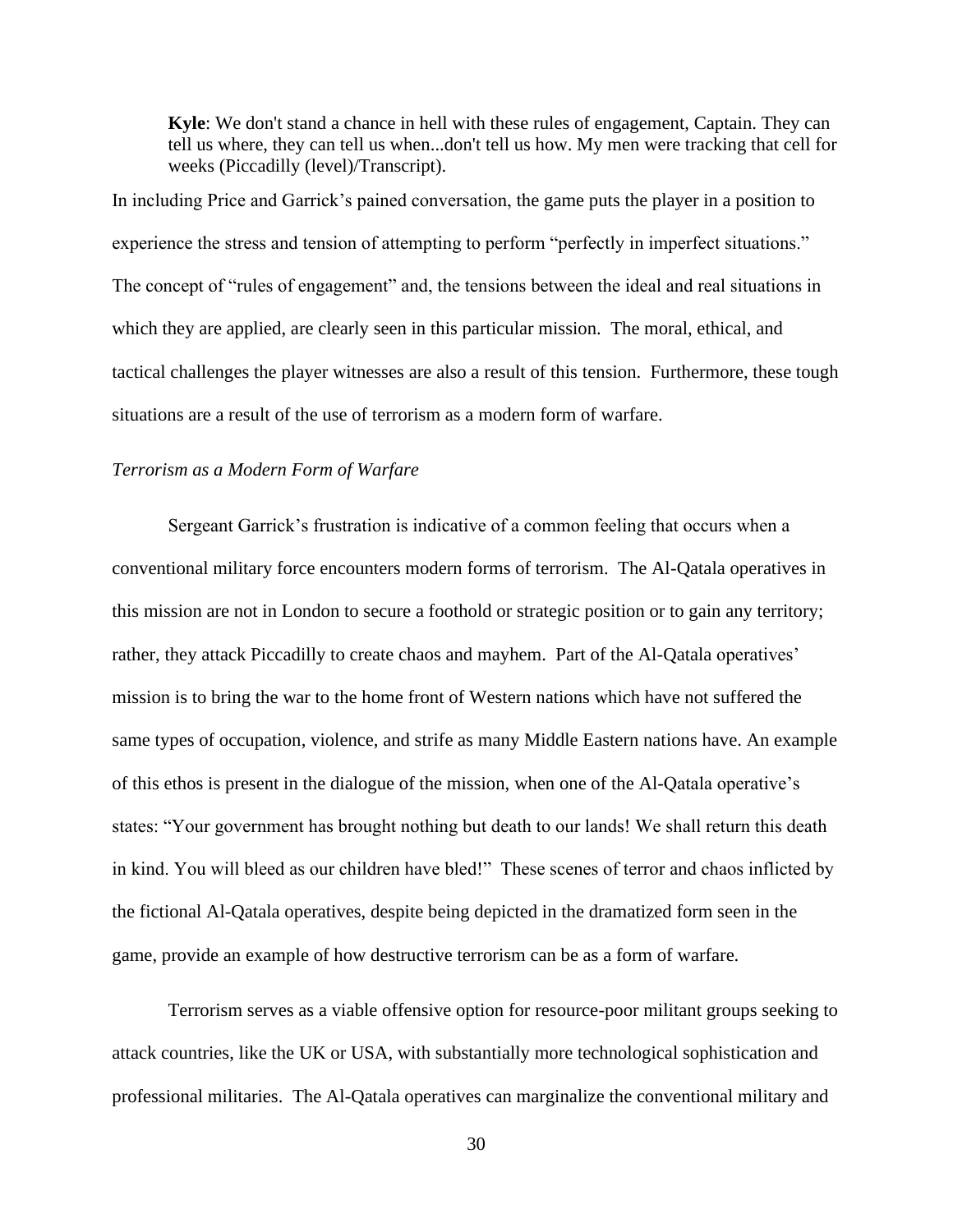> **Kyle**: We don't stand a chance in hell with these rules of engagement, Captain. They can tell us where, they can tell us when...don't tell us how. My men were tracking that cell for weeks (Piccadilly (level)/Transcript).

In including Price and Garrick's pained conversation, the game puts the player in a position to experience the stress and tension of attempting to perform "perfectly in imperfect situations." The concept of "rules of engagement" and, the tensions between the ideal and real situations in which they are applied, are clearly seen in this particular mission. The moral, ethical, and tactical challenges the player witnesses are also a result of this tension. Furthermore, these tough situations are a result of the use of terrorism as a modern form of warfare.

*Terrorism as a Modern Form of Warfare*

Sergeant Garrick's frustration is indicative of a common feeling that occurs when a conventional military force encounters modern forms of terrorism. The Al-Qatala operatives in this mission are not in London to secure a foothold or strategic position or to gain any territory; rather, they attack Piccadilly to create chaos and mayhem. Part of the Al-Qatala operatives' mission is to bring the war to the home front of Western nations which have not suffered the same types of occupation, violence, and strife as many Middle Eastern nations have. An example of this ethos is present in the dialogue of the mission, when one of the Al-Qatala operative's states: "Your government has brought nothing but death to our lands! We shall return this death in kind. You will bleed as our children have bled!" These scenes of terror and chaos inflicted by the fictional Al-Qatala operatives, despite being depicted in the dramatized form seen in the game, provide an example of how destructive terrorism can be as a form of warfare.

Terrorism serves as a viable offensive option for resource-poor militant groups seeking to attack countries, like the UK or USA, with substantially more technological sophistication and professional militaries. The Al-Qatala operatives can marginalize the conventional military and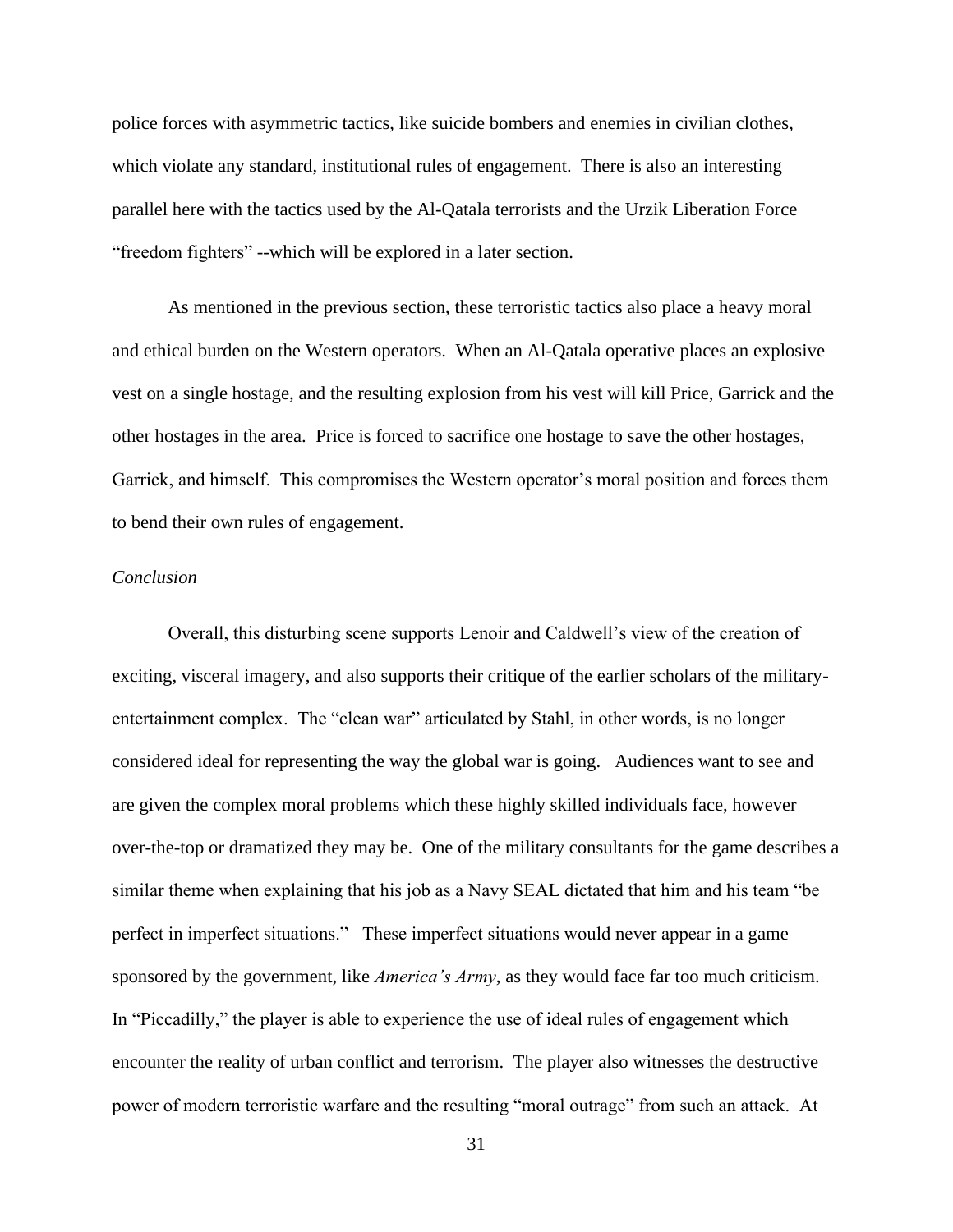police forces with asymmetric tactics, like suicide bombers and enemies in civilian clothes, which violate any standard, institutional rules of engagement. There is also an interesting parallel here with the tactics used by the Al-Qatala terrorists and the Urzik Liberation Force "freedom fighters" --which will be explored in a later section.

As mentioned in the previous section, these terroristic tactics also place a heavy moral and ethical burden on the Western operators. When an Al-Qatala operative places an explosive vest on a single hostage, and the resulting explosion from his vest will kill Price, Garrick and the other hostages in the area. Price is forced to sacrifice one hostage to save the other hostages, Garrick, and himself. This compromises the Western operator's moral position and forces them to bend their own rules of engagement.

*Conclusion*

Overall, this disturbing scene supports Lenoir and Caldwell's view of the creation of exciting, visceral imagery, and also supports their critique of the earlier scholars of the military-entertainment complex. The "clean war" articulated by Stahl, in other words, is no longer considered ideal for representing the way the global war is going. Audiences want to see and are given the complex moral problems which these highly skilled individuals face, however over-the-top or dramatized they may be. One of the military consultants for the game describes a similar theme when explaining that his job as a Navy SEAL dictated that him and his team "be perfect in imperfect situations." These imperfect situations would never appear in a game sponsored by the government, like *America's Army*, as they would face far too much criticism. In "Piccadilly," the player is able to experience the use of ideal rules of engagement which encounter the reality of urban conflict and terrorism. The player also witnesses the destructive power of modern terroristic warfare and the resulting "moral outrage" from such an attack. At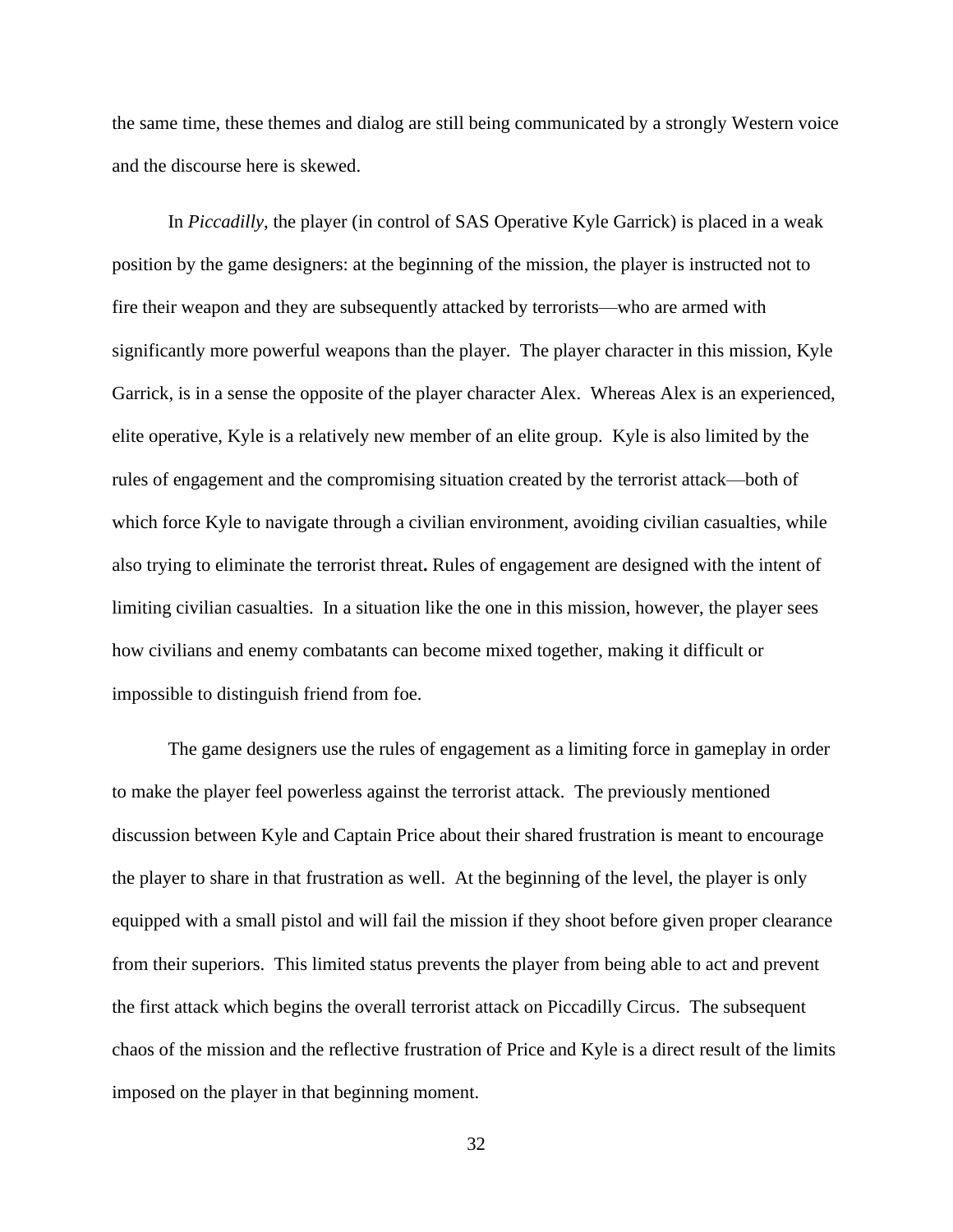the same time, these themes and dialog are still being communicated by a strongly Western voice and the discourse here is skewed.

In *Piccadilly*, the player (in control of SAS Operative Kyle Garrick) is placed in a weak position by the game designers: at the beginning of the mission, the player is instructed not to fire their weapon and they are subsequently attacked by terrorists—who are armed with significantly more powerful weapons than the player. The player character in this mission, Kyle Garrick, is in a sense the opposite of the player character Alex. Whereas Alex is an experienced, elite operative, Kyle is a relatively new member of an elite group. Kyle is also limited by the rules of engagement and the compromising situation created by the terrorist attack—both of which force Kyle to navigate through a civilian environment, avoiding civilian casualties, while also trying to eliminate the terrorist threat**.** Rules of engagement are designed with the intent of limiting civilian casualties. In a situation like the one in this mission, however, the player sees how civilians and enemy combatants can become mixed together, making it difficult or impossible to distinguish friend from foe.

The game designers use the rules of engagement as a limiting force in gameplay in order to make the player feel powerless against the terrorist attack. The previously mentioned discussion between Kyle and Captain Price about their shared frustration is meant to encourage the player to share in that frustration as well. At the beginning of the level, the player is only equipped with a small pistol and will fail the mission if they shoot before given proper clearance from their superiors. This limited status prevents the player from being able to act and prevent the first attack which begins the overall terrorist attack on Piccadilly Circus. The subsequent chaos of the mission and the reflective frustration of Price and Kyle is a direct result of the limits imposed on the player in that beginning moment.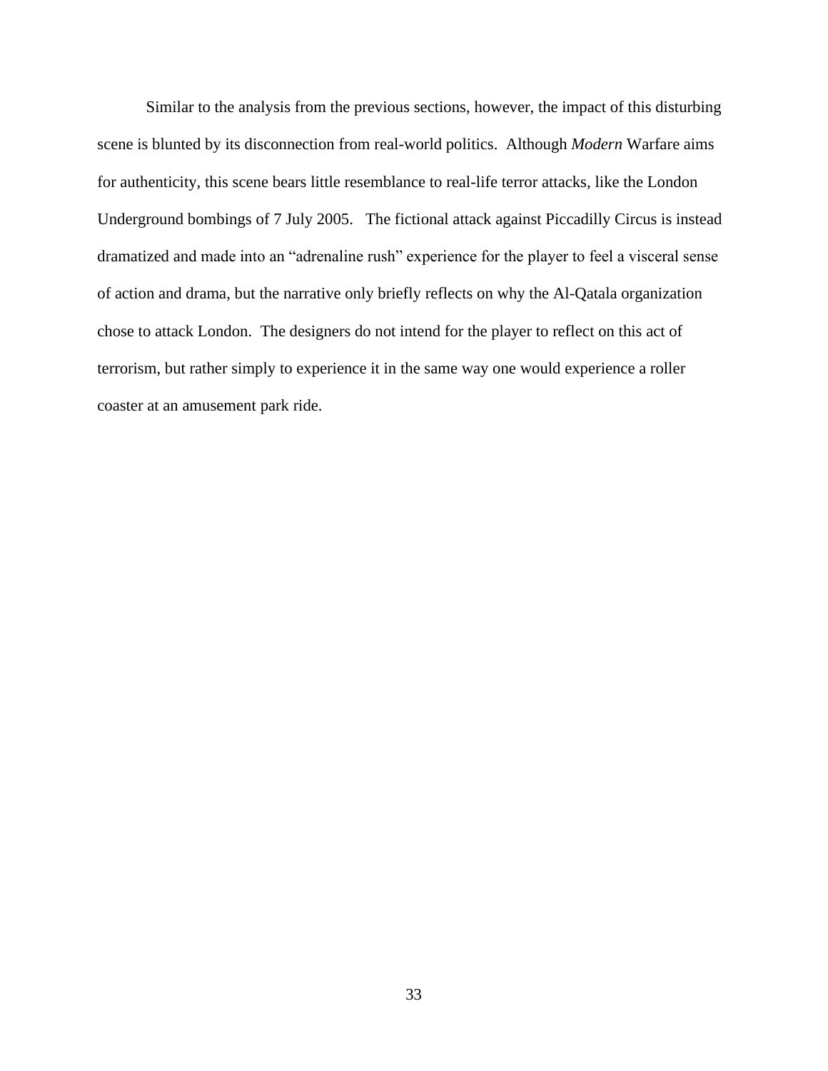Similar to the analysis from the previous sections, however, the impact of this disturbing scene is blunted by its disconnection from real-world politics. Although *Modern* Warfare aims for authenticity, this scene bears little resemblance to real-life terror attacks, like the London Underground bombings of 7 July 2005. The fictional attack against Piccadilly Circus is instead dramatized and made into an "adrenaline rush" experience for the player to feel a visceral sense of action and drama, but the narrative only briefly reflects on why the Al-Qatala organization chose to attack London. The designers do not intend for the player to reflect on this act of terrorism, but rather simply to experience it in the same way one would experience a roller coaster at an amusement park ride.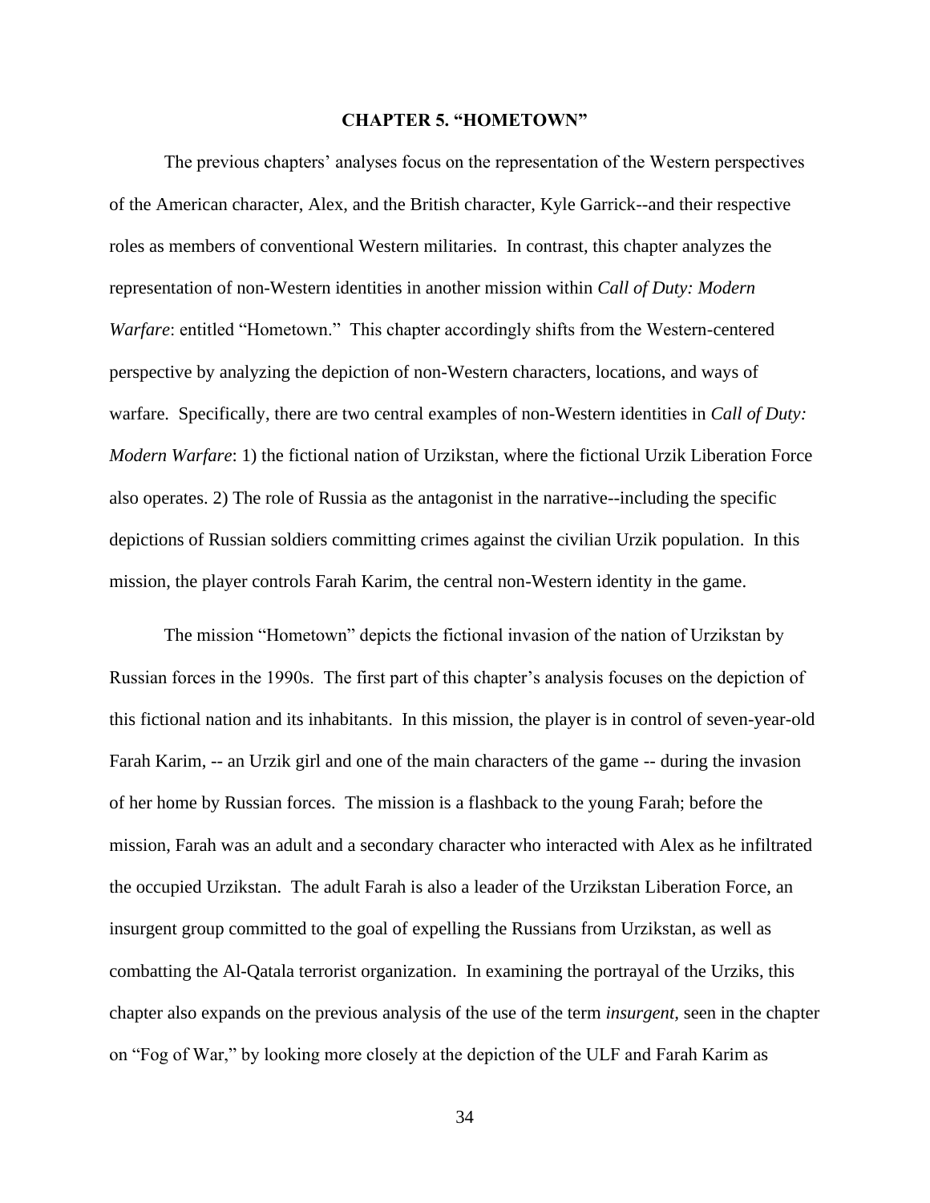# CHAPTER 5. "HOMETOWN"

The previous chapters' analyses focus on the representation of the Western perspectives of the American character, Alex, and the British character, Kyle Garrick--and their respective roles as members of conventional Western militaries. In contrast, this chapter analyzes the representation of non-Western identities in another mission within *Call of Duty: Modern Warfare*: entitled "Hometown." This chapter accordingly shifts from the Western-centered perspective by analyzing the depiction of non-Western characters, locations, and ways of warfare. Specifically, there are two central examples of non-Western identities in *Call of Duty: Modern Warfare*: 1) the fictional nation of Urzikstan, where the fictional Urzik Liberation Force also operates. 2) The role of Russia as the antagonist in the narrative--including the specific depictions of Russian soldiers committing crimes against the civilian Urzik population. In this mission, the player controls Farah Karim, the central non-Western identity in the game.

The mission "Hometown" depicts the fictional invasion of the nation of Urzikstan by Russian forces in the 1990s. The first part of this chapter's analysis focuses on the depiction of this fictional nation and its inhabitants. In this mission, the player is in control of seven-year-old Farah Karim, -- an Urzik girl and one of the main characters of the game -- during the invasion of her home by Russian forces. The mission is a flashback to the young Farah; before the mission, Farah was an adult and a secondary character who interacted with Alex as he infiltrated the occupied Urzikstan. The adult Farah is also a leader of the Urzikstan Liberation Force, an insurgent group committed to the goal of expelling the Russians from Urzikstan, as well as combatting the Al-Qatala terrorist organization. In examining the portrayal of the Urziks, this chapter also expands on the previous analysis of the use of the term *insurgent*, seen in the chapter on "Fog of War," by looking more closely at the depiction of the ULF and Farah Karim as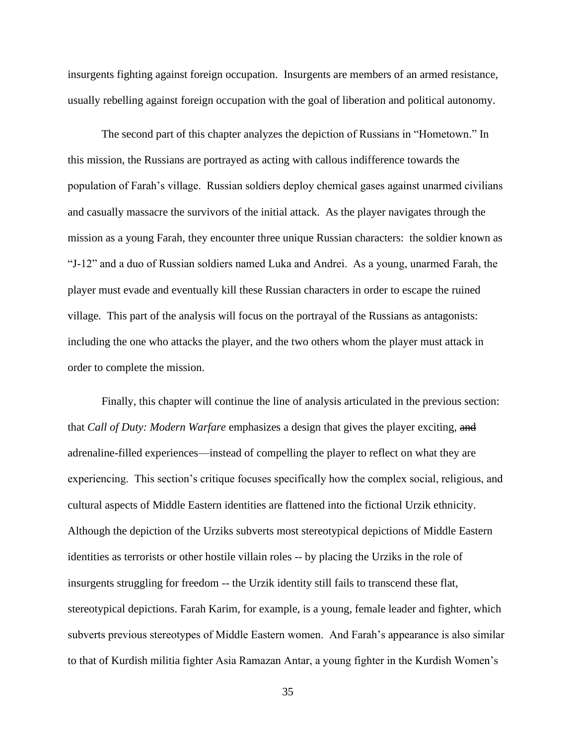insurgents fighting against foreign occupation. Insurgents are members of an armed resistance, usually rebelling against foreign occupation with the goal of liberation and political autonomy.

The second part of this chapter analyzes the depiction of Russians in "Hometown." In this mission, the Russians are portrayed as acting with callous indifference towards the population of Farah's village. Russian soldiers deploy chemical gases against unarmed civilians and casually massacre the survivors of the initial attack. As the player navigates through the mission as a young Farah, they encounter three unique Russian characters: the soldier known as "J-12" and a duo of Russian soldiers named Luka and Andrei. As a young, unarmed Farah, the player must evade and eventually kill these Russian characters in order to escape the ruined village. This part of the analysis will focus on the portrayal of the Russians as antagonists: including the one who attacks the player, and the two others whom the player must attack in order to complete the mission.

Finally, this chapter will continue the line of analysis articulated in the previous section: that *Call of Duty: Modern Warfare* emphasizes a design that gives the player exciting, ~~and~~ adrenaline-filled experiences—instead of compelling the player to reflect on what they are experiencing. This section's critique focuses specifically how the complex social, religious, and cultural aspects of Middle Eastern identities are flattened into the fictional Urzik ethnicity. Although the depiction of the Urziks subverts most stereotypical depictions of Middle Eastern identities as terrorists or other hostile villain roles -- by placing the Urziks in the role of insurgents struggling for freedom -- the Urzik identity still fails to transcend these flat, stereotypical depictions. Farah Karim, for example, is a young, female leader and fighter, which subverts previous stereotypes of Middle Eastern women. And Farah's appearance is also similar to that of Kurdish militia fighter Asia Ramazan Antar, a young fighter in the Kurdish Women's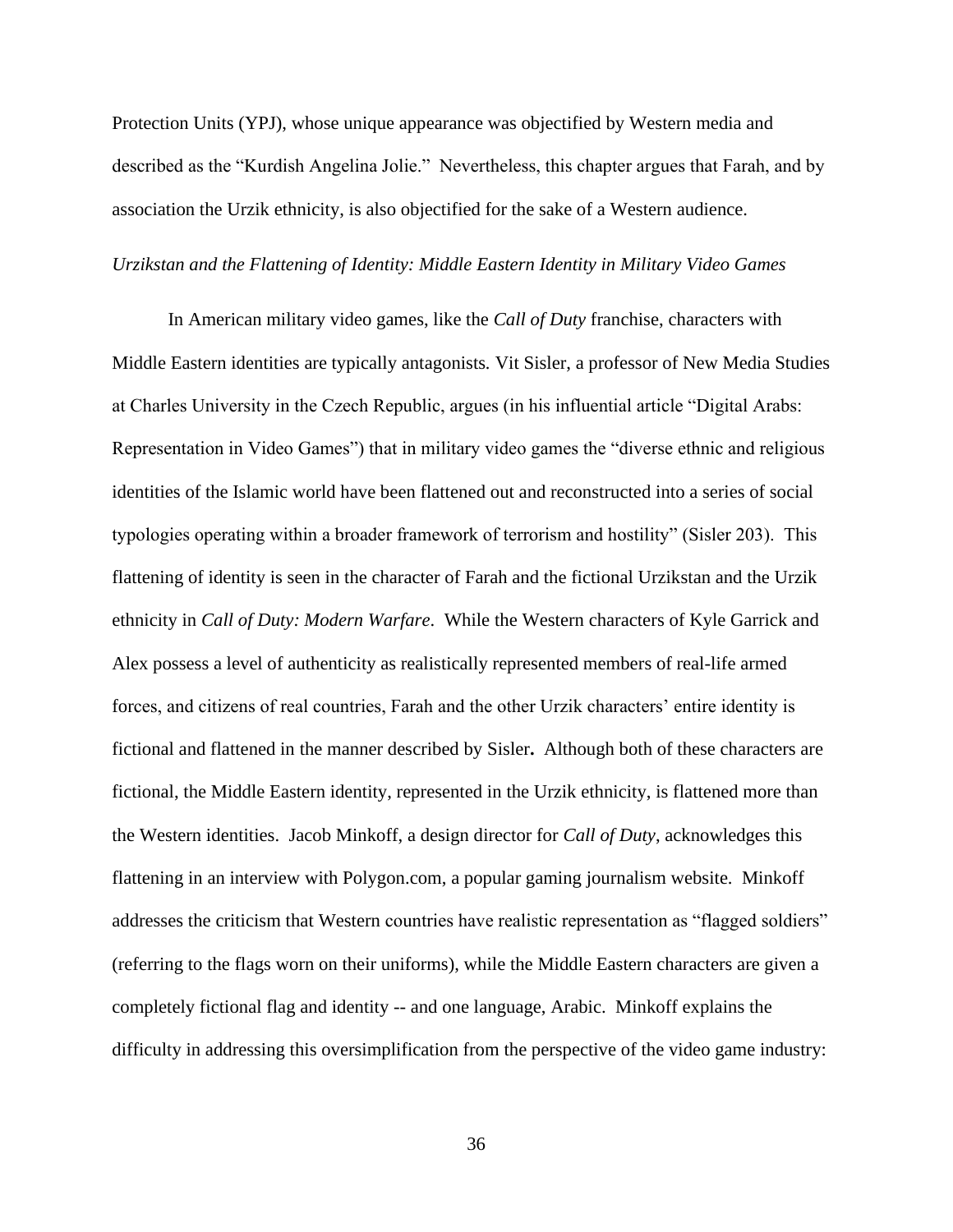Protection Units (YPJ), whose unique appearance was objectified by Western media and described as the "Kurdish Angelina Jolie." Nevertheless, this chapter argues that Farah, and by association the Urzik ethnicity, is also objectified for the sake of a Western audience.

*Urzikstan and the Flattening of Identity: Middle Eastern Identity in Military Video Games*

In American military video games, like the *Call of Duty* franchise, characters with Middle Eastern identities are typically antagonists. Vit Sisler, a professor of New Media Studies at Charles University in the Czech Republic, argues (in his influential article "Digital Arabs: Representation in Video Games") that in military video games the "diverse ethnic and religious identities of the Islamic world have been flattened out and reconstructed into a series of social typologies operating within a broader framework of terrorism and hostility" (Sisler 203). This flattening of identity is seen in the character of Farah and the fictional Urzikstan and the Urzik ethnicity in *Call of Duty: Modern Warfare*. While the Western characters of Kyle Garrick and Alex possess a level of authenticity as realistically represented members of real-life armed forces, and citizens of real countries, Farah and the other Urzik characters' entire identity is fictional and flattened in the manner described by Sisler**.** Although both of these characters are fictional, the Middle Eastern identity, represented in the Urzik ethnicity, is flattened more than the Western identities. Jacob Minkoff, a design director for *Call of Duty*, acknowledges this flattening in an interview with Polygon.com, a popular gaming journalism website. Minkoff addresses the criticism that Western countries have realistic representation as "flagged soldiers" (referring to the flags worn on their uniforms), while the Middle Eastern characters are given a completely fictional flag and identity -- and one language, Arabic. Minkoff explains the difficulty in addressing this oversimplification from the perspective of the video game industry: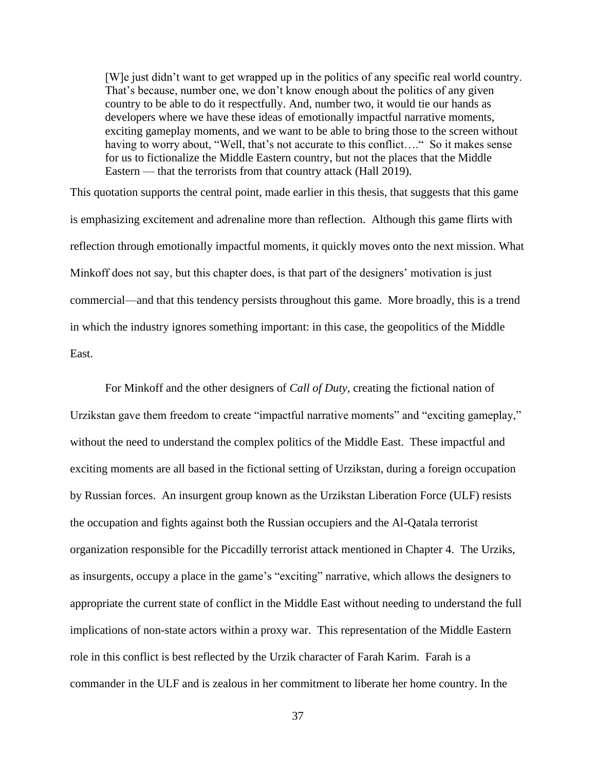> [W]e just didn't want to get wrapped up in the politics of any specific real world country. That's because, number one, we don't know enough about the politics of any given country to be able to do it respectfully. And, number two, it would tie our hands as developers where we have these ideas of emotionally impactful narrative moments, exciting gameplay moments, and we want to be able to bring those to the screen without having to worry about, "Well, that's not accurate to this conflict…." So it makes sense for us to fictionalize the Middle Eastern country, but not the places that the Middle Eastern — that the terrorists from that country attack (Hall 2019).

This quotation supports the central point, made earlier in this thesis, that suggests that this game is emphasizing excitement and adrenaline more than reflection. Although this game flirts with reflection through emotionally impactful moments, it quickly moves onto the next mission. What Minkoff does not say, but this chapter does, is that part of the designers' motivation is just commercial—and that this tendency persists throughout this game. More broadly, this is a trend in which the industry ignores something important: in this case, the geopolitics of the Middle East.

For Minkoff and the other designers of *Call of Duty*, creating the fictional nation of Urzikstan gave them freedom to create "impactful narrative moments" and "exciting gameplay," without the need to understand the complex politics of the Middle East. These impactful and exciting moments are all based in the fictional setting of Urzikstan, during a foreign occupation by Russian forces. An insurgent group known as the Urzikstan Liberation Force (ULF) resists the occupation and fights against both the Russian occupiers and the Al-Qatala terrorist organization responsible for the Piccadilly terrorist attack mentioned in Chapter 4. The Urziks, as insurgents, occupy a place in the game's "exciting" narrative, which allows the designers to appropriate the current state of conflict in the Middle East without needing to understand the full implications of non-state actors within a proxy war. This representation of the Middle Eastern role in this conflict is best reflected by the Urzik character of Farah Karim. Farah is a commander in the ULF and is zealous in her commitment to liberate her home country. In the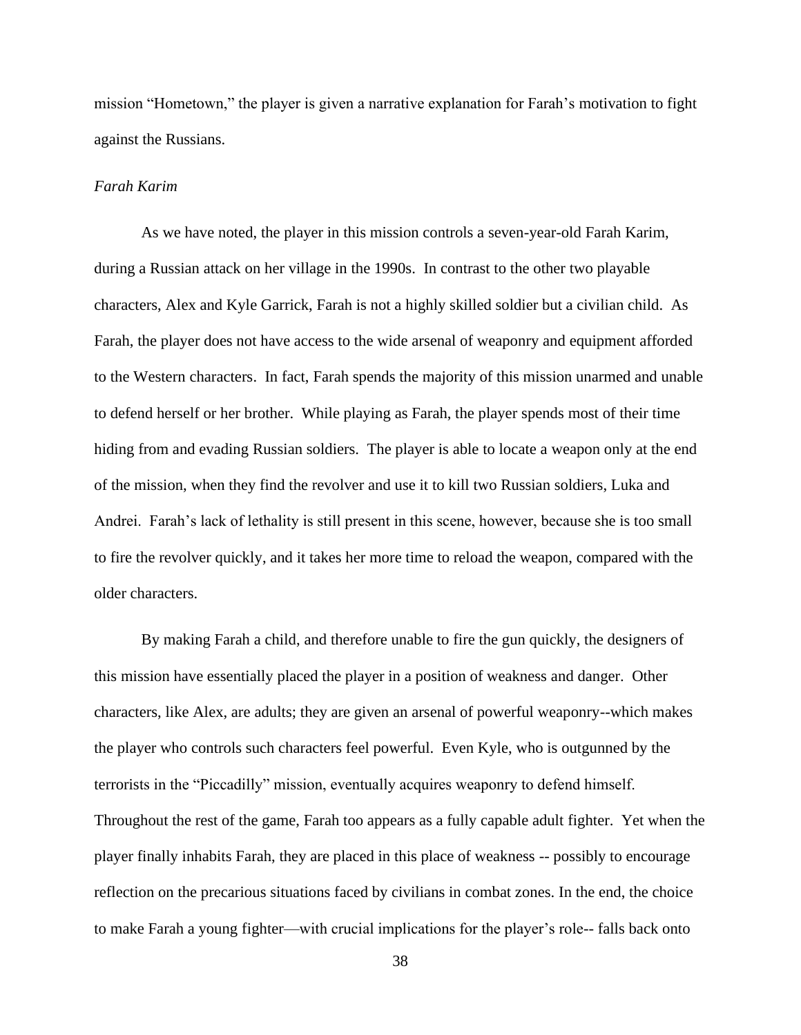mission "Hometown," the player is given a narrative explanation for Farah's motivation to fight against the Russians.

*Farah Karim*

As we have noted, the player in this mission controls a seven-year-old Farah Karim, during a Russian attack on her village in the 1990s. In contrast to the other two playable characters, Alex and Kyle Garrick, Farah is not a highly skilled soldier but a civilian child. As Farah, the player does not have access to the wide arsenal of weaponry and equipment afforded to the Western characters. In fact, Farah spends the majority of this mission unarmed and unable to defend herself or her brother. While playing as Farah, the player spends most of their time hiding from and evading Russian soldiers. The player is able to locate a weapon only at the end of the mission, when they find the revolver and use it to kill two Russian soldiers, Luka and Andrei. Farah's lack of lethality is still present in this scene, however, because she is too small to fire the revolver quickly, and it takes her more time to reload the weapon, compared with the older characters.

By making Farah a child, and therefore unable to fire the gun quickly, the designers of this mission have essentially placed the player in a position of weakness and danger. Other characters, like Alex, are adults; they are given an arsenal of powerful weaponry--which makes the player who controls such characters feel powerful. Even Kyle, who is outgunned by the terrorists in the "Piccadilly" mission, eventually acquires weaponry to defend himself. Throughout the rest of the game, Farah too appears as a fully capable adult fighter. Yet when the player finally inhabits Farah, they are placed in this place of weakness -- possibly to encourage reflection on the precarious situations faced by civilians in combat zones. In the end, the choice to make Farah a young fighter—with crucial implications for the player's role-- falls back onto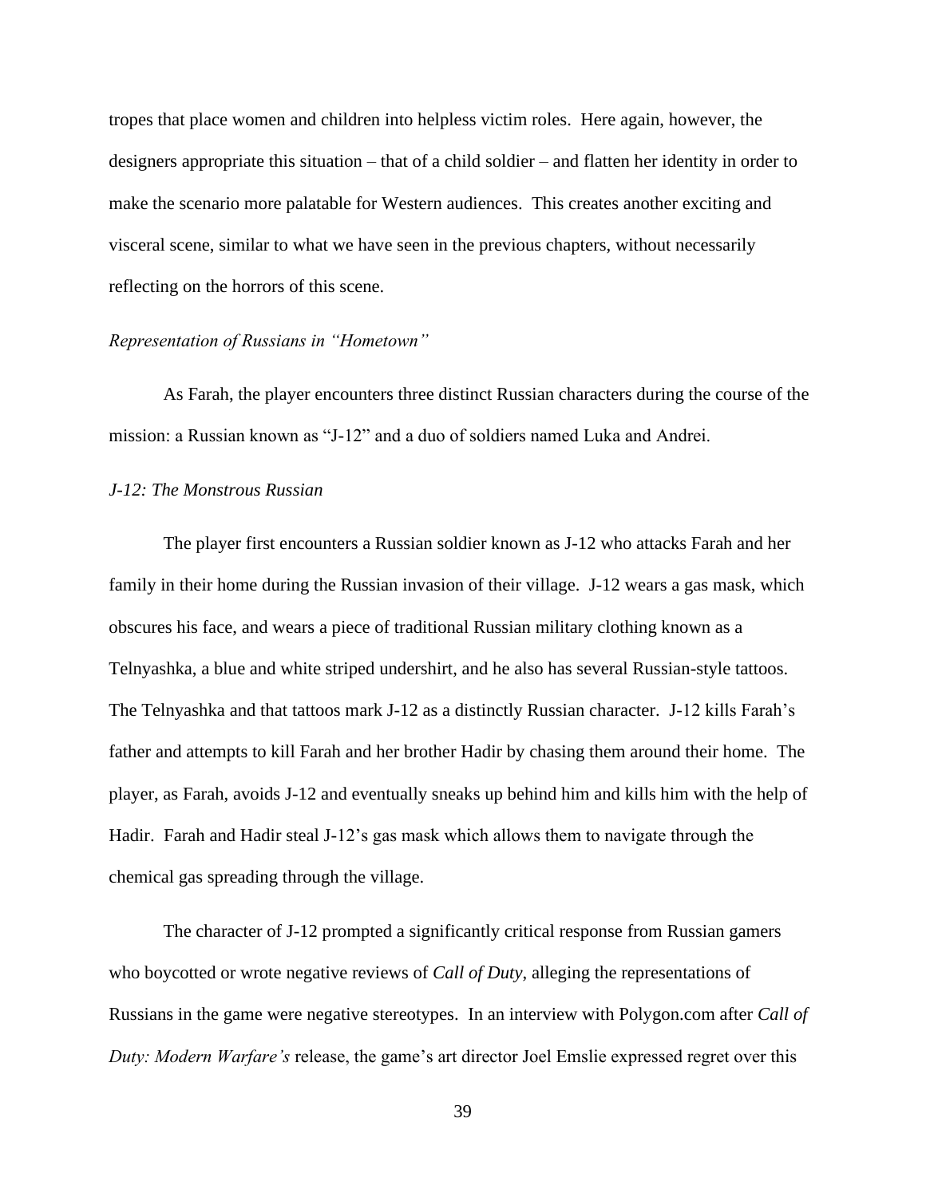tropes that place women and children into helpless victim roles. Here again, however, the designers appropriate this situation – that of a child soldier – and flatten her identity in order to make the scenario more palatable for Western audiences. This creates another exciting and visceral scene, similar to what we have seen in the previous chapters, without necessarily reflecting on the horrors of this scene.

*Representation of Russians in "Hometown"*

As Farah, the player encounters three distinct Russian characters during the course of the mission: a Russian known as "J-12" and a duo of soldiers named Luka and Andrei.

*J-12: The Monstrous Russian*

The player first encounters a Russian soldier known as J-12 who attacks Farah and her family in their home during the Russian invasion of their village. J-12 wears a gas mask, which obscures his face, and wears a piece of traditional Russian military clothing known as a Telnyashka, a blue and white striped undershirt, and he also has several Russian-style tattoos. The Telnyashka and that tattoos mark J-12 as a distinctly Russian character. J-12 kills Farah's father and attempts to kill Farah and her brother Hadir by chasing them around their home. The player, as Farah, avoids J-12 and eventually sneaks up behind him and kills him with the help of Hadir. Farah and Hadir steal J-12's gas mask which allows them to navigate through the chemical gas spreading through the village.

The character of J-12 prompted a significantly critical response from Russian gamers who boycotted or wrote negative reviews of *Call of Duty*, alleging the representations of Russians in the game were negative stereotypes. In an interview with Polygon.com after *Call of Duty: Modern Warfare's* release, the game's art director Joel Emslie expressed regret over this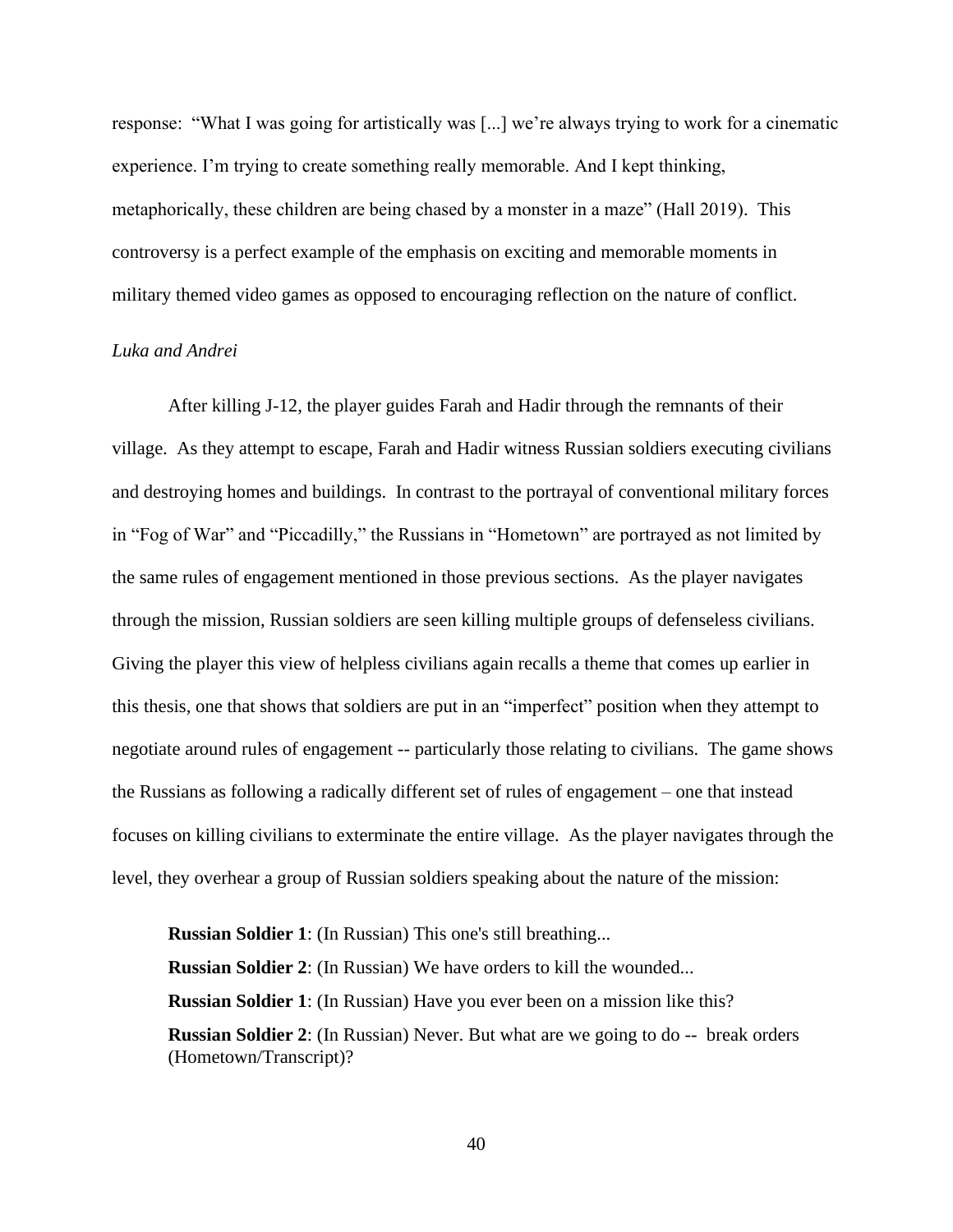response: "What I was going for artistically was [...] we're always trying to work for a cinematic experience. I'm trying to create something really memorable. And I kept thinking, metaphorically, these children are being chased by a monster in a maze" (Hall 2019). This controversy is a perfect example of the emphasis on exciting and memorable moments in military themed video games as opposed to encouraging reflection on the nature of conflict.

*Luka and Andrei*

After killing J-12, the player guides Farah and Hadir through the remnants of their village. As they attempt to escape, Farah and Hadir witness Russian soldiers executing civilians and destroying homes and buildings. In contrast to the portrayal of conventional military forces in "Fog of War" and "Piccadilly," the Russians in "Hometown" are portrayed as not limited by the same rules of engagement mentioned in those previous sections. As the player navigates through the mission, Russian soldiers are seen killing multiple groups of defenseless civilians. Giving the player this view of helpless civilians again recalls a theme that comes up earlier in this thesis, one that shows that soldiers are put in an "imperfect" position when they attempt to negotiate around rules of engagement -- particularly those relating to civilians. The game shows the Russians as following a radically different set of rules of engagement – one that instead focuses on killing civilians to exterminate the entire village. As the player navigates through the level, they overhear a group of Russian soldiers speaking about the nature of the mission:

> **Russian Soldier 1**: (In Russian) This one's still breathing...
> **Russian Soldier 2**: (In Russian) We have orders to kill the wounded...
> **Russian Soldier 1**: (In Russian) Have you ever been on a mission like this?
> **Russian Soldier 2**: (In Russian) Never. But what are we going to do -- break orders (Hometown/Transcript)?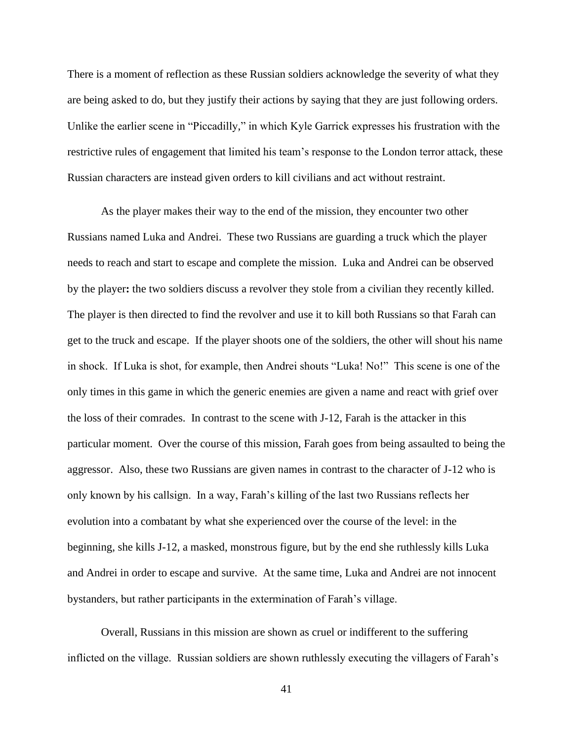There is a moment of reflection as these Russian soldiers acknowledge the severity of what they are being asked to do, but they justify their actions by saying that they are just following orders. Unlike the earlier scene in "Piccadilly," in which Kyle Garrick expresses his frustration with the restrictive rules of engagement that limited his team's response to the London terror attack, these Russian characters are instead given orders to kill civilians and act without restraint.

As the player makes their way to the end of the mission, they encounter two other Russians named Luka and Andrei. These two Russians are guarding a truck which the player needs to reach and start to escape and complete the mission. Luka and Andrei can be observed by the player**:** the two soldiers discuss a revolver they stole from a civilian they recently killed. The player is then directed to find the revolver and use it to kill both Russians so that Farah can get to the truck and escape. If the player shoots one of the soldiers, the other will shout his name in shock. If Luka is shot, for example, then Andrei shouts "Luka! No!" This scene is one of the only times in this game in which the generic enemies are given a name and react with grief over the loss of their comrades. In contrast to the scene with J-12, Farah is the attacker in this particular moment. Over the course of this mission, Farah goes from being assaulted to being the aggressor. Also, these two Russians are given names in contrast to the character of J-12 who is only known by his callsign. In a way, Farah's killing of the last two Russians reflects her evolution into a combatant by what she experienced over the course of the level: in the beginning, she kills J-12, a masked, monstrous figure, but by the end she ruthlessly kills Luka and Andrei in order to escape and survive. At the same time, Luka and Andrei are not innocent bystanders, but rather participants in the extermination of Farah's village.

Overall, Russians in this mission are shown as cruel or indifferent to the suffering inflicted on the village. Russian soldiers are shown ruthlessly executing the villagers of Farah's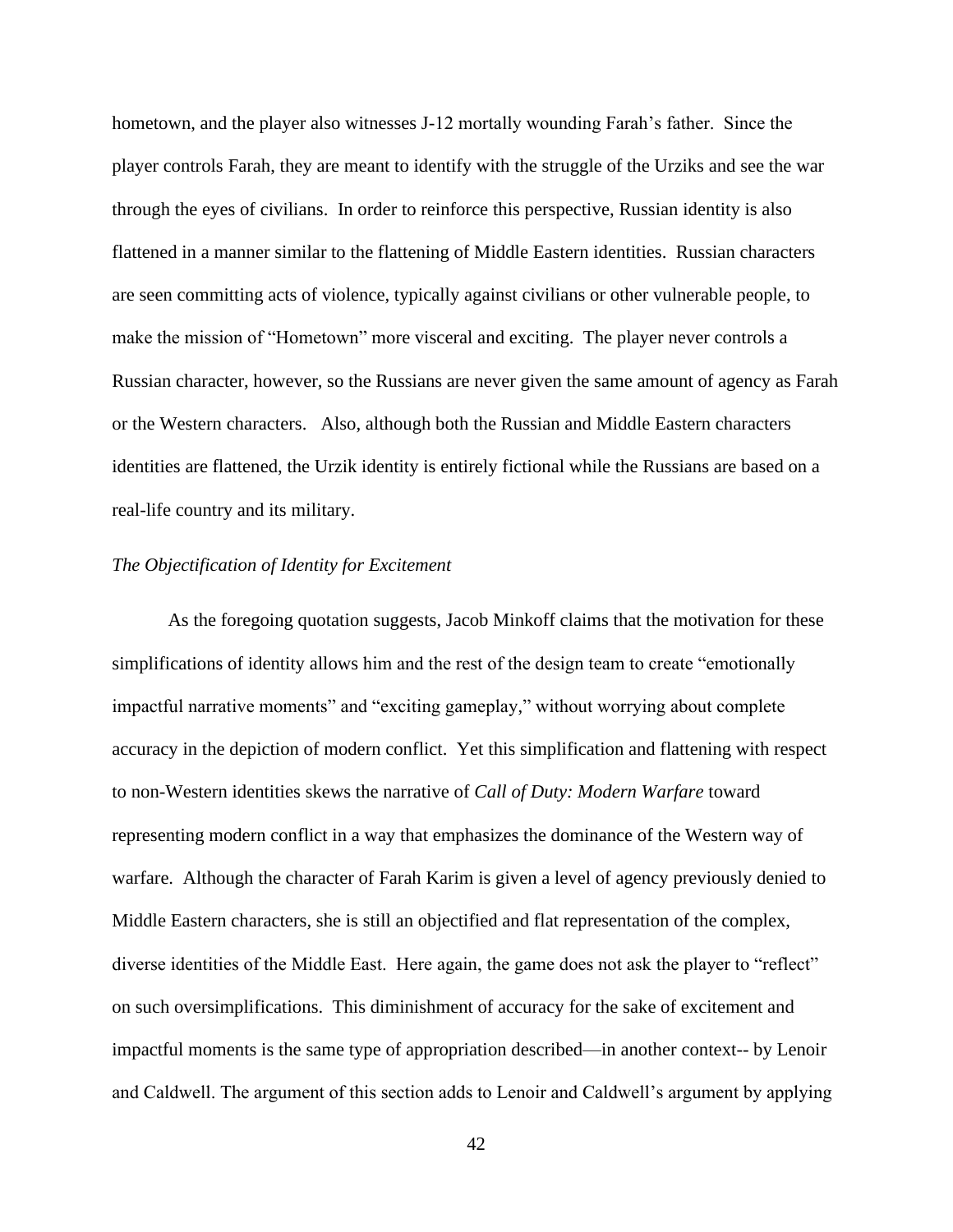hometown, and the player also witnesses J-12 mortally wounding Farah's father. Since the player controls Farah, they are meant to identify with the struggle of the Urziks and see the war through the eyes of civilians. In order to reinforce this perspective, Russian identity is also flattened in a manner similar to the flattening of Middle Eastern identities. Russian characters are seen committing acts of violence, typically against civilians or other vulnerable people, to make the mission of "Hometown" more visceral and exciting. The player never controls a Russian character, however, so the Russians are never given the same amount of agency as Farah or the Western characters. Also, although both the Russian and Middle Eastern characters identities are flattened, the Urzik identity is entirely fictional while the Russians are based on a real-life country and its military.

*The Objectification of Identity for Excitement*

As the foregoing quotation suggests, Jacob Minkoff claims that the motivation for these simplifications of identity allows him and the rest of the design team to create "emotionally impactful narrative moments" and "exciting gameplay," without worrying about complete accuracy in the depiction of modern conflict. Yet this simplification and flattening with respect to non-Western identities skews the narrative of *Call of Duty: Modern Warfare* toward representing modern conflict in a way that emphasizes the dominance of the Western way of warfare. Although the character of Farah Karim is given a level of agency previously denied to Middle Eastern characters, she is still an objectified and flat representation of the complex, diverse identities of the Middle East. Here again, the game does not ask the player to "reflect" on such oversimplifications. This diminishment of accuracy for the sake of excitement and impactful moments is the same type of appropriation described—in another context-- by Lenoir and Caldwell. The argument of this section adds to Lenoir and Caldwell's argument by applying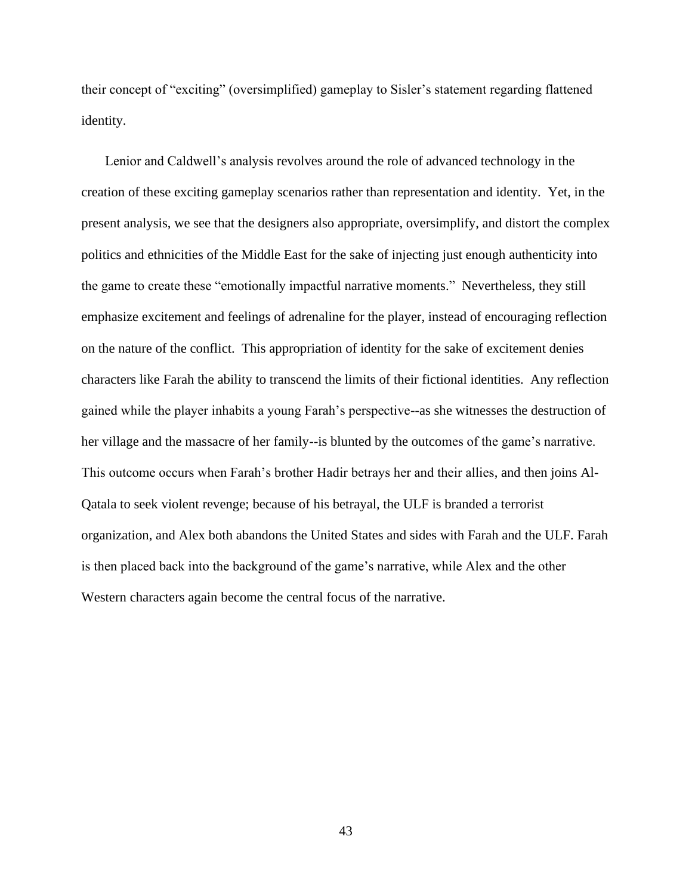their concept of "exciting" (oversimplified) gameplay to Sisler's statement regarding flattened identity.

Lenior and Caldwell's analysis revolves around the role of advanced technology in the creation of these exciting gameplay scenarios rather than representation and identity. Yet, in the present analysis, we see that the designers also appropriate, oversimplify, and distort the complex politics and ethnicities of the Middle East for the sake of injecting just enough authenticity into the game to create these "emotionally impactful narrative moments." Nevertheless, they still emphasize excitement and feelings of adrenaline for the player, instead of encouraging reflection on the nature of the conflict. This appropriation of identity for the sake of excitement denies characters like Farah the ability to transcend the limits of their fictional identities. Any reflection gained while the player inhabits a young Farah's perspective--as she witnesses the destruction of her village and the massacre of her family--is blunted by the outcomes of the game's narrative. This outcome occurs when Farah's brother Hadir betrays her and their allies, and then joins Al-Qatala to seek violent revenge; because of his betrayal, the ULF is branded a terrorist organization, and Alex both abandons the United States and sides with Farah and the ULF. Farah is then placed back into the background of the game's narrative, while Alex and the other Western characters again become the central focus of the narrative.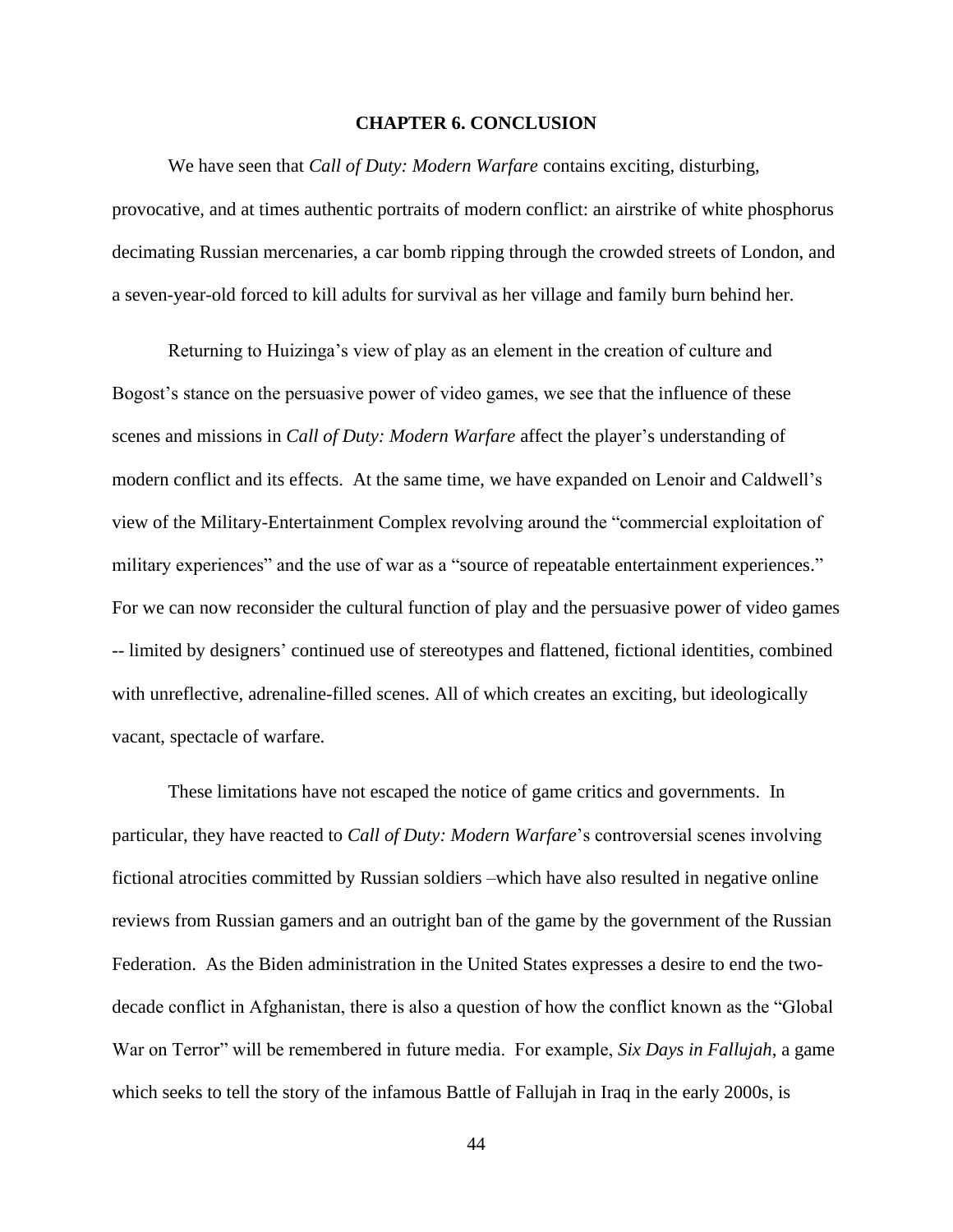# CHAPTER 6. CONCLUSION

We have seen that *Call of Duty: Modern Warfare* contains exciting, disturbing, provocative, and at times authentic portraits of modern conflict: an airstrike of white phosphorus decimating Russian mercenaries, a car bomb ripping through the crowded streets of London, and a seven-year-old forced to kill adults for survival as her village and family burn behind her.

Returning to Huizinga's view of play as an element in the creation of culture and Bogost's stance on the persuasive power of video games, we see that the influence of these scenes and missions in *Call of Duty: Modern Warfare* affect the player's understanding of modern conflict and its effects. At the same time, we have expanded on Lenoir and Caldwell's view of the Military-Entertainment Complex revolving around the "commercial exploitation of military experiences" and the use of war as a "source of repeatable entertainment experiences." For we can now reconsider the cultural function of play and the persuasive power of video games -- limited by designers' continued use of stereotypes and flattened, fictional identities, combined with unreflective, adrenaline-filled scenes. All of which creates an exciting, but ideologically vacant, spectacle of warfare.

These limitations have not escaped the notice of game critics and governments. In particular, they have reacted to *Call of Duty: Modern Warfare*'s controversial scenes involving fictional atrocities committed by Russian soldiers –which have also resulted in negative online reviews from Russian gamers and an outright ban of the game by the government of the Russian Federation. As the Biden administration in the United States expresses a desire to end the two-decade conflict in Afghanistan, there is also a question of how the conflict known as the "Global War on Terror" will be remembered in future media. For example, *Six Days in Fallujah*, a game which seeks to tell the story of the infamous Battle of Fallujah in Iraq in the early 2000s, is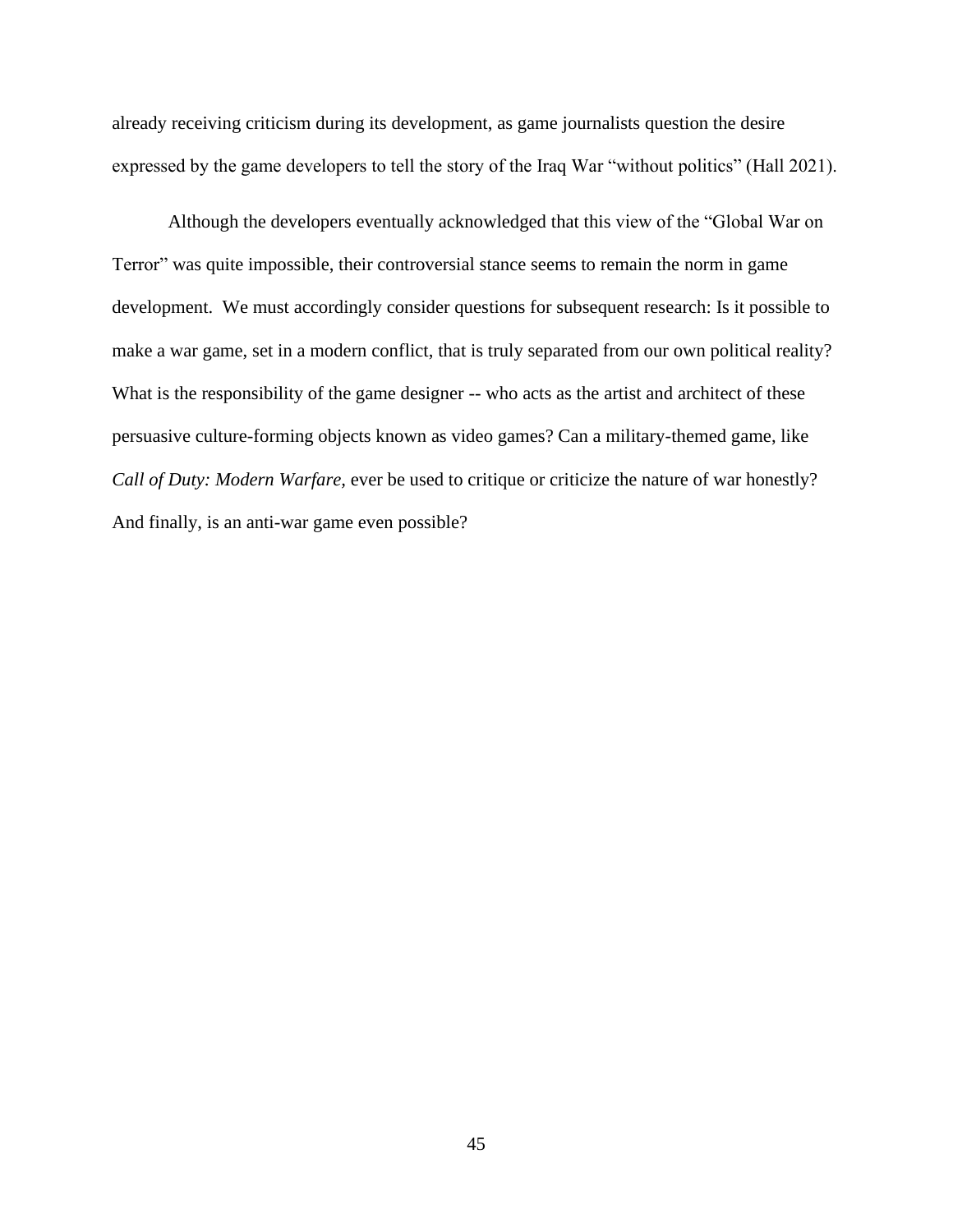already receiving criticism during its development, as game journalists question the desire expressed by the game developers to tell the story of the Iraq War "without politics" (Hall 2021).

Although the developers eventually acknowledged that this view of the "Global War on Terror" was quite impossible, their controversial stance seems to remain the norm in game development. We must accordingly consider questions for subsequent research: Is it possible to make a war game, set in a modern conflict, that is truly separated from our own political reality? What is the responsibility of the game designer -- who acts as the artist and architect of these persuasive culture-forming objects known as video games? Can a military-themed game, like *Call of Duty: Modern Warfare,* ever be used to critique or criticize the nature of war honestly? And finally, is an anti-war game even possible?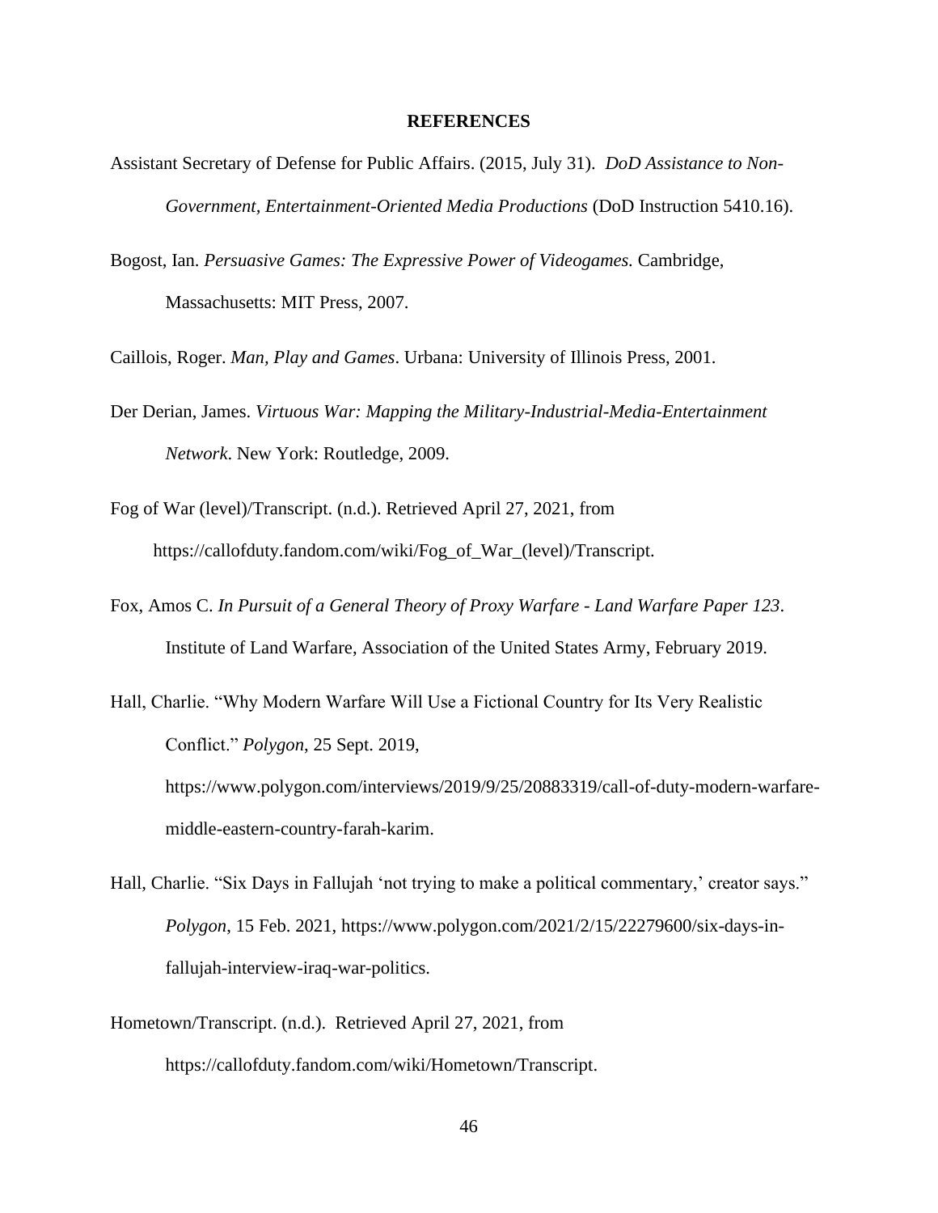# REFERENCES

Assistant Secretary of Defense for Public Affairs. (2015, July 31). *DoD Assistance to Non-Government, Entertainment-Oriented Media Productions* (DoD Instruction 5410.16).

Bogost, Ian. *Persuasive Games: The Expressive Power of Videogames.* Cambridge, Massachusetts: MIT Press, 2007.

Caillois, Roger. *Man, Play and Games*. Urbana: University of Illinois Press, 2001.

Der Derian, James. *Virtuous War: Mapping the Military-Industrial-Media-Entertainment Network*. New York: Routledge, 2009.

Fog of War (level)/Transcript. (n.d.). Retrieved April 27, 2021, from https://callofduty.fandom.com/wiki/Fog_of_War_(level)/Transcript.

Fox, Amos C. *In Pursuit of a General Theory of Proxy Warfare - Land Warfare Paper 123*. Institute of Land Warfare, Association of the United States Army, February 2019.

Hall, Charlie. "Why Modern Warfare Will Use a Fictional Country for Its Very Realistic Conflict." *Polygon*, 25 Sept. 2019, https://www.polygon.com/interviews/2019/9/25/20883319/call-of-duty-modern-warfare-middle-eastern-country-farah-karim.

Hall, Charlie. "Six Days in Fallujah 'not trying to make a political commentary,' creator says." *Polygon*, 15 Feb. 2021, https://www.polygon.com/2021/2/15/22279600/six-days-in-fallujah-interview-iraq-war-politics.

Hometown/Transcript. (n.d.). Retrieved April 27, 2021, from https://callofduty.fandom.com/wiki/Hometown/Transcript.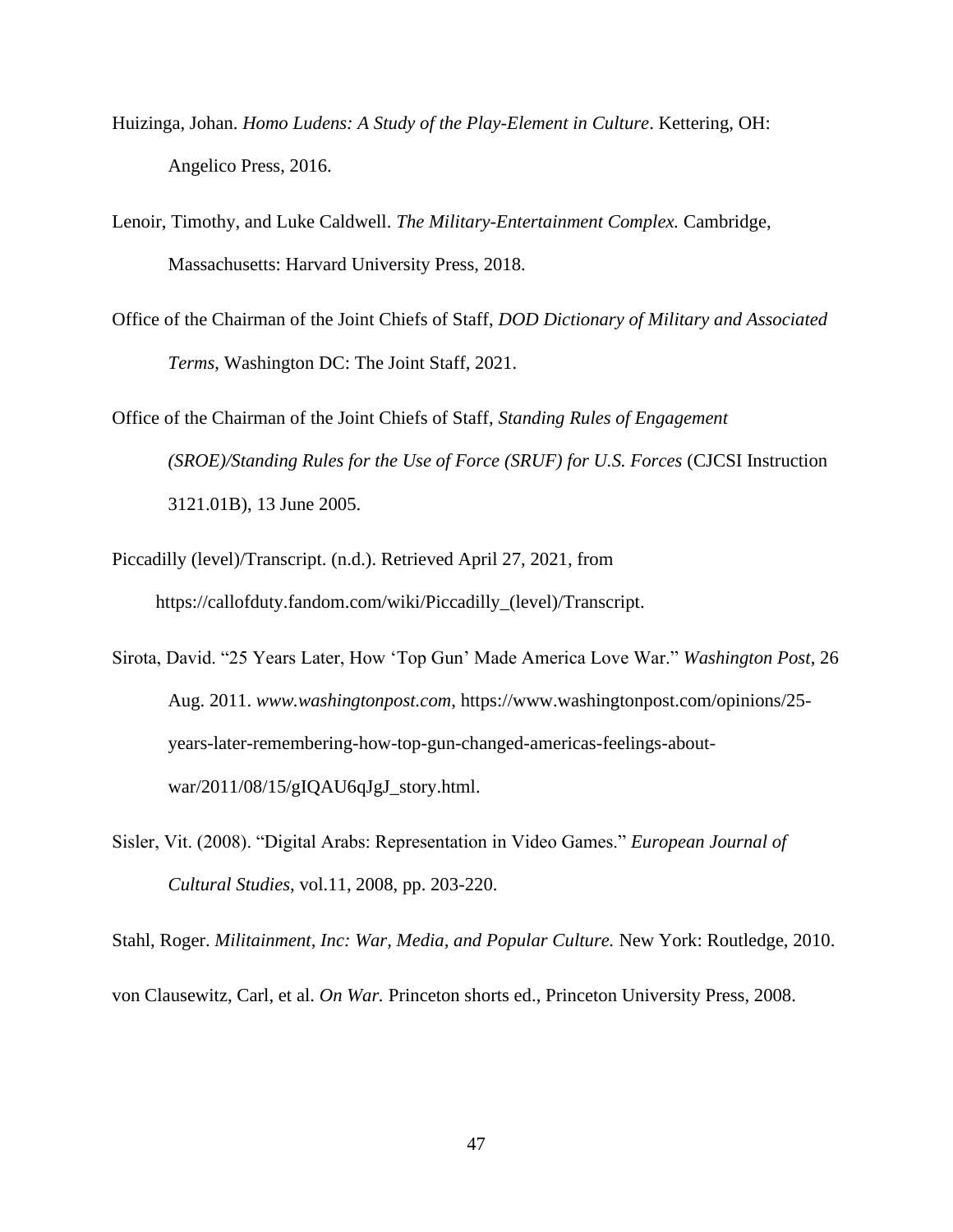Huizinga, Johan. *Homo Ludens: A Study of the Play-Element in Culture*. Kettering, OH: Angelico Press, 2016.

Lenoir, Timothy, and Luke Caldwell. *The Military-Entertainment Complex.* Cambridge, Massachusetts: Harvard University Press, 2018.

Office of the Chairman of the Joint Chiefs of Staff, *DOD Dictionary of Military and Associated Terms*, Washington DC: The Joint Staff, 2021.

Office of the Chairman of the Joint Chiefs of Staff, *Standing Rules of Engagement (SROE)/Standing Rules for the Use of Force (SRUF) for U.S. Forces* (CJCSI Instruction 3121.01B), 13 June 2005.

Piccadilly (level)/Transcript. (n.d.). Retrieved April 27, 2021, from https://callofduty.fandom.com/wiki/Piccadilly_(level)/Transcript.

Sirota, David. "25 Years Later, How 'Top Gun' Made America Love War." *Washington Post*, 26 Aug. 2011. *www.washingtonpost.com*, https://www.washingtonpost.com/opinions/25-years-later-remembering-how-top-gun-changed-americas-feelings-about-war/2011/08/15/gIQAU6qJgJ_story.html.

Sisler, Vit. (2008). "Digital Arabs: Representation in Video Games." *European Journal of Cultural Studies*, vol.11, 2008, pp. 203-220.

Stahl, Roger. *Militainment, Inc: War, Media, and Popular Culture.* New York: Routledge, 2010.

von Clausewitz, Carl, et al. *On War.* Princeton shorts ed., Princeton University Press, 2008.